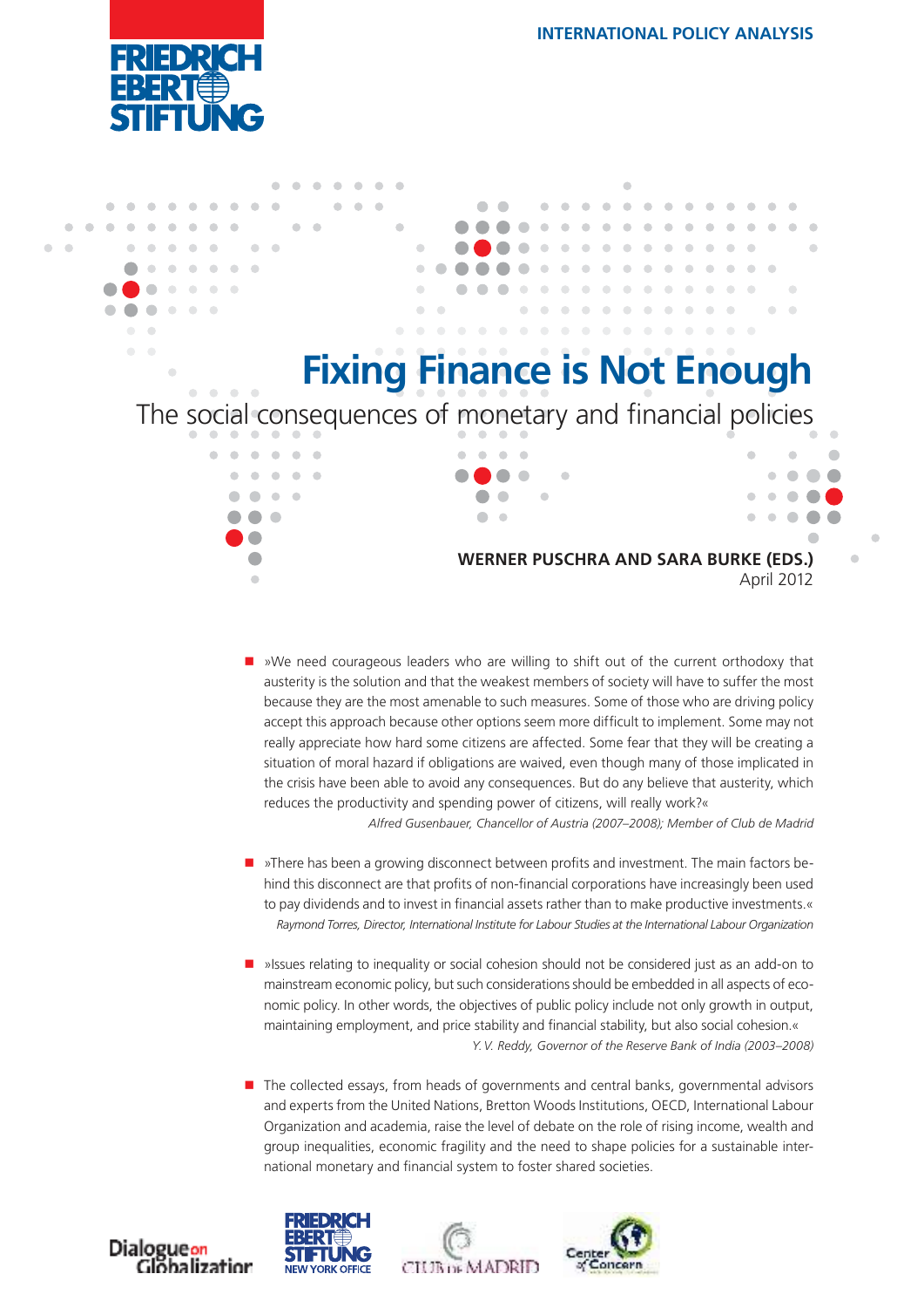FRIEDRICH EBERT STIFTUNG

INTERNATIONAL POLICY ANALYSIS

# Fixing Finance is Not Enough

## The social consequences of monetary and financial policies

**WERNER PUSCHRA AND SARA BURKE (EDS.)**
April 2012

- »We need courageous leaders who are willing to shift out of the current orthodoxy that austerity is the solution and that the weakest members of society will have to suffer the most because they are the most amenable to such measures. Some of those who are driving policy accept this approach because other options seem more difficult to implement. Some may not really appreciate how hard some citizens are affected. Some fear that they will be creating a situation of moral hazard if obligations are waived, even though many of those implicated in the crisis have been able to avoid any consequences. But do any believe that austerity, which reduces the productivity and spending power of citizens, will really work?«
  *Alfred Gusenbauer, Chancellor of Austria (2007–2008); Member of Club de Madrid*

- »There has been a growing disconnect between profits and investment. The main factors behind this disconnect are that profits of non-financial corporations have increasingly been used to pay dividends and to invest in financial assets rather than to make productive investments.«
  *Raymond Torres, Director, International Institute for Labour Studies at the International Labour Organization*

- »Issues relating to inequality or social cohesion should not be considered just as an add-on to mainstream economic policy, but such considerations should be embedded in all aspects of economic policy. In other words, the objectives of public policy include not only growth in output, maintaining employment, and price stability and financial stability, but also social cohesion.«
  *Y. V. Reddy, Governor of the Reserve Bank of India (2003–2008)*

- The collected essays, from heads of governments and central banks, governmental advisors and experts from the United Nations, Bretton Woods Institutions, OECD, International Labour Organization and academia, raise the level of debate on the role of rising income, wealth and group inequalities, economic fragility and the need to shape policies for a sustainable international monetary and financial system to foster shared societies.

Dialogue on Globalization | FRIEDRICH EBERT STIFTUNG NEW YORK OFFICE | CLUB DE MADRID | Center of Concern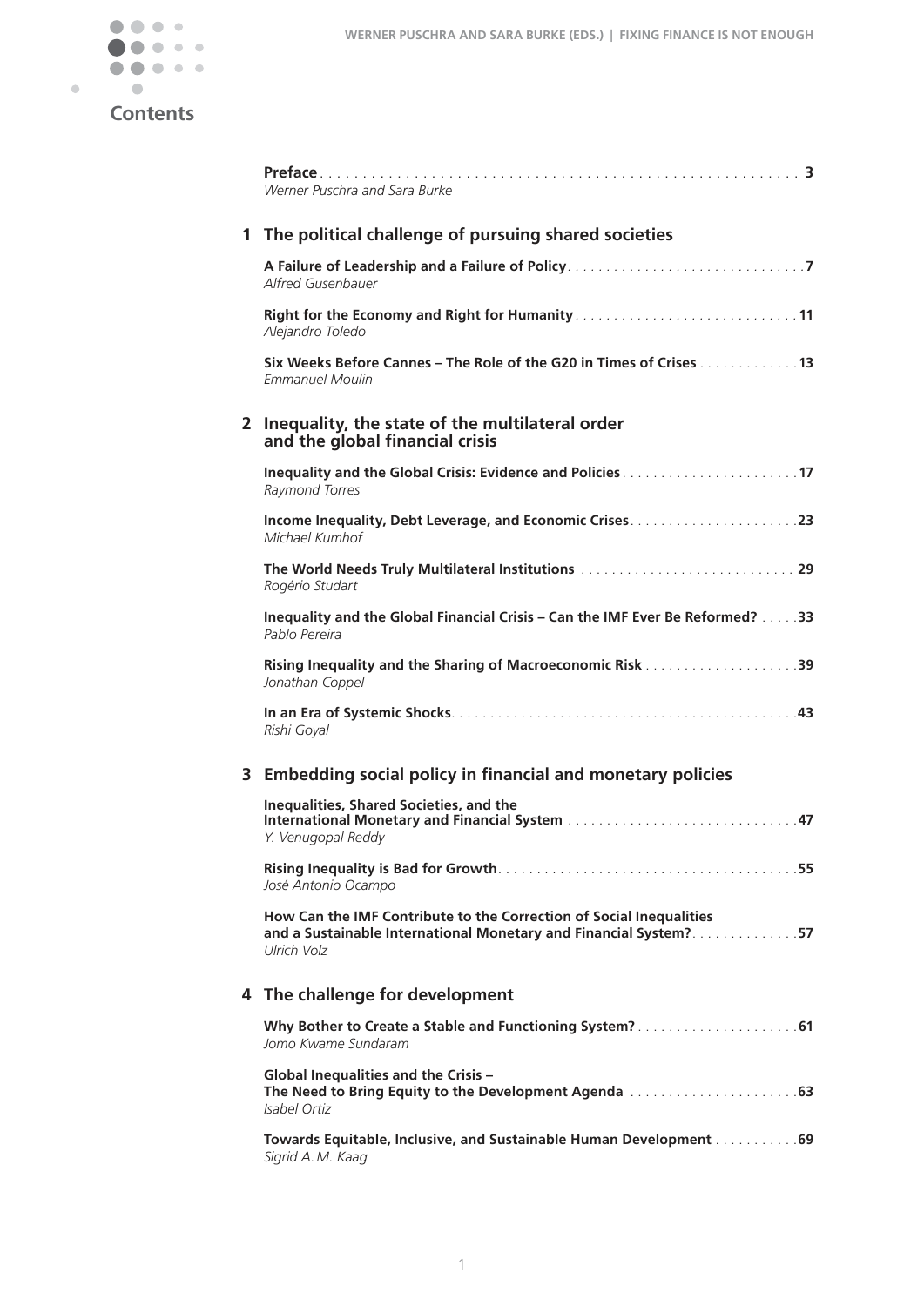# Contents

**Preface** . . . . . 3
*Werner Puschra and Sara Burke*

## 1 The political challenge of pursuing shared societies

**A Failure of Leadership and a Failure of Policy** . . . . . 7
*Alfred Gusenbauer*

**Right for the Economy and Right for Humanity** . . . . . 11
*Alejandro Toledo*

**Six Weeks Before Cannes – The Role of the G20 in Times of Crises** . . . . . 13
*Emmanuel Moulin*

## 2 Inequality, the state of the multilateral order and the global financial crisis

**Inequality and the Global Crisis: Evidence and Policies** . . . . . 17
*Raymond Torres*

**Income Inequality, Debt Leverage, and Economic Crises** . . . . . 23
*Michael Kumhof*

**The World Needs Truly Multilateral Institutions** . . . . . 29
*Rogério Studart*

**Inequality and the Global Financial Crisis – Can the IMF Ever Be Reformed?** . . . . . 33
*Pablo Pereira*

**Rising Inequality and the Sharing of Macroeconomic Risk** . . . . . 39
*Jonathan Coppel*

**In an Era of Systemic Shocks** . . . . . 43
*Rishi Goyal*

## 3 Embedding social policy in financial and monetary policies

**Inequalities, Shared Societies, and the International Monetary and Financial System** . . . . . 47
*Y. Venugopal Reddy*

**Rising Inequality is Bad for Growth** . . . . . 55
*José Antonio Ocampo*

**How Can the IMF Contribute to the Correction of Social Inequalities and a Sustainable International Monetary and Financial System?** . . . . . 57
*Ulrich Volz*

## 4 The challenge for development

**Why Bother to Create a Stable and Functioning System?** . . . . . 61
*Jomo Kwame Sundaram*

**Global Inequalities and the Crisis – The Need to Bring Equity to the Development Agenda** . . . . . 63
*Isabel Ortiz*

**Towards Equitable, Inclusive, and Sustainable Human Development** . . . . . 69
*Sigrid A. M. Kaag*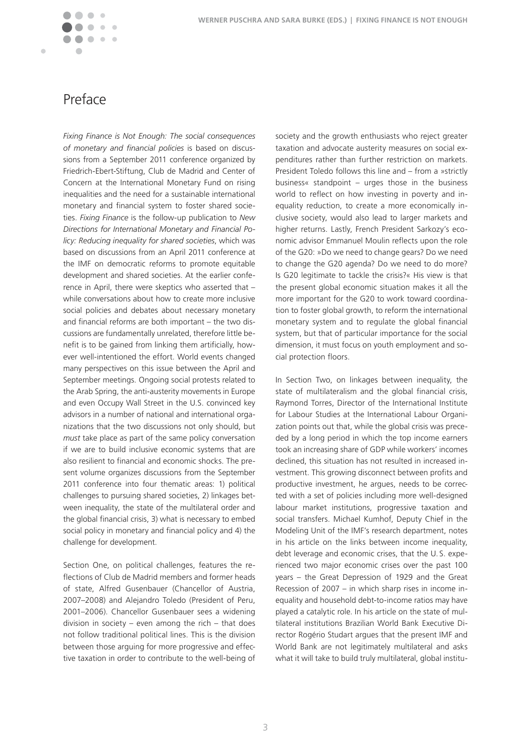# Preface

*Fixing Finance is Not Enough: The social consequences of monetary and financial policies* is based on discussions from a September 2011 conference organized by Friedrich-Ebert-Stiftung, Club de Madrid and Center of Concern at the International Monetary Fund on rising inequalities and the need for a sustainable international monetary and financial system to foster shared societies. *Fixing Finance* is the follow-up publication to *New Directions for International Monetary and Financial Policy: Reducing inequality for shared societies*, which was based on discussions from an April 2011 conference at the IMF on democratic reforms to promote equitable development and shared societies. At the earlier conference in April, there were skeptics who asserted that – while conversations about how to create more inclusive social policies and debates about necessary monetary and financial reforms are both important – the two discussions are fundamentally unrelated, therefore little benefit is to be gained from linking them artificially, however well-intentioned the effort. World events changed many perspectives on this issue between the April and September meetings. Ongoing social protests related to the Arab Spring, the anti-austerity movements in Europe and even Occupy Wall Street in the U.S. convinced key advisors in a number of national and international organizations that the two discussions not only should, but *must* take place as part of the same policy conversation if we are to build inclusive economic systems that are also resilient to financial and economic shocks. The present volume organizes discussions from the September 2011 conference into four thematic areas: 1) political challenges to pursuing shared societies, 2) linkages between inequality, the state of the multilateral order and the global financial crisis, 3) what is necessary to embed social policy in monetary and financial policy and 4) the challenge for development.

Section One, on political challenges, features the reflections of Club de Madrid members and former heads of state, Alfred Gusenbauer (Chancellor of Austria, 2007–2008) and Alejandro Toledo (President of Peru, 2001–2006). Chancellor Gusenbauer sees a widening division in society – even among the rich – that does not follow traditional political lines. This is the division between those arguing for more progressive and effective taxation in order to contribute to the well-being of society and the growth enthusiasts who reject greater taxation and advocate austerity measures on social expenditures rather than further restriction on markets. President Toledo follows this line and – from a »strictly business« standpoint – urges those in the business world to reflect on how investing in poverty and inequality reduction, to create a more economically inclusive society, would also lead to larger markets and higher returns. Lastly, French President Sarkozy's economic advisor Emmanuel Moulin reflects upon the role of the G20: »Do we need to change gears? Do we need to change the G20 agenda? Do we need to do more? Is G20 legitimate to tackle the crisis?« His view is that the present global economic situation makes it all the more important for the G20 to work toward coordination to foster global growth, to reform the international monetary system and to regulate the global financial system, but that of particular importance for the social dimension, it must focus on youth employment and social protection floors.

In Section Two, on linkages between inequality, the state of multilateralism and the global financial crisis, Raymond Torres, Director of the International Institute for Labour Studies at the International Labour Organization points out that, while the global crisis was preceded by a long period in which the top income earners took an increasing share of GDP while workers' incomes declined, this situation has not resulted in increased investment. This growing disconnect between profits and productive investment, he argues, needs to be corrected with a set of policies including more well-designed labour market institutions, progressive taxation and social transfers. Michael Kumhof, Deputy Chief in the Modeling Unit of the IMF's research department, notes in his article on the links between income inequality, debt leverage and economic crises, that the U.S. experienced two major economic crises over the past 100 years – the Great Depression of 1929 and the Great Recession of 2007 – in which sharp rises in income inequality and household debt-to-income ratios may have played a catalytic role. In his article on the state of multilateral institutions Brazilian World Bank Executive Director Rogério Studart argues that the present IMF and World Bank are not legitimately multilateral and asks what it will take to build truly multilateral, global institu-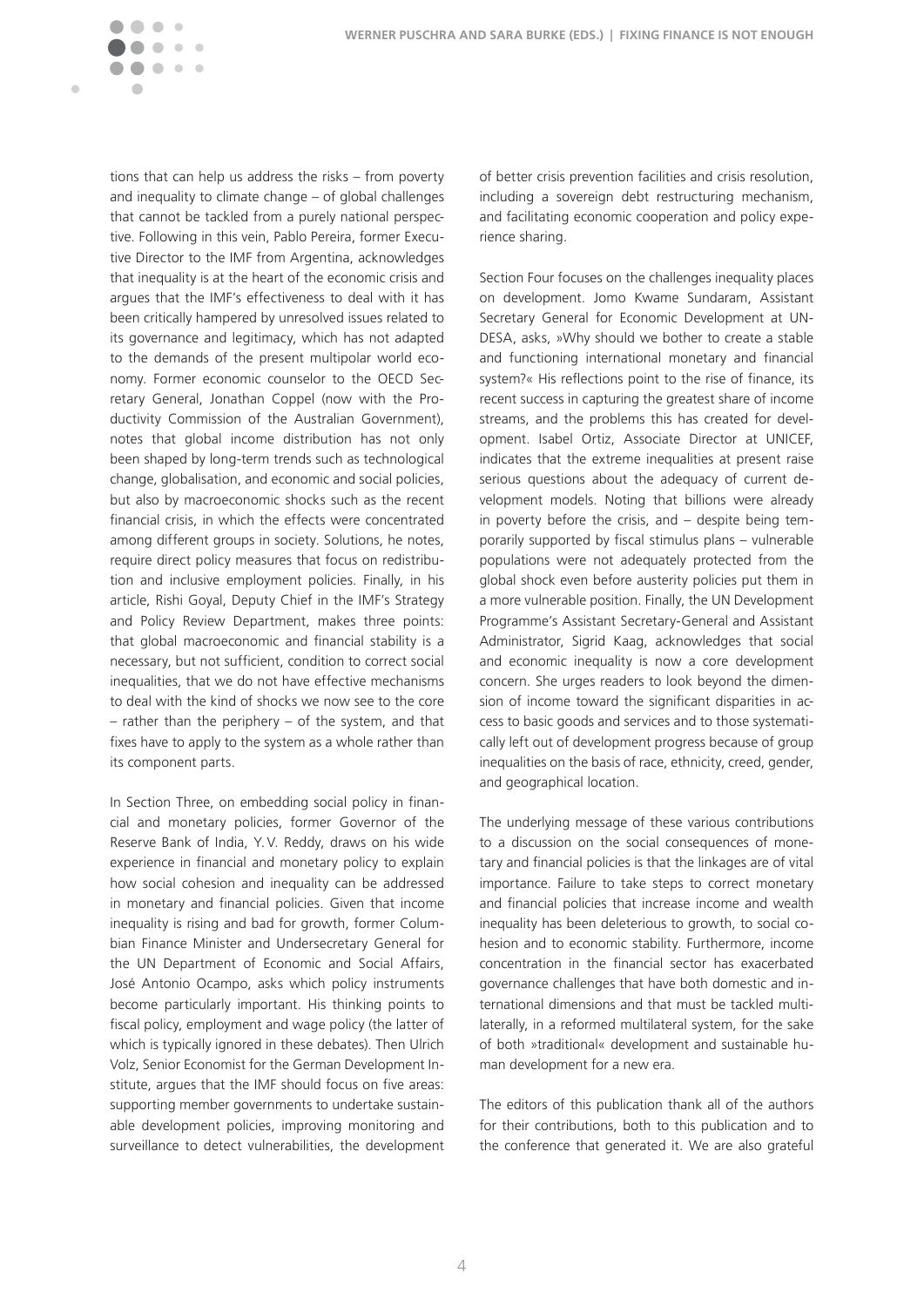tions that can help us address the risks – from poverty and inequality to climate change – of global challenges that cannot be tackled from a purely national perspective. Following in this vein, Pablo Pereira, former Executive Director to the IMF from Argentina, acknowledges that inequality is at the heart of the economic crisis and argues that the IMF's effectiveness to deal with it has been critically hampered by unresolved issues related to its governance and legitimacy, which has not adapted to the demands of the present multipolar world economy. Former economic counselor to the OECD Secretary General, Jonathan Coppel (now with the Productivity Commission of the Australian Government), notes that global income distribution has not only been shaped by long-term trends such as technological change, globalisation, and economic and social policies, but also by macroeconomic shocks such as the recent financial crisis, in which the effects were concentrated among different groups in society. Solutions, he notes, require direct policy measures that focus on redistribution and inclusive employment policies. Finally, in his article, Rishi Goyal, Deputy Chief in the IMF's Strategy and Policy Review Department, makes three points: that global macroeconomic and financial stability is a necessary, but not sufficient, condition to correct social inequalities, that we do not have effective mechanisms to deal with the kind of shocks we now see to the core – rather than the periphery – of the system, and that fixes have to apply to the system as a whole rather than its component parts.

In Section Three, on embedding social policy in financial and monetary policies, former Governor of the Reserve Bank of India, Y.V. Reddy, draws on his wide experience in financial and monetary policy to explain how social cohesion and inequality can be addressed in monetary and financial policies. Given that income inequality is rising and bad for growth, former Columbian Finance Minister and Undersecretary General for the UN Department of Economic and Social Affairs, José Antonio Ocampo, asks which policy instruments become particularly important. His thinking points to fiscal policy, employment and wage policy (the latter of which is typically ignored in these debates). Then Ulrich Volz, Senior Economist for the German Development Institute, argues that the IMF should focus on five areas: supporting member governments to undertake sustainable development policies, improving monitoring and surveillance to detect vulnerabilities, the development of better crisis prevention facilities and crisis resolution, including a sovereign debt restructuring mechanism, and facilitating economic cooperation and policy experience sharing.

Section Four focuses on the challenges inequality places on development. Jomo Kwame Sundaram, Assistant Secretary General for Economic Development at UN-DESA, asks, »Why should we bother to create a stable and functioning international monetary and financial system?« His reflections point to the rise of finance, its recent success in capturing the greatest share of income streams, and the problems this has created for development. Isabel Ortiz, Associate Director at UNICEF, indicates that the extreme inequalities at present raise serious questions about the adequacy of current development models. Noting that billions were already in poverty before the crisis, and – despite being temporarily supported by fiscal stimulus plans – vulnerable populations were not adequately protected from the global shock even before austerity policies put them in a more vulnerable position. Finally, the UN Development Programme's Assistant Secretary-General and Assistant Administrator, Sigrid Kaag, acknowledges that social and economic inequality is now a core development concern. She urges readers to look beyond the dimension of income toward the significant disparities in access to basic goods and services and to those systematically left out of development progress because of group inequalities on the basis of race, ethnicity, creed, gender, and geographical location.

The underlying message of these various contributions to a discussion on the social consequences of monetary and financial policies is that the linkages are of vital importance. Failure to take steps to correct monetary and financial policies that increase income and wealth inequality has been deleterious to growth, to social cohesion and to economic stability. Furthermore, income concentration in the financial sector has exacerbated governance challenges that have both domestic and international dimensions and that must be tackled multilaterally, in a reformed multilateral system, for the sake of both »traditional« development and sustainable human development for a new era.

The editors of this publication thank all of the authors for their contributions, both to this publication and to the conference that generated it. We are also grateful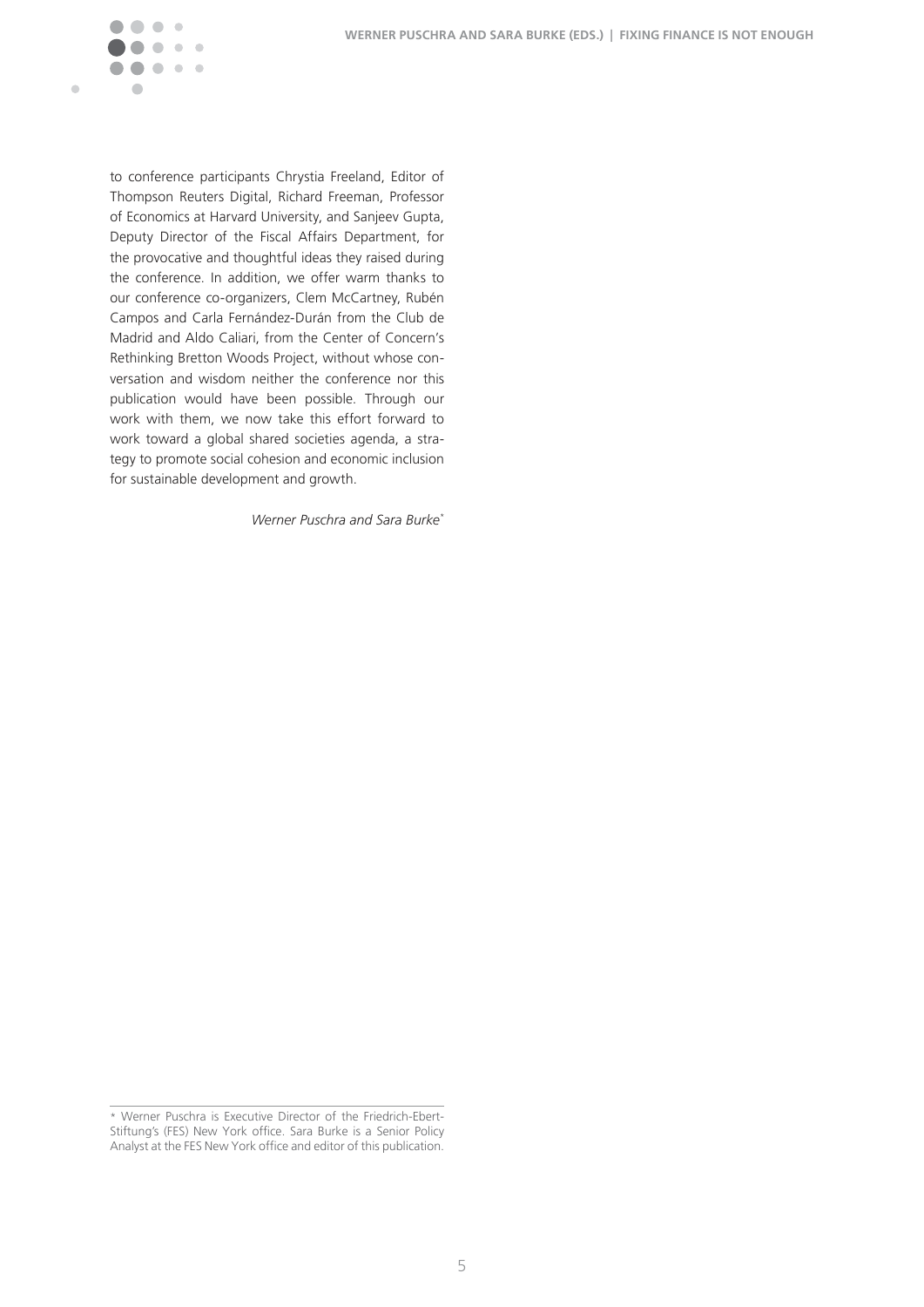to conference participants Chrystia Freeland, Editor of Thompson Reuters Digital, Richard Freeman, Professor of Economics at Harvard University, and Sanjeev Gupta, Deputy Director of the Fiscal Affairs Department, for the provocative and thoughtful ideas they raised during the conference. In addition, we offer warm thanks to our conference co-organizers, Clem McCartney, Rubén Campos and Carla Fernández-Durán from the Club de Madrid and Aldo Caliari, from the Center of Concern's Rethinking Bretton Woods Project, without whose conversation and wisdom neither the conference nor this publication would have been possible. Through our work with them, we now take this effort forward to work toward a global shared societies agenda, a strategy to promote social cohesion and economic inclusion for sustainable development and growth.

*Werner Puschra and Sara Burke*[*]

---

\* Werner Puschra is Executive Director of the Friedrich-Ebert-Stiftung's (FES) New York office. Sara Burke is a Senior Policy Analyst at the FES New York office and editor of this publication.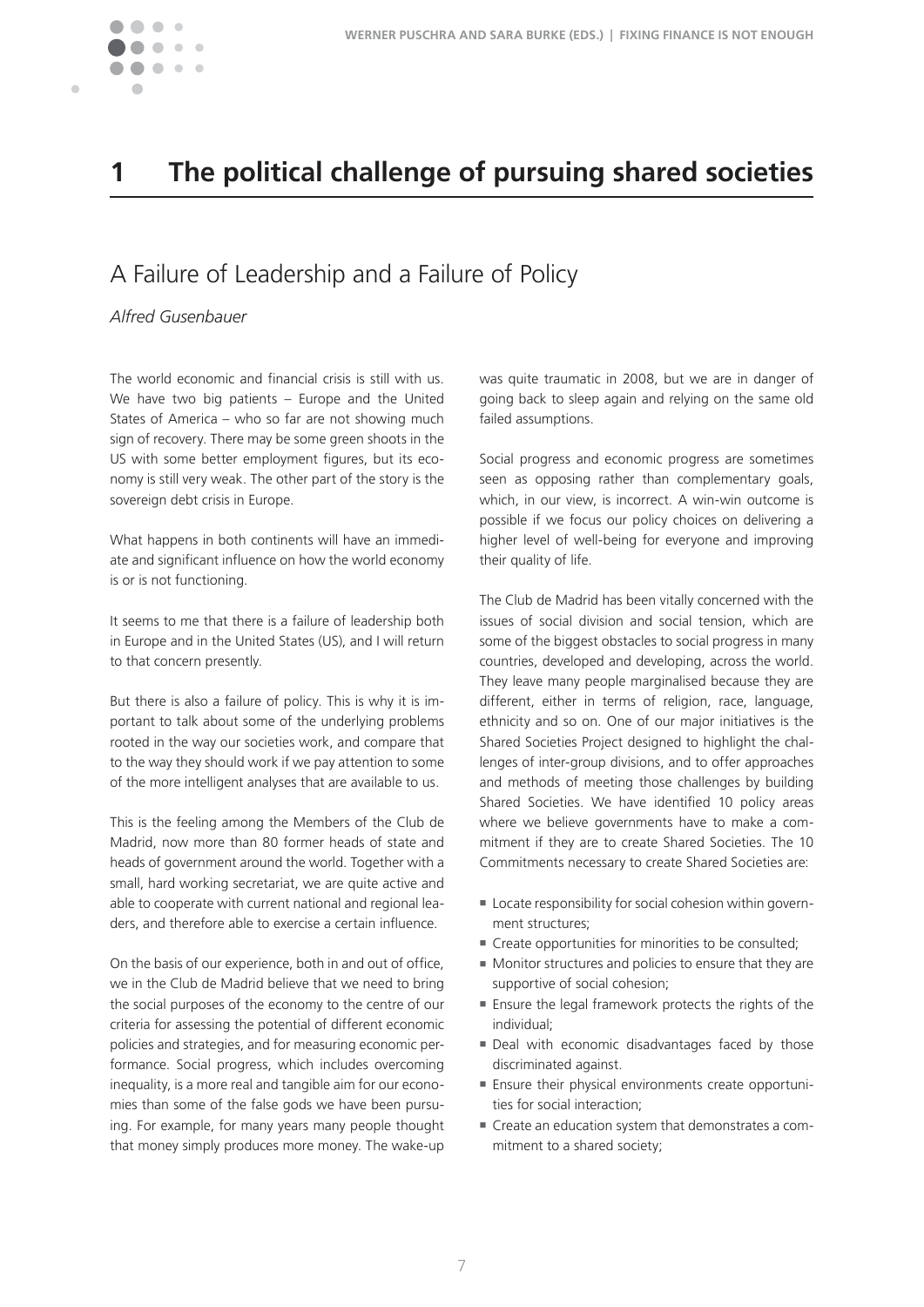# 1 The political challenge of pursuing shared societies

## A Failure of Leadership and a Failure of Policy

*Alfred Gusenbauer*

The world economic and financial crisis is still with us. We have two big patients – Europe and the United States of America – who so far are not showing much sign of recovery. There may be some green shoots in the US with some better employment figures, but its economy is still very weak. The other part of the story is the sovereign debt crisis in Europe.

What happens in both continents will have an immediate and significant influence on how the world economy is or is not functioning.

It seems to me that there is a failure of leadership both in Europe and in the United States (US), and I will return to that concern presently.

But there is also a failure of policy. This is why it is important to talk about some of the underlying problems rooted in the way our societies work, and compare that to the way they should work if we pay attention to some of the more intelligent analyses that are available to us.

This is the feeling among the Members of the Club de Madrid, now more than 80 former heads of state and heads of government around the world. Together with a small, hard working secretariat, we are quite active and able to cooperate with current national and regional leaders, and therefore able to exercise a certain influence.

On the basis of our experience, both in and out of office, we in the Club de Madrid believe that we need to bring the social purposes of the economy to the centre of our criteria for assessing the potential of different economic policies and strategies, and for measuring economic performance. Social progress, which includes overcoming inequality, is a more real and tangible aim for our economies than some of the false gods we have been pursuing. For example, for many years many people thought that money simply produces more money. The wake-up was quite traumatic in 2008, but we are in danger of going back to sleep again and relying on the same old failed assumptions.

Social progress and economic progress are sometimes seen as opposing rather than complementary goals, which, in our view, is incorrect. A win-win outcome is possible if we focus our policy choices on delivering a higher level of well-being for everyone and improving their quality of life.

The Club de Madrid has been vitally concerned with the issues of social division and social tension, which are some of the biggest obstacles to social progress in many countries, developed and developing, across the world. They leave many people marginalised because they are different, either in terms of religion, race, language, ethnicity and so on. One of our major initiatives is the Shared Societies Project designed to highlight the challenges of inter-group divisions, and to offer approaches and methods of meeting those challenges by building Shared Societies. We have identified 10 policy areas where we believe governments have to make a commitment if they are to create Shared Societies. The 10 Commitments necessary to create Shared Societies are:

- Locate responsibility for social cohesion within government structures;
- Create opportunities for minorities to be consulted;
- Monitor structures and policies to ensure that they are supportive of social cohesion;
- Ensure the legal framework protects the rights of the individual;
- Deal with economic disadvantages faced by those discriminated against.
- Ensure their physical environments create opportunities for social interaction;
- Create an education system that demonstrates a commitment to a shared society;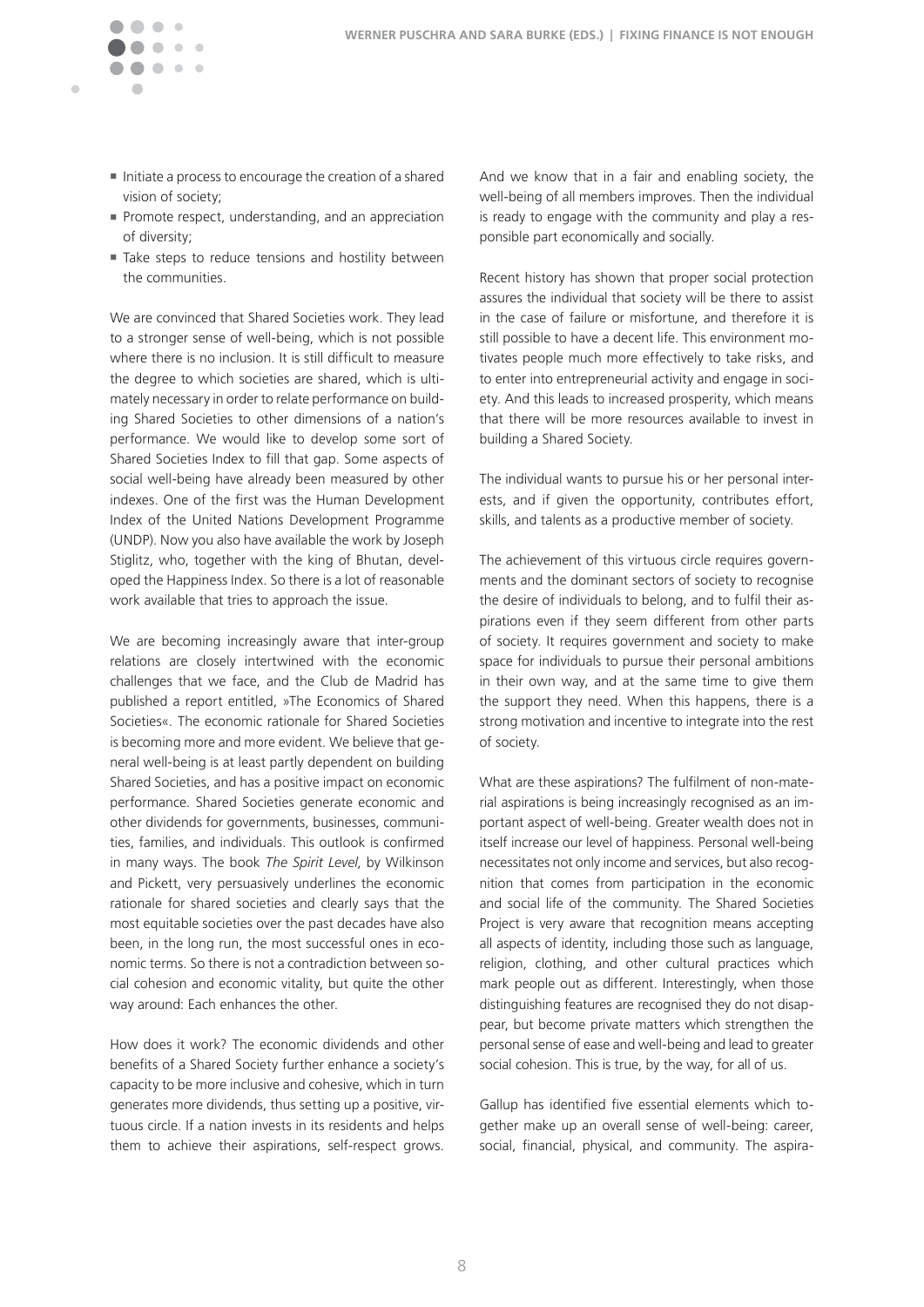- Initiate a process to encourage the creation of a shared vision of society;
- Promote respect, understanding, and an appreciation of diversity;
- Take steps to reduce tensions and hostility between the communities.

We are convinced that Shared Societies work. They lead to a stronger sense of well-being, which is not possible where there is no inclusion. It is still difficult to measure the degree to which societies are shared, which is ultimately necessary in order to relate performance on building Shared Societies to other dimensions of a nation's performance. We would like to develop some sort of Shared Societies Index to fill that gap. Some aspects of social well-being have already been measured by other indexes. One of the first was the Human Development Index of the United Nations Development Programme (UNDP). Now you also have available the work by Joseph Stiglitz, who, together with the king of Bhutan, developed the Happiness Index. So there is a lot of reasonable work available that tries to approach the issue.

We are becoming increasingly aware that inter-group relations are closely intertwined with the economic challenges that we face, and the Club de Madrid has published a report entitled, »The Economics of Shared Societies«. The economic rationale for Shared Societies is becoming more and more evident. We believe that general well-being is at least partly dependent on building Shared Societies, and has a positive impact on economic performance. Shared Societies generate economic and other dividends for governments, businesses, communities, families, and individuals. This outlook is confirmed in many ways. The book *The Spirit Level*, by Wilkinson and Pickett, very persuasively underlines the economic rationale for shared societies and clearly says that the most equitable societies over the past decades have also been, in the long run, the most successful ones in economic terms. So there is not a contradiction between social cohesion and economic vitality, but quite the other way around: Each enhances the other.

How does it work? The economic dividends and other benefits of a Shared Society further enhance a society's capacity to be more inclusive and cohesive, which in turn generates more dividends, thus setting up a positive, virtuous circle. If a nation invests in its residents and helps them to achieve their aspirations, self-respect grows. And we know that in a fair and enabling society, the well-being of all members improves. Then the individual is ready to engage with the community and play a responsible part economically and socially.

Recent history has shown that proper social protection assures the individual that society will be there to assist in the case of failure or misfortune, and therefore it is still possible to have a decent life. This environment motivates people much more effectively to take risks, and to enter into entrepreneurial activity and engage in society. And this leads to increased prosperity, which means that there will be more resources available to invest in building a Shared Society.

The individual wants to pursue his or her personal interests, and if given the opportunity, contributes effort, skills, and talents as a productive member of society.

The achievement of this virtuous circle requires governments and the dominant sectors of society to recognise the desire of individuals to belong, and to fulfil their aspirations even if they seem different from other parts of society. It requires government and society to make space for individuals to pursue their personal ambitions in their own way, and at the same time to give them the support they need. When this happens, there is a strong motivation and incentive to integrate into the rest of society.

What are these aspirations? The fulfilment of non-material aspirations is being increasingly recognised as an important aspect of well-being. Greater wealth does not in itself increase our level of happiness. Personal well-being necessitates not only income and services, but also recognition that comes from participation in the economic and social life of the community. The Shared Societies Project is very aware that recognition means accepting all aspects of identity, including those such as language, religion, clothing, and other cultural practices which mark people out as different. Interestingly, when those distinguishing features are recognised they do not disappear, but become private matters which strengthen the personal sense of ease and well-being and lead to greater social cohesion. This is true, by the way, for all of us.

Gallup has identified five essential elements which together make up an overall sense of well-being: career, social, financial, physical, and community. The aspira-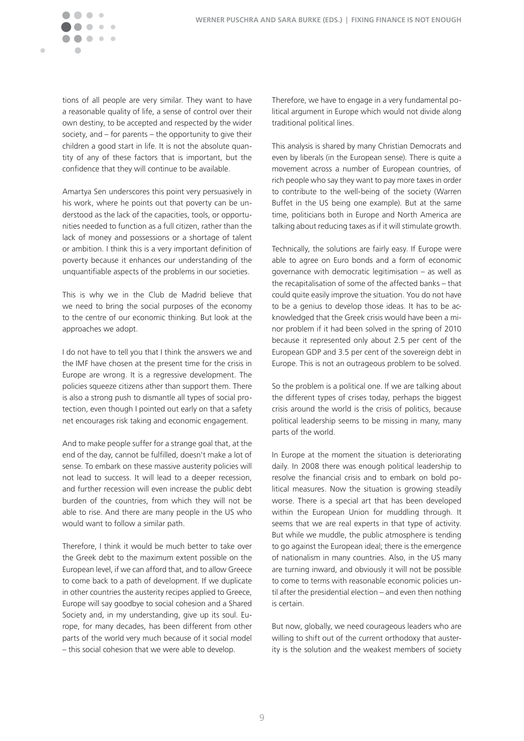tions of all people are very similar. They want to have a reasonable quality of life, a sense of control over their own destiny, to be accepted and respected by the wider society, and – for parents – the opportunity to give their children a good start in life. It is not the absolute quantity of any of these factors that is important, but the confidence that they will continue to be available.

Amartya Sen underscores this point very persuasively in his work, where he points out that poverty can be understood as the lack of the capacities, tools, or opportunities needed to function as a full citizen, rather than the lack of money and possessions or a shortage of talent or ambition. I think this is a very important definition of poverty because it enhances our understanding of the unquantifiable aspects of the problems in our societies.

This is why we in the Club de Madrid believe that we need to bring the social purposes of the economy to the centre of our economic thinking. But look at the approaches we adopt.

I do not have to tell you that I think the answers we and the IMF have chosen at the present time for the crisis in Europe are wrong. It is a regressive development. The policies squeeze citizens ather than support them. There is also a strong push to dismantle all types of social protection, even though I pointed out early on that a safety net encourages risk taking and economic engagement.

And to make people suffer for a strange goal that, at the end of the day, cannot be fulfilled, doesn't make a lot of sense. To embark on these massive austerity policies will not lead to success. It will lead to a deeper recession, and further recession will even increase the public debt burden of the countries, from which they will not be able to rise. And there are many people in the US who would want to follow a similar path.

Therefore, I think it would be much better to take over the Greek debt to the maximum extent possible on the European level, if we can afford that, and to allow Greece to come back to a path of development. If we duplicate in other countries the austerity recipes applied to Greece, Europe will say goodbye to social cohesion and a Shared Society and, in my understanding, give up its soul. Europe, for many decades, has been different from other parts of the world very much because of it social model – this social cohesion that we were able to develop.

Therefore, we have to engage in a very fundamental political argument in Europe which would not divide along traditional political lines.

This analysis is shared by many Christian Democrats and even by liberals (in the European sense). There is quite a movement across a number of European countries, of rich people who say they want to pay more taxes in order to contribute to the well-being of the society (Warren Buffet in the US being one example). But at the same time, politicians both in Europe and North America are talking about reducing taxes as if it will stimulate growth.

Technically, the solutions are fairly easy. If Europe were able to agree on Euro bonds and a form of economic governance with democratic legitimisation – as well as the recapitalisation of some of the affected banks – that could quite easily improve the situation. You do not have to be a genius to develop those ideas. It has to be acknowledged that the Greek crisis would have been a minor problem if it had been solved in the spring of 2010 because it represented only about 2.5 per cent of the European GDP and 3.5 per cent of the sovereign debt in Europe. This is not an outrageous problem to be solved.

So the problem is a political one. If we are talking about the different types of crises today, perhaps the biggest crisis around the world is the crisis of politics, because political leadership seems to be missing in many, many parts of the world.

In Europe at the moment the situation is deteriorating daily. In 2008 there was enough political leadership to resolve the financial crisis and to embark on bold political measures. Now the situation is growing steadily worse. There is a special art that has been developed within the European Union for muddling through. It seems that we are real experts in that type of activity. But while we muddle, the public atmosphere is tending to go against the European ideal; there is the emergence of nationalism in many countries. Also, in the US many are turning inward, and obviously it will not be possible to come to terms with reasonable economic policies until after the presidential election – and even then nothing is certain.

But now, globally, we need courageous leaders who are willing to shift out of the current orthodoxy that austerity is the solution and the weakest members of society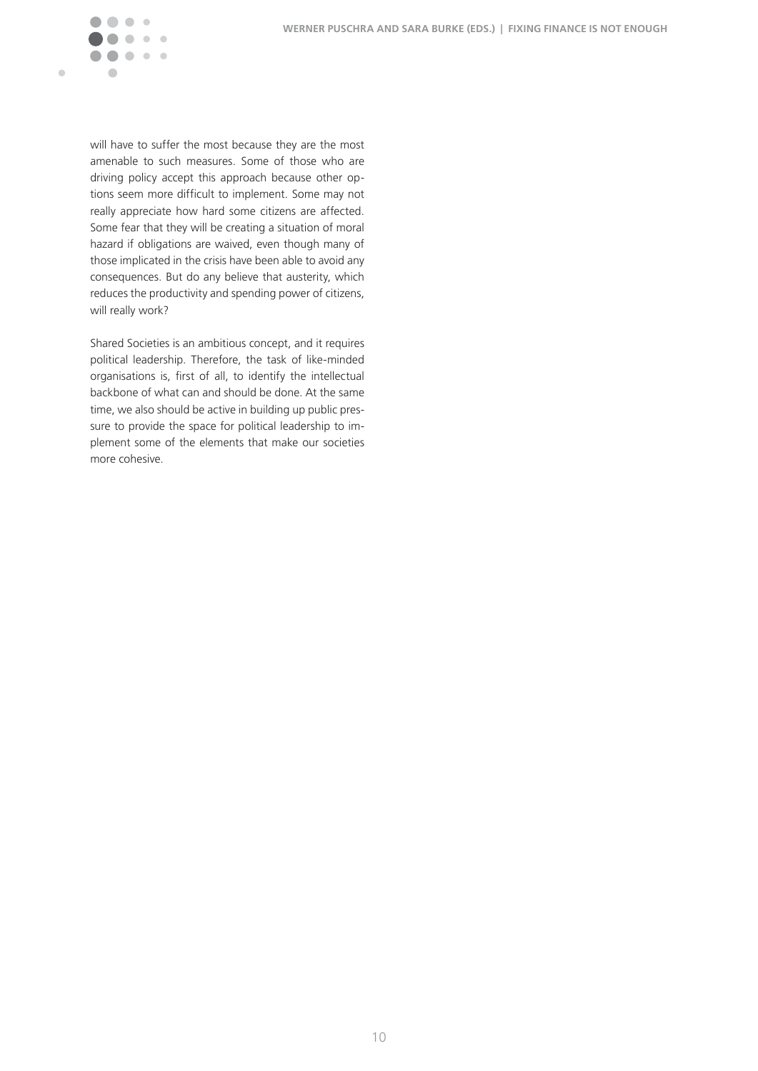will have to suffer the most because they are the most amenable to such measures. Some of those who are driving policy accept this approach because other options seem more difficult to implement. Some may not really appreciate how hard some citizens are affected. Some fear that they will be creating a situation of moral hazard if obligations are waived, even though many of those implicated in the crisis have been able to avoid any consequences. But do any believe that austerity, which reduces the productivity and spending power of citizens, will really work?

Shared Societies is an ambitious concept, and it requires political leadership. Therefore, the task of like-minded organisations is, first of all, to identify the intellectual backbone of what can and should be done. At the same time, we also should be active in building up public pressure to provide the space for political leadership to implement some of the elements that make our societies more cohesive.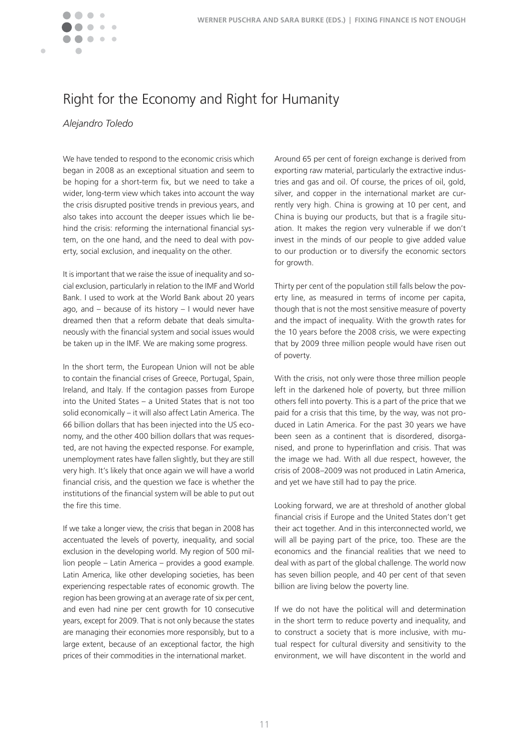# Right for the Economy and Right for Humanity

*Alejandro Toledo*

We have tended to respond to the economic crisis which began in 2008 as an exceptional situation and seem to be hoping for a short-term fix, but we need to take a wider, long-term view which takes into account the way the crisis disrupted positive trends in previous years, and also takes into account the deeper issues which lie behind the crisis: reforming the international financial system, on the one hand, and the need to deal with poverty, social exclusion, and inequality on the other.

It is important that we raise the issue of inequality and social exclusion, particularly in relation to the IMF and World Bank. I used to work at the World Bank about 20 years ago, and – because of its history – I would never have dreamed then that a reform debate that deals simultaneously with the financial system and social issues would be taken up in the IMF. We are making some progress.

In the short term, the European Union will not be able to contain the financial crises of Greece, Portugal, Spain, Ireland, and Italy. If the contagion passes from Europe into the United States – a United States that is not too solid economically – it will also affect Latin America. The 66 billion dollars that has been injected into the US economy, and the other 400 billion dollars that was requested, are not having the expected response. For example, unemployment rates have fallen slightly, but they are still very high. It's likely that once again we will have a world financial crisis, and the question we face is whether the institutions of the financial system will be able to put out the fire this time.

If we take a longer view, the crisis that began in 2008 has accentuated the levels of poverty, inequality, and social exclusion in the developing world. My region of 500 million people – Latin America – provides a good example. Latin America, like other developing societies, has been experiencing respectable rates of economic growth. The region has been growing at an average rate of six per cent, and even had nine per cent growth for 10 consecutive years, except for 2009. That is not only because the states are managing their economies more responsibly, but to a large extent, because of an exceptional factor, the high prices of their commodities in the international market.

Around 65 per cent of foreign exchange is derived from exporting raw material, particularly the extractive industries and gas and oil. Of course, the prices of oil, gold, silver, and copper in the international market are currently very high. China is growing at 10 per cent, and China is buying our products, but that is a fragile situation. It makes the region very vulnerable if we don't invest in the minds of our people to give added value to our production or to diversify the economic sectors for growth.

Thirty per cent of the population still falls below the poverty line, as measured in terms of income per capita, though that is not the most sensitive measure of poverty and the impact of inequality. With the growth rates for the 10 years before the 2008 crisis, we were expecting that by 2009 three million people would have risen out of poverty.

With the crisis, not only were those three million people left in the darkened hole of poverty, but three million others fell into poverty. This is a part of the price that we paid for a crisis that this time, by the way, was not produced in Latin America. For the past 30 years we have been seen as a continent that is disordered, disorganised, and prone to hyperinflation and crisis. That was the image we had. With all due respect, however, the crisis of 2008–2009 was not produced in Latin America, and yet we have still had to pay the price.

Looking forward, we are at threshold of another global financial crisis if Europe and the United States don't get their act together. And in this interconnected world, we will all be paying part of the price, too. These are the economics and the financial realities that we need to deal with as part of the global challenge. The world now has seven billion people, and 40 per cent of that seven billion are living below the poverty line.

If we do not have the political will and determination in the short term to reduce poverty and inequality, and to construct a society that is more inclusive, with mutual respect for cultural diversity and sensitivity to the environment, we will have discontent in the world and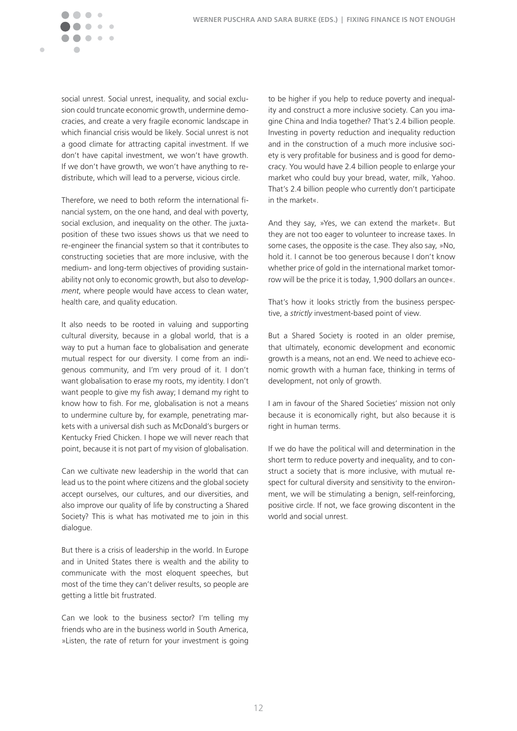social unrest. Social unrest, inequality, and social exclusion could truncate economic growth, undermine democracies, and create a very fragile economic landscape in which financial crisis would be likely. Social unrest is not a good climate for attracting capital investment. If we don't have capital investment, we won't have growth. If we don't have growth, we won't have anything to redistribute, which will lead to a perverse, vicious circle.

Therefore, we need to both reform the international financial system, on the one hand, and deal with poverty, social exclusion, and inequality on the other. The juxtaposition of these two issues shows us that we need to re-engineer the financial system so that it contributes to constructing societies that are more inclusive, with the medium- and long-term objectives of providing sustainability not only to economic growth, but also to *development*, where people would have access to clean water, health care, and quality education.

It also needs to be rooted in valuing and supporting cultural diversity, because in a global world, that is a way to put a human face to globalisation and generate mutual respect for our diversity. I come from an indigenous community, and I'm very proud of it. I don't want globalisation to erase my roots, my identity. I don't want people to give my fish away; I demand my right to know how to fish. For me, globalisation is not a means to undermine culture by, for example, penetrating markets with a universal dish such as McDonald's burgers or Kentucky Fried Chicken. I hope we will never reach that point, because it is not part of my vision of globalisation.

Can we cultivate new leadership in the world that can lead us to the point where citizens and the global society accept ourselves, our cultures, and our diversities, and also improve our quality of life by constructing a Shared Society? This is what has motivated me to join in this dialogue.

But there is a crisis of leadership in the world. In Europe and in United States there is wealth and the ability to communicate with the most eloquent speeches, but most of the time they can't deliver results, so people are getting a little bit frustrated.

Can we look to the business sector? I'm telling my friends who are in the business world in South America, »Listen, the rate of return for your investment is going to be higher if you help to reduce poverty and inequality and construct a more inclusive society. Can you imagine China and India together? That's 2.4 billion people. Investing in poverty reduction and inequality reduction and in the construction of a much more inclusive society is very profitable for business and is good for democracy. You would have 2.4 billion people to enlarge your market who could buy your bread, water, milk, Yahoo. That's 2.4 billion people who currently don't participate in the market«.

And they say, »Yes, we can extend the market«. But they are not too eager to volunteer to increase taxes. In some cases, the opposite is the case. They also say, »No, hold it. I cannot be too generous because I don't know whether price of gold in the international market tomorrow will be the price it is today, 1,900 dollars an ounce«.

That's how it looks strictly from the business perspective, a *strictly* investment-based point of view.

But a Shared Society is rooted in an older premise, that ultimately, economic development and economic growth is a means, not an end. We need to achieve economic growth with a human face, thinking in terms of development, not only of growth.

I am in favour of the Shared Societies' mission not only because it is economically right, but also because it is right in human terms.

If we do have the political will and determination in the short term to reduce poverty and inequality, and to construct a society that is more inclusive, with mutual respect for cultural diversity and sensitivity to the environment, we will be stimulating a benign, self-reinforcing, positive circle. If not, we face growing discontent in the world and social unrest.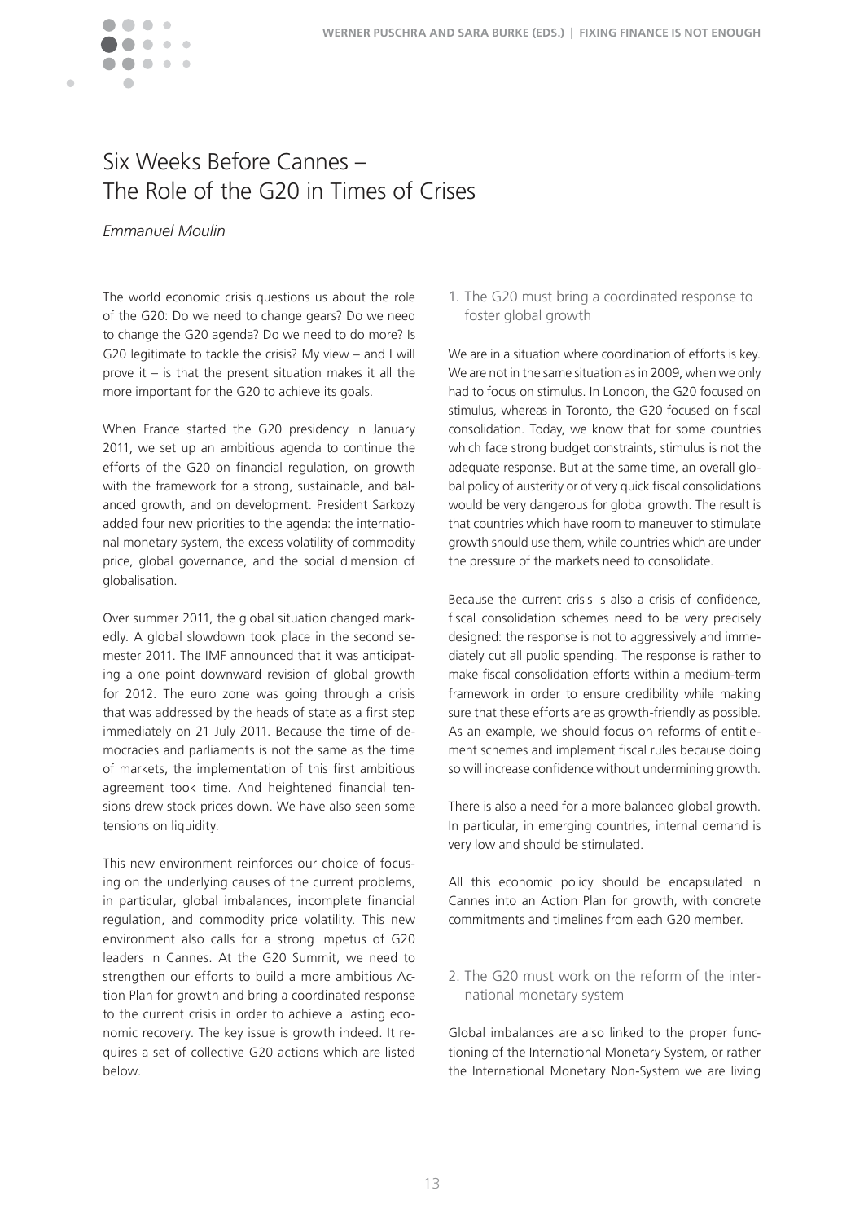# Six Weeks Before Cannes – The Role of the G20 in Times of Crises

*Emmanuel Moulin*

The world economic crisis questions us about the role of the G20: Do we need to change gears? Do we need to change the G20 agenda? Do we need to do more? Is G20 legitimate to tackle the crisis? My view – and I will prove it – is that the present situation makes it all the more important for the G20 to achieve its goals.

When France started the G20 presidency in January 2011, we set up an ambitious agenda to continue the efforts of the G20 on financial regulation, on growth with the framework for a strong, sustainable, and balanced growth, and on development. President Sarkozy added four new priorities to the agenda: the international monetary system, the excess volatility of commodity price, global governance, and the social dimension of globalisation.

Over summer 2011, the global situation changed markedly. A global slowdown took place in the second semester 2011. The IMF announced that it was anticipating a one point downward revision of global growth for 2012. The euro zone was going through a crisis that was addressed by the heads of state as a first step immediately on 21 July 2011. Because the time of democracies and parliaments is not the same as the time of markets, the implementation of this first ambitious agreement took time. And heightened financial tensions drew stock prices down. We have also seen some tensions on liquidity.

This new environment reinforces our choice of focusing on the underlying causes of the current problems, in particular, global imbalances, incomplete financial regulation, and commodity price volatility. This new environment also calls for a strong impetus of G20 leaders in Cannes. At the G20 Summit, we need to strengthen our efforts to build a more ambitious Action Plan for growth and bring a coordinated response to the current crisis in order to achieve a lasting economic recovery. The key issue is growth indeed. It requires a set of collective G20 actions which are listed below.

## 1. The G20 must bring a coordinated response to foster global growth

We are in a situation where coordination of efforts is key. We are not in the same situation as in 2009, when we only had to focus on stimulus. In London, the G20 focused on stimulus, whereas in Toronto, the G20 focused on fiscal consolidation. Today, we know that for some countries which face strong budget constraints, stimulus is not the adequate response. But at the same time, an overall global policy of austerity or of very quick fiscal consolidations would be very dangerous for global growth. The result is that countries which have room to maneuver to stimulate growth should use them, while countries which are under the pressure of the markets need to consolidate.

Because the current crisis is also a crisis of confidence, fiscal consolidation schemes need to be very precisely designed: the response is not to aggressively and immediately cut all public spending. The response is rather to make fiscal consolidation efforts within a medium-term framework in order to ensure credibility while making sure that these efforts are as growth-friendly as possible. As an example, we should focus on reforms of entitlement schemes and implement fiscal rules because doing so will increase confidence without undermining growth.

There is also a need for a more balanced global growth. In particular, in emerging countries, internal demand is very low and should be stimulated.

All this economic policy should be encapsulated in Cannes into an Action Plan for growth, with concrete commitments and timelines from each G20 member.

## 2. The G20 must work on the reform of the international monetary system

Global imbalances are also linked to the proper functioning of the International Monetary System, or rather the International Monetary Non-System we are living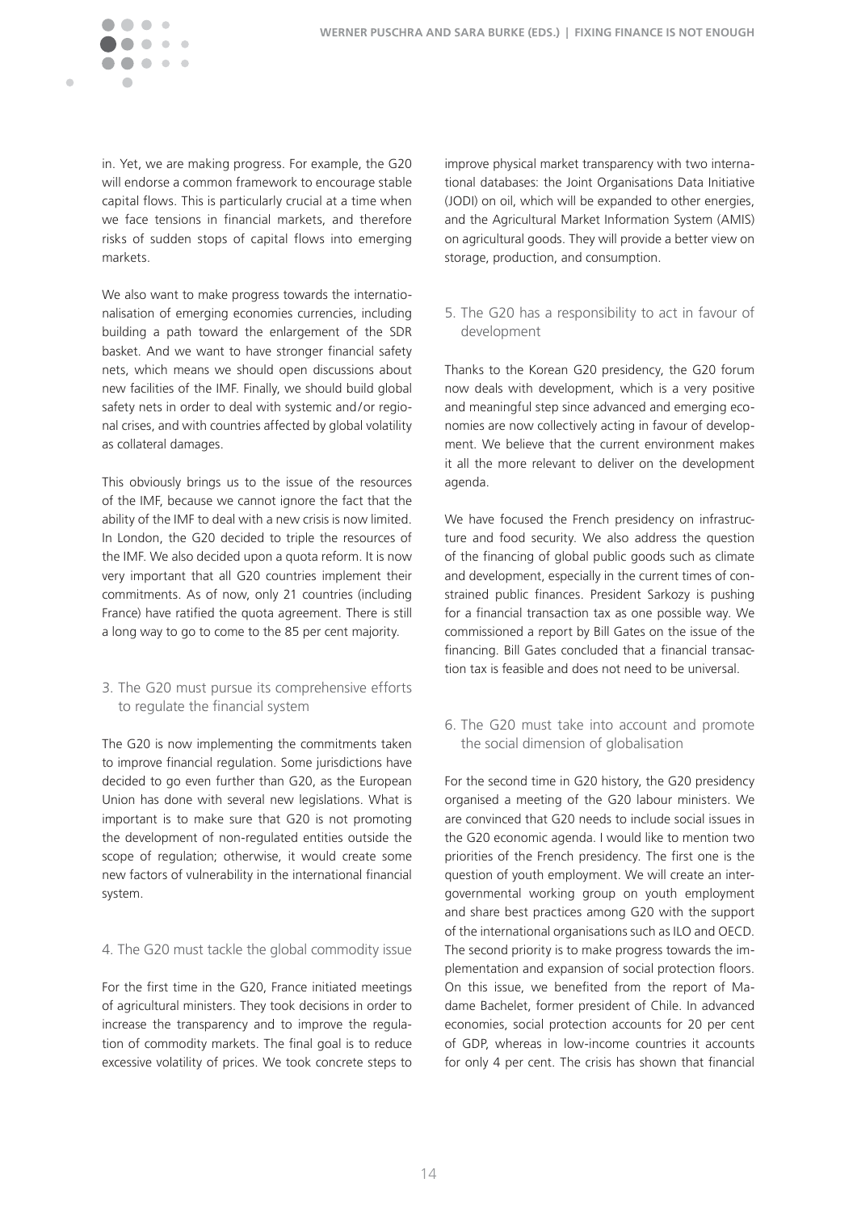in. Yet, we are making progress. For example, the G20 will endorse a common framework to encourage stable capital flows. This is particularly crucial at a time when we face tensions in financial markets, and therefore risks of sudden stops of capital flows into emerging markets.

We also want to make progress towards the internationalisation of emerging economies currencies, including building a path toward the enlargement of the SDR basket. And we want to have stronger financial safety nets, which means we should open discussions about new facilities of the IMF. Finally, we should build global safety nets in order to deal with systemic and/or regional crises, and with countries affected by global volatility as collateral damages.

This obviously brings us to the issue of the resources of the IMF, because we cannot ignore the fact that the ability of the IMF to deal with a new crisis is now limited. In London, the G20 decided to triple the resources of the IMF. We also decided upon a quota reform. It is now very important that all G20 countries implement their commitments. As of now, only 21 countries (including France) have ratified the quota agreement. There is still a long way to go to come to the 85 per cent majority.

### 3. The G20 must pursue its comprehensive efforts to regulate the financial system

The G20 is now implementing the commitments taken to improve financial regulation. Some jurisdictions have decided to go even further than G20, as the European Union has done with several new legislations. What is important is to make sure that G20 is not promoting the development of non-regulated entities outside the scope of regulation; otherwise, it would create some new factors of vulnerability in the international financial system.

### 4. The G20 must tackle the global commodity issue

For the first time in the G20, France initiated meetings of agricultural ministers. They took decisions in order to increase the transparency and to improve the regulation of commodity markets. The final goal is to reduce excessive volatility of prices. We took concrete steps to improve physical market transparency with two international databases: the Joint Organisations Data Initiative (JODI) on oil, which will be expanded to other energies, and the Agricultural Market Information System (AMIS) on agricultural goods. They will provide a better view on storage, production, and consumption.

### 5. The G20 has a responsibility to act in favour of development

Thanks to the Korean G20 presidency, the G20 forum now deals with development, which is a very positive and meaningful step since advanced and emerging economies are now collectively acting in favour of development. We believe that the current environment makes it all the more relevant to deliver on the development agenda.

We have focused the French presidency on infrastructure and food security. We also address the question of the financing of global public goods such as climate and development, especially in the current times of constrained public finances. President Sarkozy is pushing for a financial transaction tax as one possible way. We commissioned a report by Bill Gates on the issue of the financing. Bill Gates concluded that a financial transaction tax is feasible and does not need to be universal.

### 6. The G20 must take into account and promote the social dimension of globalisation

For the second time in G20 history, the G20 presidency organised a meeting of the G20 labour ministers. We are convinced that G20 needs to include social issues in the G20 economic agenda. I would like to mention two priorities of the French presidency. The first one is the question of youth employment. We will create an intergovernmental working group on youth employment and share best practices among G20 with the support of the international organisations such as ILO and OECD. The second priority is to make progress towards the implementation and expansion of social protection floors. On this issue, we benefited from the report of Madame Bachelet, former president of Chile. In advanced economies, social protection accounts for 20 per cent of GDP, whereas in low-income countries it accounts for only 4 per cent. The crisis has shown that financial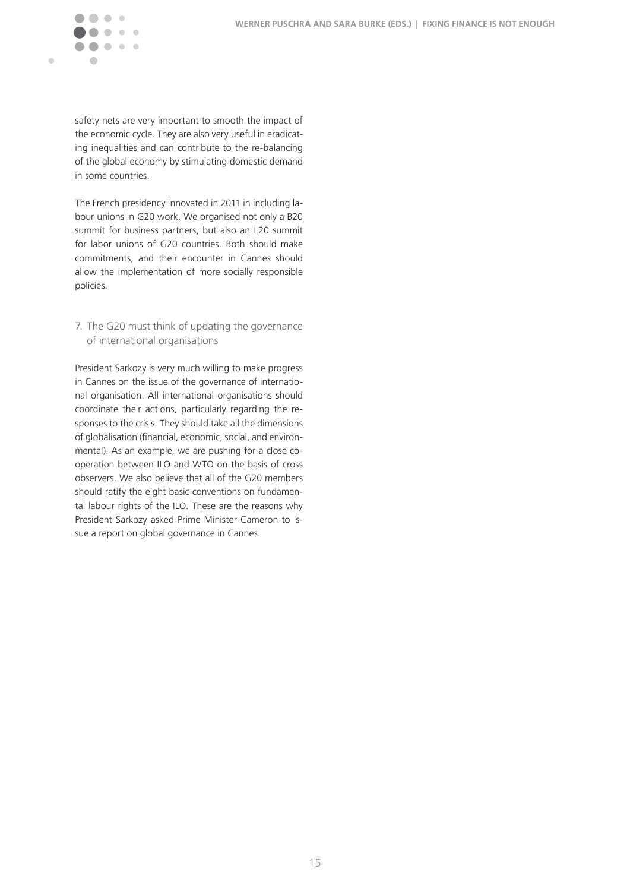safety nets are very important to smooth the impact of the economic cycle. They are also very useful in eradicating inequalities and can contribute to the re-balancing of the global economy by stimulating domestic demand in some countries.

The French presidency innovated in 2011 in including labour unions in G20 work. We organised not only a B20 summit for business partners, but also an L20 summit for labor unions of G20 countries. Both should make commitments, and their encounter in Cannes should allow the implementation of more socially responsible policies.

### 7. The G20 must think of updating the governance of international organisations

President Sarkozy is very much willing to make progress in Cannes on the issue of the governance of international organisation. All international organisations should coordinate their actions, particularly regarding the responses to the crisis. They should take all the dimensions of globalisation (financial, economic, social, and environmental). As an example, we are pushing for a close cooperation between ILO and WTO on the basis of cross observers. We also believe that all of the G20 members should ratify the eight basic conventions on fundamental labour rights of the ILO. These are the reasons why President Sarkozy asked Prime Minister Cameron to issue a report on global governance in Cannes.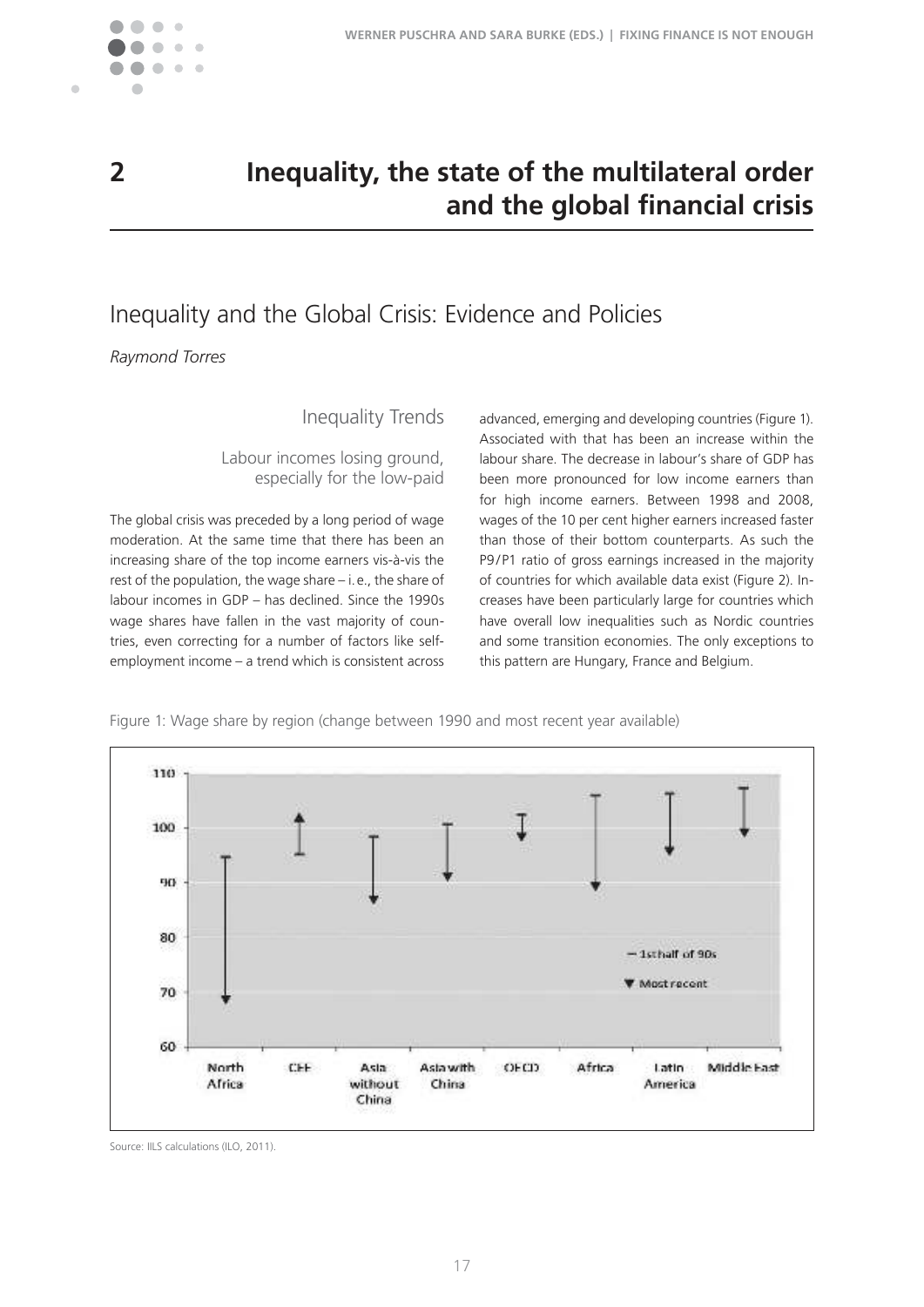# 2 Inequality, the state of the multilateral order and the global financial crisis

## Inequality and the Global Crisis: Evidence and Policies

*Raymond Torres*

### Inequality Trends

#### Labour incomes losing ground, especially for the low-paid

The global crisis was preceded by a long period of wage moderation. At the same time that there has been an increasing share of the top income earners vis-à-vis the rest of the population, the wage share – i.e., the share of labour incomes in GDP – has declined. Since the 1990s wage shares have fallen in the vast majority of countries, even correcting for a number of factors like self-employment income – a trend which is consistent across advanced, emerging and developing countries (Figure 1). Associated with that has been an increase within the labour share. The decrease in labour's share of GDP has been more pronounced for low income earners than for high income earners. Between 1998 and 2008, wages of the 10 per cent higher earners increased faster than those of their bottom counterparts. As such the P9/P1 ratio of gross earnings increased in the majority of countries for which available data exist (Figure 2). Increases have been particularly large for countries which have overall low inequalities such as Nordic countries and some transition economies. The only exceptions to this pattern are Hungary, France and Belgium.

Figure 1: Wage share by region (change between 1990 and most recent year available)

Source: IILS calculations (ILO, 2011).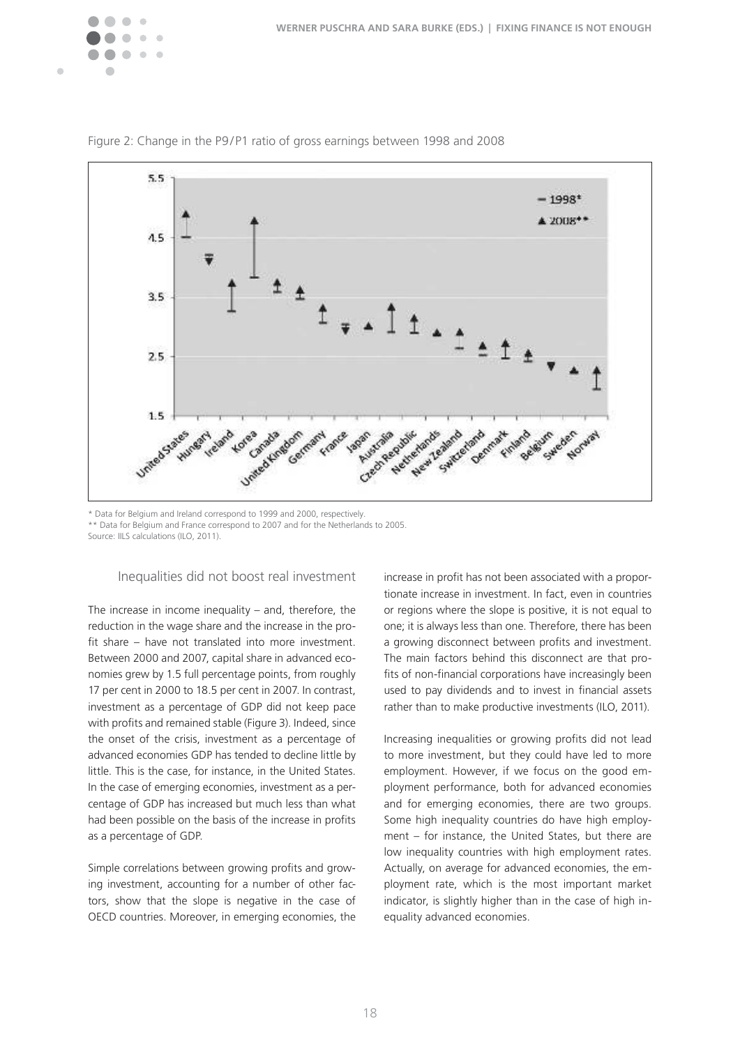Figure 2: Change in the P9/P1 ratio of gross earnings between 1998 and 2008

\* Data for Belgium and Ireland correspond to 1999 and 2000, respectively.

\*\* Data for Belgium and France correspond to 2007 and for the Netherlands to 2005.

Source: IILS calculations (ILO, 2011).

### Inequalities did not boost real investment

The increase in income inequality – and, therefore, the reduction in the wage share and the increase in the profit share – have not translated into more investment. Between 2000 and 2007, capital share in advanced economies grew by 1.5 full percentage points, from roughly 17 per cent in 2000 to 18.5 per cent in 2007. In contrast, investment as a percentage of GDP did not keep pace with profits and remained stable (Figure 3). Indeed, since the onset of the crisis, investment as a percentage of advanced economies GDP has tended to decline little by little. This is the case, for instance, in the United States. In the case of emerging economies, investment as a percentage of GDP has increased but much less than what had been possible on the basis of the increase in profits as a percentage of GDP.

Simple correlations between growing profits and growing investment, accounting for a number of other factors, show that the slope is negative in the case of OECD countries. Moreover, in emerging economies, the increase in profit has not been associated with a proportionate increase in investment. In fact, even in countries or regions where the slope is positive, it is not equal to one; it is always less than one. Therefore, there has been a growing disconnect between profits and investment. The main factors behind this disconnect are that profits of non-financial corporations have increasingly been used to pay dividends and to invest in financial assets rather than to make productive investments (ILO, 2011).

Increasing inequalities or growing profits did not lead to more investment, but they could have led to more employment. However, if we focus on the good employment performance, both for advanced economies and for emerging economies, there are two groups. Some high inequality countries do have high employment – for instance, the United States, but there are low inequality countries with high employment rates. Actually, on average for advanced economies, the employment rate, which is the most important market indicator, is slightly higher than in the case of high inequality advanced economies.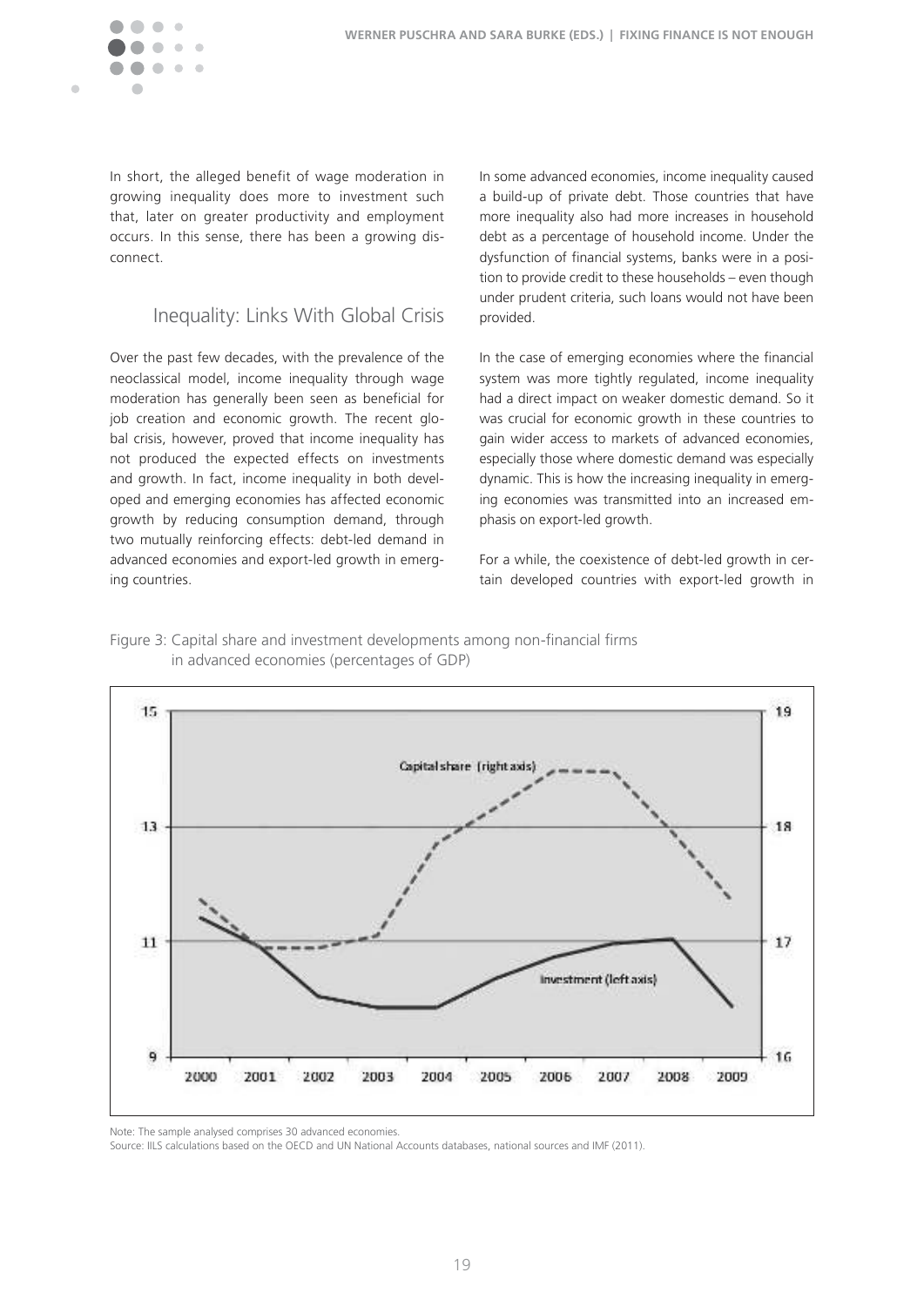In short, the alleged benefit of wage moderation in growing inequality does more to investment such that, later on greater productivity and employment occurs. In this sense, there has been a growing disconnect.

## Inequality: Links With Global Crisis

Over the past few decades, with the prevalence of the neoclassical model, income inequality through wage moderation has generally been seen as beneficial for job creation and economic growth. The recent global crisis, however, proved that income inequality has not produced the expected effects on investments and growth. In fact, income inequality in both developed and emerging economies has affected economic growth by reducing consumption demand, through two mutually reinforcing effects: debt-led demand in advanced economies and export-led growth in emerging countries.

In some advanced economies, income inequality caused a build-up of private debt. Those countries that have more inequality also had more increases in household debt as a percentage of household income. Under the dysfunction of financial systems, banks were in a position to provide credit to these households – even though under prudent criteria, such loans would not have been provided.

In the case of emerging economies where the financial system was more tightly regulated, income inequality had a direct impact on weaker domestic demand. So it was crucial for economic growth in these countries to gain wider access to markets of advanced economies, especially those where domestic demand was especially dynamic. This is how the increasing inequality in emerging economies was transmitted into an increased emphasis on export-led growth.

For a while, the coexistence of debt-led growth in certain developed countries with export-led growth in

Figure 3: Capital share and investment developments among non-financial firms in advanced economies (percentages of GDP)

Note: The sample analysed comprises 30 advanced economies.

Source: IILS calculations based on the OECD and UN National Accounts databases, national sources and IMF (2011).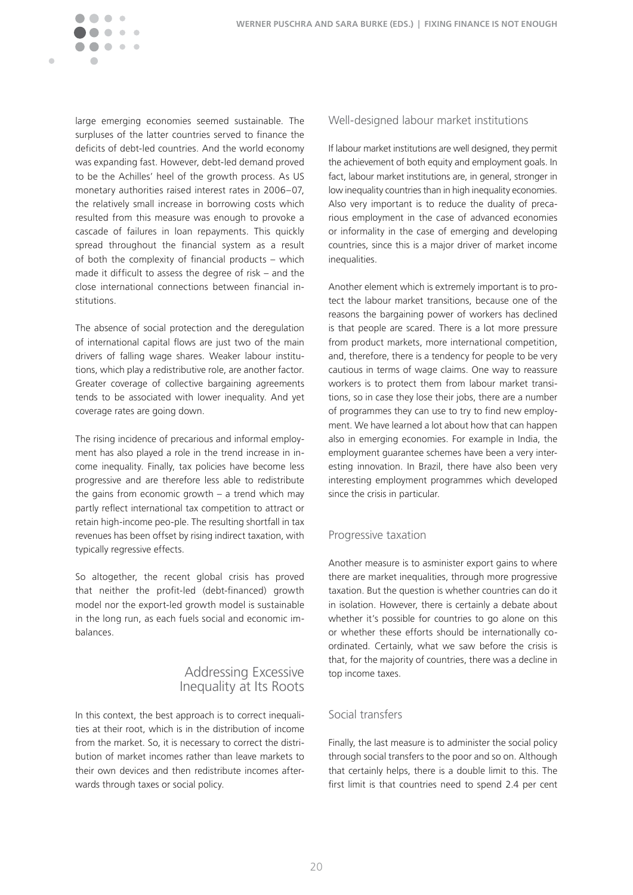large emerging economies seemed sustainable. The surpluses of the latter countries served to finance the deficits of debt-led countries. And the world economy was expanding fast. However, debt-led demand proved to be the Achilles' heel of the growth process. As US monetary authorities raised interest rates in 2006–07, the relatively small increase in borrowing costs which resulted from this measure was enough to provoke a cascade of failures in loan repayments. This quickly spread throughout the financial system as a result of both the complexity of financial products – which made it difficult to assess the degree of risk – and the close international connections between financial institutions.

The absence of social protection and the deregulation of international capital flows are just two of the main drivers of falling wage shares. Weaker labour institutions, which play a redistributive role, are another factor. Greater coverage of collective bargaining agreements tends to be associated with lower inequality. And yet coverage rates are going down.

The rising incidence of precarious and informal employment has also played a role in the trend increase in income inequality. Finally, tax policies have become less progressive and are therefore less able to redistribute the gains from economic growth – a trend which may partly reflect international tax competition to attract or retain high-income peo-ple. The resulting shortfall in tax revenues has been offset by rising indirect taxation, with typically regressive effects.

So altogether, the recent global crisis has proved that neither the profit-led (debt-financed) growth model nor the export-led growth model is sustainable in the long run, as each fuels social and economic imbalances.

## Addressing Excessive Inequality at Its Roots

In this context, the best approach is to correct inequalities at their root, which is in the distribution of income from the market. So, it is necessary to correct the distribution of market incomes rather than leave markets to their own devices and then redistribute incomes afterwards through taxes or social policy.

### Well-designed labour market institutions

If labour market institutions are well designed, they permit the achievement of both equity and employment goals. In fact, labour market institutions are, in general, stronger in low inequality countries than in high inequality economies. Also very important is to reduce the duality of precarious employment in the case of advanced economies or informality in the case of emerging and developing countries, since this is a major driver of market income inequalities.

Another element which is extremely important is to protect the labour market transitions, because one of the reasons the bargaining power of workers has declined is that people are scared. There is a lot more pressure from product markets, more international competition, and, therefore, there is a tendency for people to be very cautious in terms of wage claims. One way to reassure workers is to protect them from labour market transitions, so in case they lose their jobs, there are a number of programmes they can use to try to find new employment. We have learned a lot about how that can happen also in emerging economies. For example in India, the employment guarantee schemes have been a very interesting innovation. In Brazil, there have also been very interesting employment programmes which developed since the crisis in particular.

### Progressive taxation

Another measure is to asminister export gains to where there are market inequalities, through more progressive taxation. But the question is whether countries can do it in isolation. However, there is certainly a debate about whether it's possible for countries to go alone on this or whether these efforts should be internationally coordinated. Certainly, what we saw before the crisis is that, for the majority of countries, there was a decline in top income taxes.

### Social transfers

Finally, the last measure is to administer the social policy through social transfers to the poor and so on. Although that certainly helps, there is a double limit to this. The first limit is that countries need to spend 2.4 per cent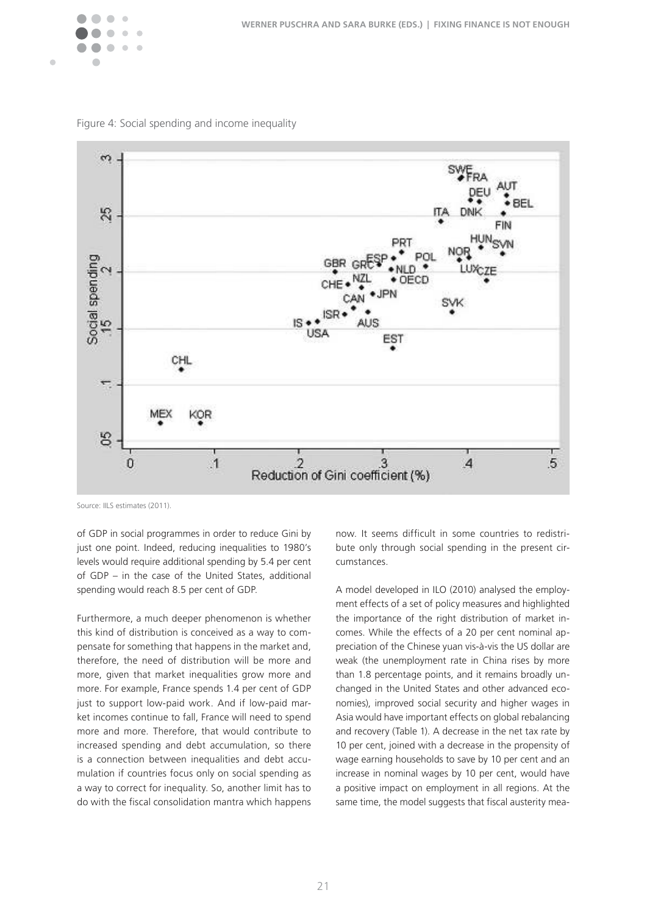Figure 4: Social spending and income inequality

Source: IILS estimates (2011).

of GDP in social programmes in order to reduce Gini by just one point. Indeed, reducing inequalities to 1980's levels would require additional spending by 5.4 per cent of GDP – in the case of the United States, additional spending would reach 8.5 per cent of GDP.

Furthermore, a much deeper phenomenon is whether this kind of distribution is conceived as a way to compensate for something that happens in the market and, therefore, the need of distribution will be more and more, given that market inequalities grow more and more. For example, France spends 1.4 per cent of GDP just to support low-paid work. And if low-paid market incomes continue to fall, France will need to spend more and more. Therefore, that would contribute to increased spending and debt accumulation, so there is a connection between inequalities and debt accumulation if countries focus only on social spending as a way to correct for inequality. So, another limit has to do with the fiscal consolidation mantra which happens now. It seems difficult in some countries to redistribute only through social spending in the present circumstances.

A model developed in ILO (2010) analysed the employment effects of a set of policy measures and highlighted the importance of the right distribution of market incomes. While the effects of a 20 per cent nominal appreciation of the Chinese yuan vis-à-vis the US dollar are weak (the unemployment rate in China rises by more than 1.8 percentage points, and it remains broadly unchanged in the United States and other advanced economies), improved social security and higher wages in Asia would have important effects on global rebalancing and recovery (Table 1). A decrease in the net tax rate by 10 per cent, joined with a decrease in the propensity of wage earning households to save by 10 per cent and an increase in nominal wages by 10 per cent, would have a positive impact on employment in all regions. At the same time, the model suggests that fiscal austerity mea-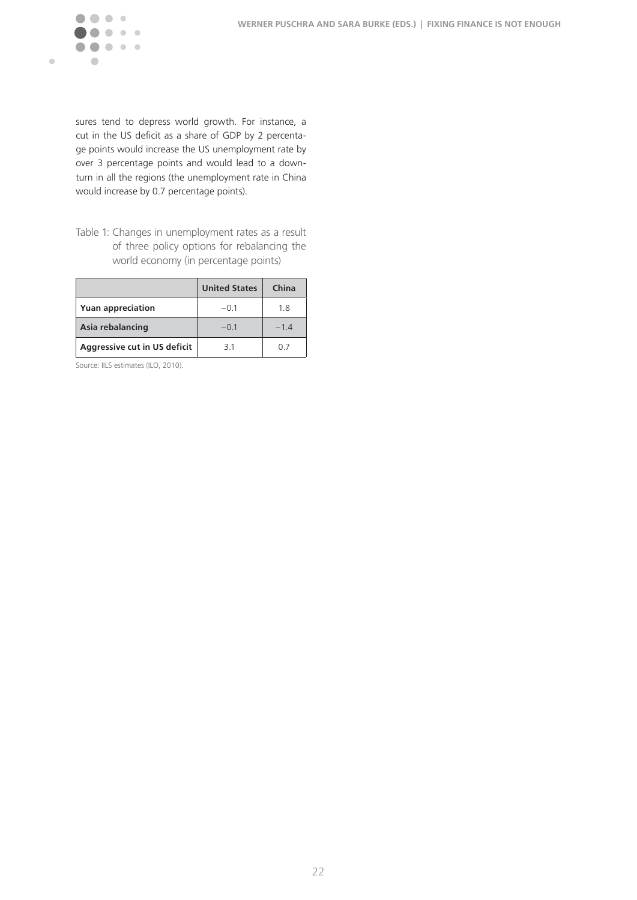sures tend to depress world growth. For instance, a cut in the US deficit as a share of GDP by 2 percentage points would increase the US unemployment rate by over 3 percentage points and would lead to a downturn in all the regions (the unemployment rate in China would increase by 0.7 percentage points).

Table 1: Changes in unemployment rates as a result of three policy options for rebalancing the world economy (in percentage points)

| | United States | China |
|---|---|---|
| **Yuan appreciation** | −0.1 | 1.8 |
| **Asia rebalancing** | −0.1 | −1.4 |
| **Aggressive cut in US deficit** | 3.1 | 0.7 |

Source: IILS estimates (ILO, 2010).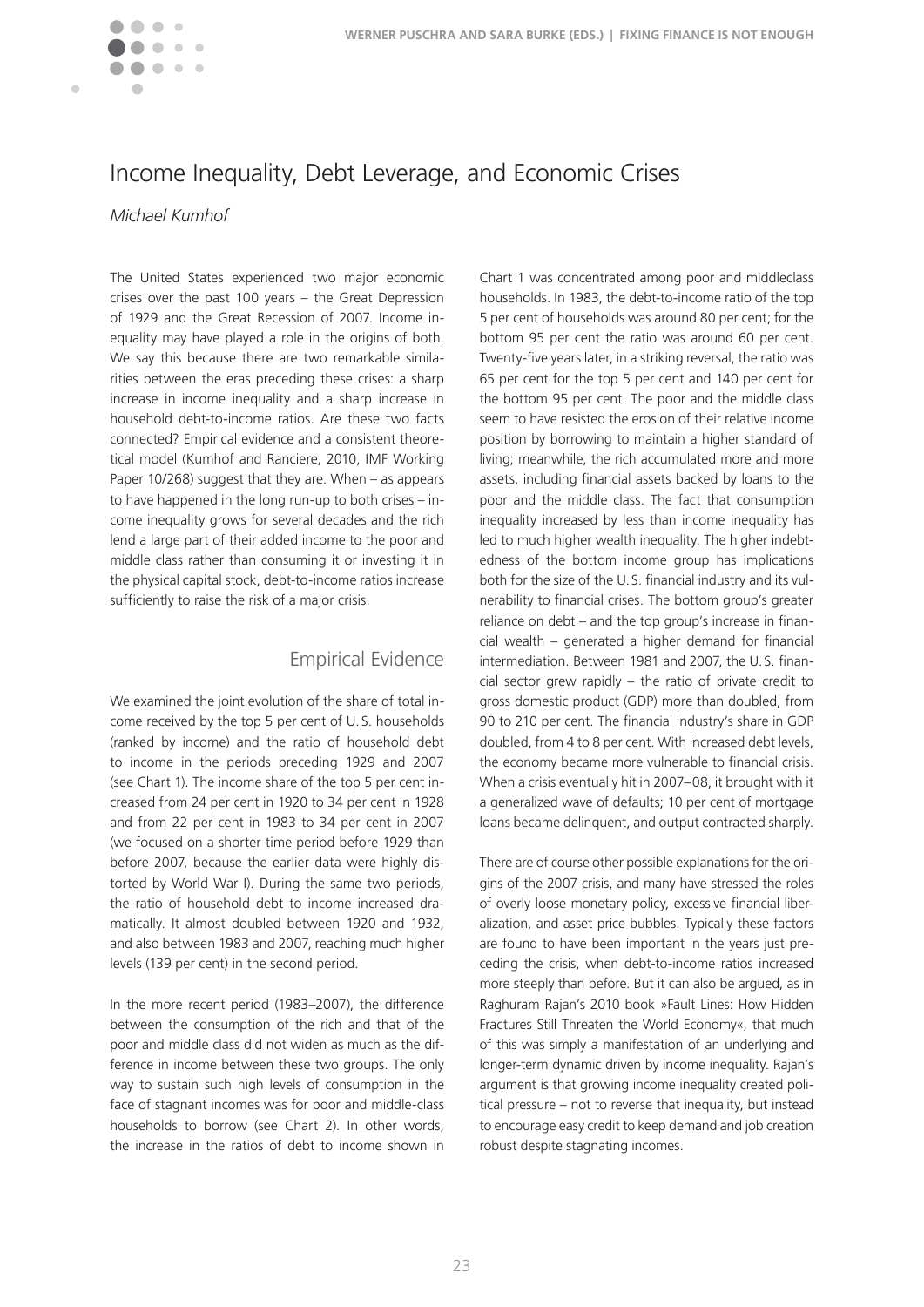# Income Inequality, Debt Leverage, and Economic Crises

*Michael Kumhof*

The United States experienced two major economic crises over the past 100 years – the Great Depression of 1929 and the Great Recession of 2007. Income inequality may have played a role in the origins of both. We say this because there are two remarkable similarities between the eras preceding these crises: a sharp increase in income inequality and a sharp increase in household debt-to-income ratios. Are these two facts connected? Empirical evidence and a consistent theoretical model (Kumhof and Ranciere, 2010, IMF Working Paper 10/268) suggest that they are. When – as appears to have happened in the long run-up to both crises – income inequality grows for several decades and the rich lend a large part of their added income to the poor and middle class rather than consuming it or investing it in the physical capital stock, debt-to-income ratios increase sufficiently to raise the risk of a major crisis.

## Empirical Evidence

We examined the joint evolution of the share of total income received by the top 5 per cent of U.S. households (ranked by income) and the ratio of household debt to income in the periods preceding 1929 and 2007 (see Chart 1). The income share of the top 5 per cent increased from 24 per cent in 1920 to 34 per cent in 1928 and from 22 per cent in 1983 to 34 per cent in 2007 (we focused on a shorter time period before 1929 than before 2007, because the earlier data were highly distorted by World War I). During the same two periods, the ratio of household debt to income increased dramatically. It almost doubled between 1920 and 1932, and also between 1983 and 2007, reaching much higher levels (139 per cent) in the second period.

In the more recent period (1983–2007), the difference between the consumption of the rich and that of the poor and middle class did not widen as much as the difference in income between these two groups. The only way to sustain such high levels of consumption in the face of stagnant incomes was for poor and middle-class households to borrow (see Chart 2). In other words, the increase in the ratios of debt to income shown in Chart 1 was concentrated among poor and middleclass households. In 1983, the debt-to-income ratio of the top 5 per cent of households was around 80 per cent; for the bottom 95 per cent the ratio was around 60 per cent. Twenty-five years later, in a striking reversal, the ratio was 65 per cent for the top 5 per cent and 140 per cent for the bottom 95 per cent. The poor and the middle class seem to have resisted the erosion of their relative income position by borrowing to maintain a higher standard of living; meanwhile, the rich accumulated more and more assets, including financial assets backed by loans to the poor and the middle class. The fact that consumption inequality increased by less than income inequality has led to much higher wealth inequality. The higher indebtedness of the bottom income group has implications both for the size of the U.S. financial industry and its vulnerability to financial crises. The bottom group's greater reliance on debt – and the top group's increase in financial wealth – generated a higher demand for financial intermediation. Between 1981 and 2007, the U.S. financial sector grew rapidly – the ratio of private credit to gross domestic product (GDP) more than doubled, from 90 to 210 per cent. The financial industry's share in GDP doubled, from 4 to 8 per cent. With increased debt levels, the economy became more vulnerable to financial crisis. When a crisis eventually hit in 2007–08, it brought with it a generalized wave of defaults; 10 per cent of mortgage loans became delinquent, and output contracted sharply.

There are of course other possible explanations for the origins of the 2007 crisis, and many have stressed the roles of overly loose monetary policy, excessive financial liberalization, and asset price bubbles. Typically these factors are found to have been important in the years just preceding the crisis, when debt-to-income ratios increased more steeply than before. But it can also be argued, as in Raghuram Rajan's 2010 book »Fault Lines: How Hidden Fractures Still Threaten the World Economy«, that much of this was simply a manifestation of an underlying and longer-term dynamic driven by income inequality. Rajan's argument is that growing income inequality created political pressure – not to reverse that inequality, but instead to encourage easy credit to keep demand and job creation robust despite stagnating incomes.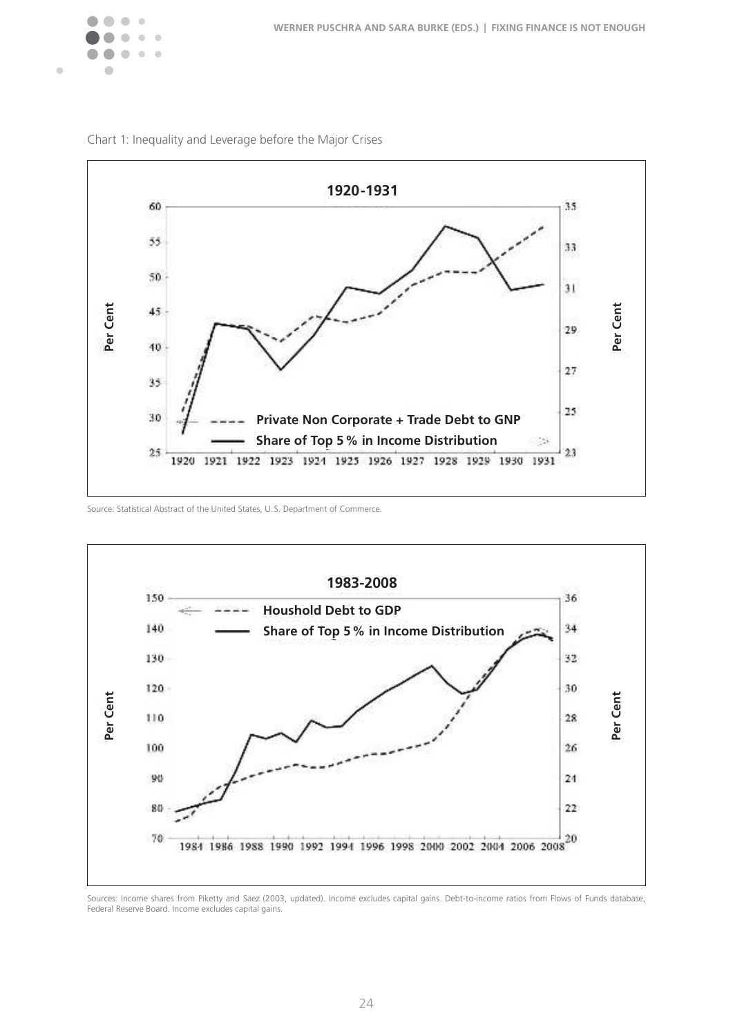Chart 1: Inequality and Leverage before the Major Crises

Source: Statistical Abstract of the United States, U.S. Department of Commerce.

Sources: Income shares from Piketty and Saez (2003, updated). Income excludes capital gains. Debt-to-income ratios from Flows of Funds database, Federal Reserve Board. Income excludes capital gains.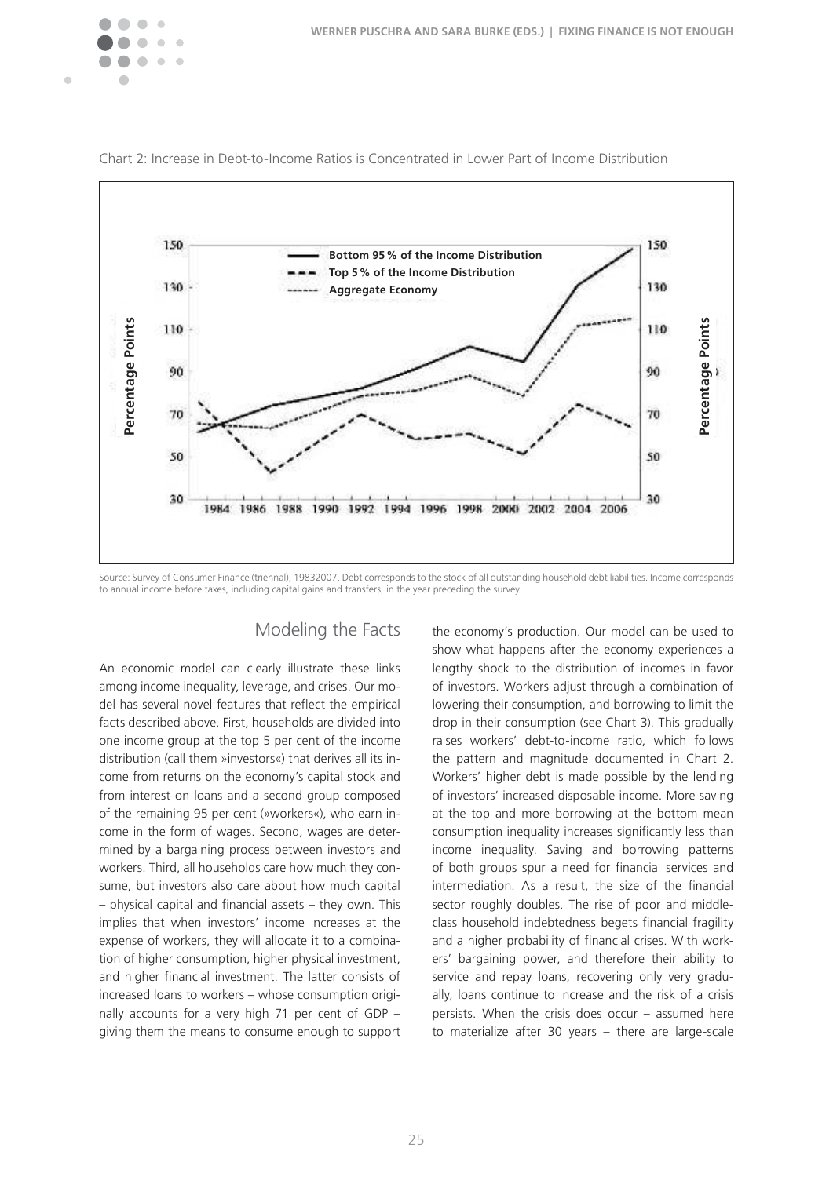Chart 2: Increase in Debt-to-Income Ratios is Concentrated in Lower Part of Income Distribution

Source: Survey of Consumer Finance (triennal), 19832007. Debt corresponds to the stock of all outstanding household debt liabilities. Income corresponds to annual income before taxes, including capital gains and transfers, in the year preceding the survey.

## Modeling the Facts

An economic model can clearly illustrate these links among income inequality, leverage, and crises. Our model has several novel features that reflect the empirical facts described above. First, households are divided into one income group at the top 5 per cent of the income distribution (call them »investors«) that derives all its income from returns on the economy's capital stock and from interest on loans and a second group composed of the remaining 95 per cent (»workers«), who earn income in the form of wages. Second, wages are determined by a bargaining process between investors and workers. Third, all households care how much they consume, but investors also care about how much capital – physical capital and financial assets – they own. This implies that when investors' income increases at the expense of workers, they will allocate it to a combination of higher consumption, higher physical investment, and higher financial investment. The latter consists of increased loans to workers – whose consumption originally accounts for a very high 71 per cent of GDP – giving them the means to consume enough to support the economy's production. Our model can be used to show what happens after the economy experiences a lengthy shock to the distribution of incomes in favor of investors. Workers adjust through a combination of lowering their consumption, and borrowing to limit the drop in their consumption (see Chart 3). This gradually raises workers' debt-to-income ratio, which follows the pattern and magnitude documented in Chart 2. Workers' higher debt is made possible by the lending of investors' increased disposable income. More saving at the top and more borrowing at the bottom mean consumption inequality increases significantly less than income inequality. Saving and borrowing patterns of both groups spur a need for financial services and intermediation. As a result, the size of the financial sector roughly doubles. The rise of poor and middle-class household indebtedness begets financial fragility and a higher probability of financial crises. With workers' bargaining power, and therefore their ability to service and repay loans, recovering only very gradually, loans continue to increase and the risk of a crisis persists. When the crisis does occur – assumed here to materialize after 30 years – there are large-scale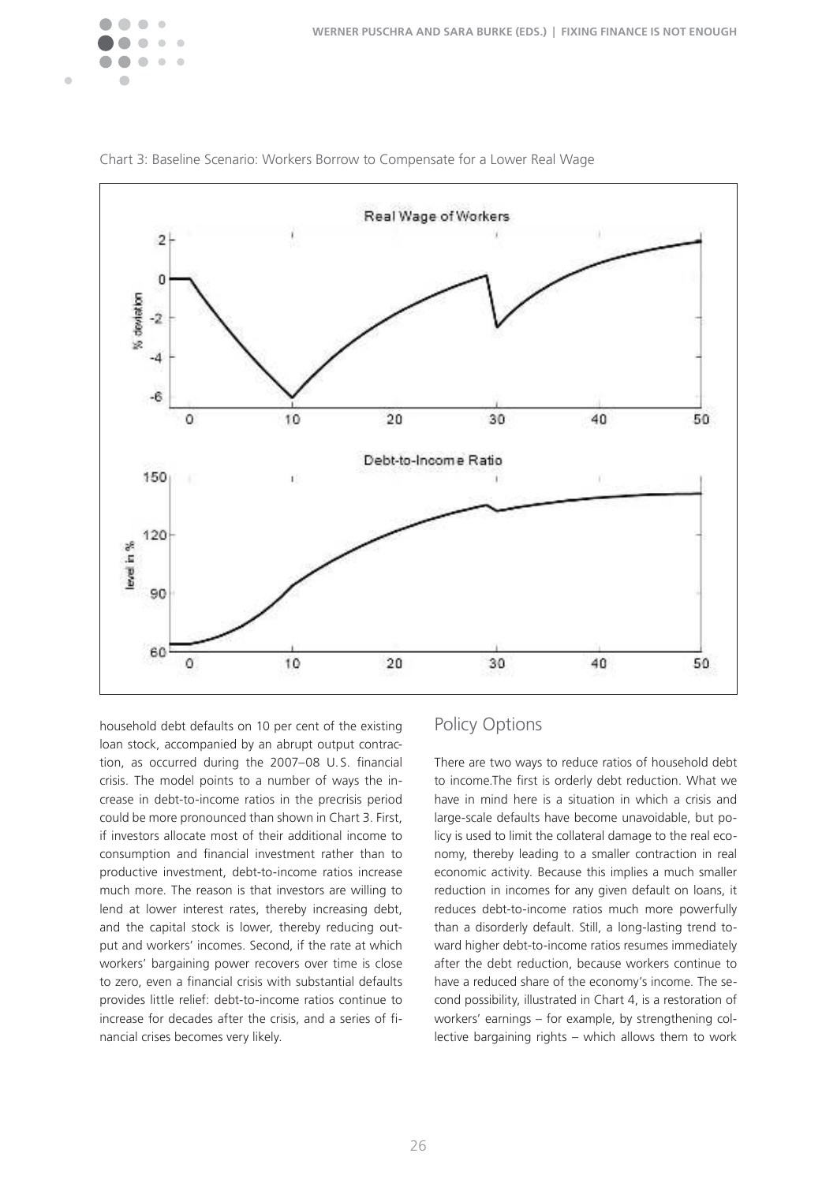Chart 3: Baseline Scenario: Workers Borrow to Compensate for a Lower Real Wage

household debt defaults on 10 per cent of the existing loan stock, accompanied by an abrupt output contraction, as occurred during the 2007–08 U.S. financial crisis. The model points to a number of ways the increase in debt-to-income ratios in the precrisis period could be more pronounced than shown in Chart 3. First, if investors allocate most of their additional income to consumption and financial investment rather than to productive investment, debt-to-income ratios increase much more. The reason is that investors are willing to lend at lower interest rates, thereby increasing debt, and the capital stock is lower, thereby reducing output and workers' incomes. Second, if the rate at which workers' bargaining power recovers over time is close to zero, even a financial crisis with substantial defaults provides little relief: debt-to-income ratios continue to increase for decades after the crisis, and a series of financial crises becomes very likely.

## Policy Options

There are two ways to reduce ratios of household debt to income.The first is orderly debt reduction. What we have in mind here is a situation in which a crisis and large-scale defaults have become unavoidable, but policy is used to limit the collateral damage to the real economy, thereby leading to a smaller contraction in real economic activity. Because this implies a much smaller reduction in incomes for any given default on loans, it reduces debt-to-income ratios much more powerfully than a disorderly default. Still, a long-lasting trend toward higher debt-to-income ratios resumes immediately after the debt reduction, because workers continue to have a reduced share of the economy's income. The second possibility, illustrated in Chart 4, is a restoration of workers' earnings – for example, by strengthening collective bargaining rights – which allows them to work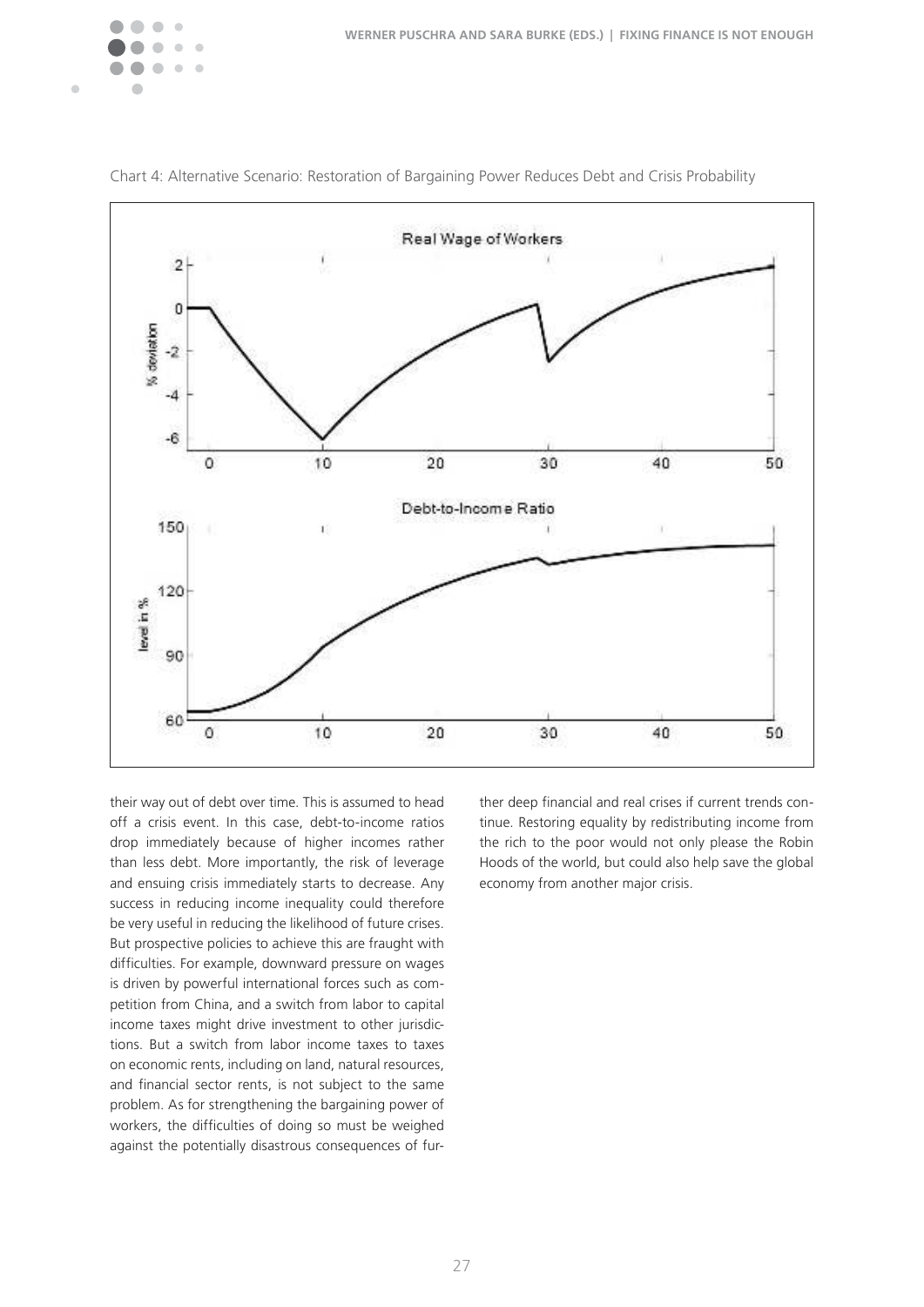Chart 4: Alternative Scenario: Restoration of Bargaining Power Reduces Debt and Crisis Probability

their way out of debt over time. This is assumed to head off a crisis event. In this case, debt-to-income ratios drop immediately because of higher incomes rather than less debt. More importantly, the risk of leverage and ensuing crisis immediately starts to decrease. Any success in reducing income inequality could therefore be very useful in reducing the likelihood of future crises. But prospective policies to achieve this are fraught with difficulties. For example, downward pressure on wages is driven by powerful international forces such as competition from China, and a switch from labor to capital income taxes might drive investment to other jurisdictions. But a switch from labor income taxes to taxes on economic rents, including on land, natural resources, and financial sector rents, is not subject to the same problem. As for strengthening the bargaining power of workers, the difficulties of doing so must be weighed against the potentially disastrous consequences of further deep financial and real crises if current trends continue. Restoring equality by redistributing income from the rich to the poor would not only please the Robin Hoods of the world, but could also help save the global economy from another major crisis.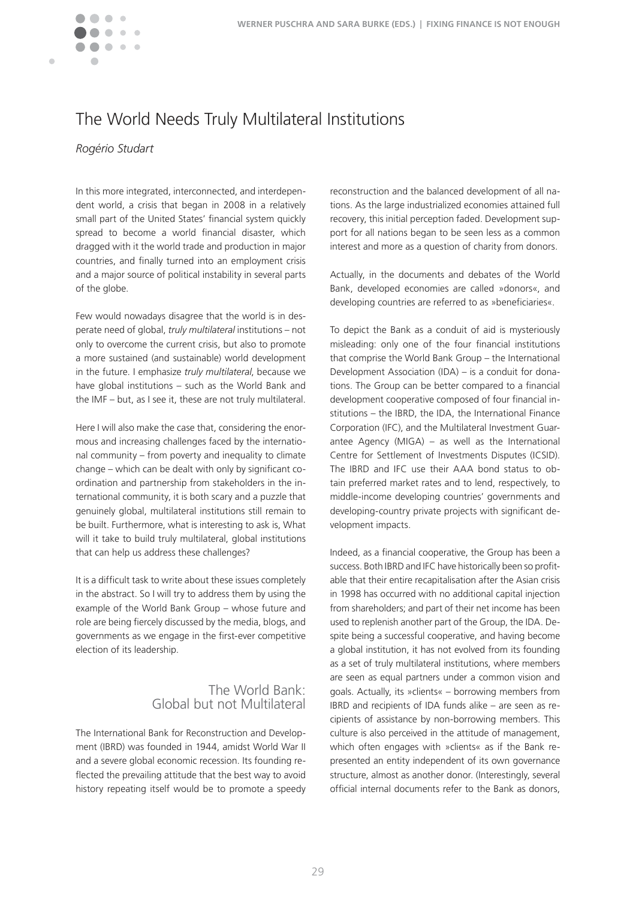# The World Needs Truly Multilateral Institutions

*Rogério Studart*

In this more integrated, interconnected, and interdependent world, a crisis that began in 2008 in a relatively small part of the United States' financial system quickly spread to become a world financial disaster, which dragged with it the world trade and production in major countries, and finally turned into an employment crisis and a major source of political instability in several parts of the globe.

Few would nowadays disagree that the world is in desperate need of global, *truly multilateral* institutions – not only to overcome the current crisis, but also to promote a more sustained (and sustainable) world development in the future. I emphasize *truly multilateral*, because we have global institutions – such as the World Bank and the IMF – but, as I see it, these are not truly multilateral.

Here I will also make the case that, considering the enormous and increasing challenges faced by the international community – from poverty and inequality to climate change – which can be dealt with only by significant coordination and partnership from stakeholders in the international community, it is both scary and a puzzle that genuinely global, multilateral institutions still remain to be built. Furthermore, what is interesting to ask is, What will it take to build truly multilateral, global institutions that can help us address these challenges?

It is a difficult task to write about these issues completely in the abstract. So I will try to address them by using the example of the World Bank Group – whose future and role are being fiercely discussed by the media, blogs, and governments as we engage in the first-ever competitive election of its leadership.

## The World Bank: Global but not Multilateral

The International Bank for Reconstruction and Development (IBRD) was founded in 1944, amidst World War II and a severe global economic recession. Its founding reflected the prevailing attitude that the best way to avoid history repeating itself would be to promote a speedy reconstruction and the balanced development of all nations. As the large industrialized economies attained full recovery, this initial perception faded. Development support for all nations began to be seen less as a common interest and more as a question of charity from donors.

Actually, in the documents and debates of the World Bank, developed economies are called »donors«, and developing countries are referred to as »beneficiaries«.

To depict the Bank as a conduit of aid is mysteriously misleading: only one of the four financial institutions that comprise the World Bank Group – the International Development Association (IDA) – is a conduit for donations. The Group can be better compared to a financial development cooperative composed of four financial institutions – the IBRD, the IDA, the International Finance Corporation (IFC), and the Multilateral Investment Guarantee Agency (MIGA) – as well as the International Centre for Settlement of Investments Disputes (ICSID). The IBRD and IFC use their AAA bond status to obtain preferred market rates and to lend, respectively, to middle-income developing countries' governments and developing-country private projects with significant development impacts.

Indeed, as a financial cooperative, the Group has been a success. Both IBRD and IFC have historically been so profitable that their entire recapitalisation after the Asian crisis in 1998 has occurred with no additional capital injection from shareholders; and part of their net income has been used to replenish another part of the Group, the IDA. Despite being a successful cooperative, and having become a global institution, it has not evolved from its founding as a set of truly multilateral institutions, where members are seen as equal partners under a common vision and goals. Actually, its »clients« – borrowing members from IBRD and recipients of IDA funds alike – are seen as recipients of assistance by non-borrowing members. This culture is also perceived in the attitude of management, which often engages with »clients« as if the Bank represented an entity independent of its own governance structure, almost as another donor. (Interestingly, several official internal documents refer to the Bank as donors,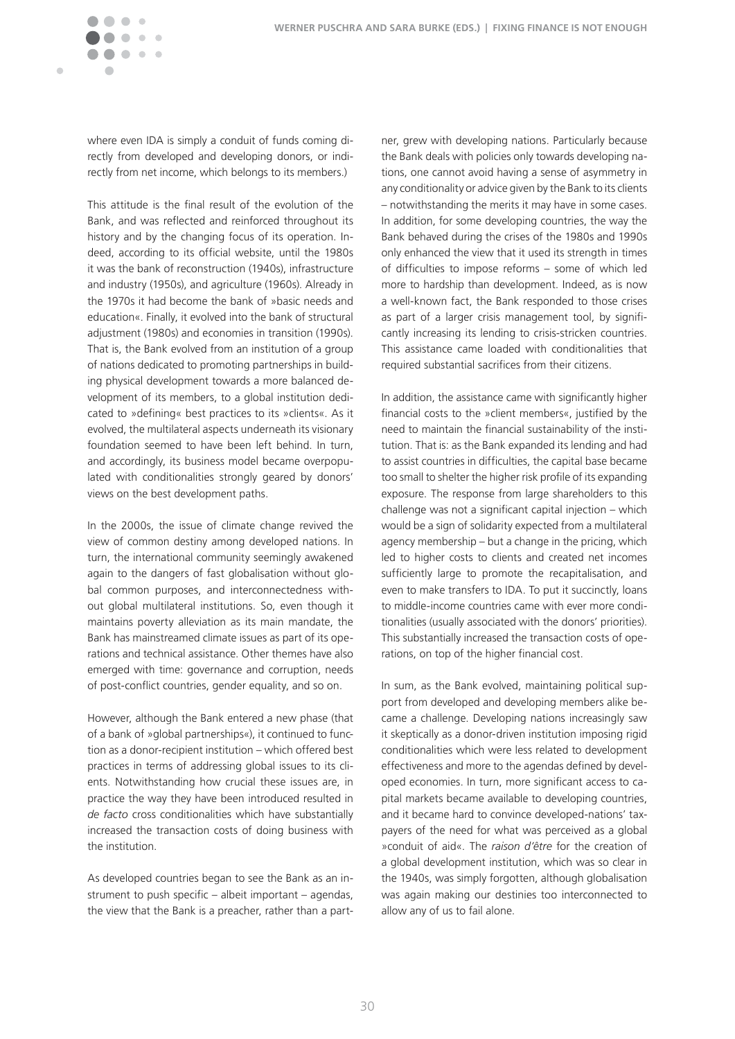where even IDA is simply a conduit of funds coming directly from developed and developing donors, or indirectly from net income, which belongs to its members.)

This attitude is the final result of the evolution of the Bank, and was reflected and reinforced throughout its history and by the changing focus of its operation. Indeed, according to its official website, until the 1980s it was the bank of reconstruction (1940s), infrastructure and industry (1950s), and agriculture (1960s). Already in the 1970s it had become the bank of »basic needs and education«. Finally, it evolved into the bank of structural adjustment (1980s) and economies in transition (1990s). That is, the Bank evolved from an institution of a group of nations dedicated to promoting partnerships in building physical development towards a more balanced development of its members, to a global institution dedicated to »defining« best practices to its »clients«. As it evolved, the multilateral aspects underneath its visionary foundation seemed to have been left behind. In turn, and accordingly, its business model became overpopulated with conditionalities strongly geared by donors' views on the best development paths.

In the 2000s, the issue of climate change revived the view of common destiny among developed nations. In turn, the international community seemingly awakened again to the dangers of fast globalisation without global common purposes, and interconnectedness without global multilateral institutions. So, even though it maintains poverty alleviation as its main mandate, the Bank has mainstreamed climate issues as part of its operations and technical assistance. Other themes have also emerged with time: governance and corruption, needs of post-conflict countries, gender equality, and so on.

However, although the Bank entered a new phase (that of a bank of »global partnerships«), it continued to function as a donor-recipient institution – which offered best practices in terms of addressing global issues to its clients. Notwithstanding how crucial these issues are, in practice the way they have been introduced resulted in *de facto* cross conditionalities which have substantially increased the transaction costs of doing business with the institution.

As developed countries began to see the Bank as an instrument to push specific – albeit important – agendas, the view that the Bank is a preacher, rather than a partner, grew with developing nations. Particularly because the Bank deals with policies only towards developing nations, one cannot avoid having a sense of asymmetry in any conditionality or advice given by the Bank to its clients – notwithstanding the merits it may have in some cases. In addition, for some developing countries, the way the Bank behaved during the crises of the 1980s and 1990s only enhanced the view that it used its strength in times of difficulties to impose reforms – some of which led more to hardship than development. Indeed, as is now a well-known fact, the Bank responded to those crises as part of a larger crisis management tool, by significantly increasing its lending to crisis-stricken countries. This assistance came loaded with conditionalities that required substantial sacrifices from their citizens.

In addition, the assistance came with significantly higher financial costs to the »client members«, justified by the need to maintain the financial sustainability of the institution. That is: as the Bank expanded its lending and had to assist countries in difficulties, the capital base became too small to shelter the higher risk profile of its expanding exposure. The response from large shareholders to this challenge was not a significant capital injection – which would be a sign of solidarity expected from a multilateral agency membership – but a change in the pricing, which led to higher costs to clients and created net incomes sufficiently large to promote the recapitalisation, and even to make transfers to IDA. To put it succinctly, loans to middle-income countries came with ever more conditionalities (usually associated with the donors' priorities). This substantially increased the transaction costs of operations, on top of the higher financial cost.

In sum, as the Bank evolved, maintaining political support from developed and developing members alike became a challenge. Developing nations increasingly saw it skeptically as a donor-driven institution imposing rigid conditionalities which were less related to development effectiveness and more to the agendas defined by developed economies. In turn, more significant access to capital markets became available to developing countries, and it became hard to convince developed-nations' taxpayers of the need for what was perceived as a global »conduit of aid«. The *raison d'être* for the creation of a global development institution, which was so clear in the 1940s, was simply forgotten, although globalisation was again making our destinies too interconnected to allow any of us to fail alone.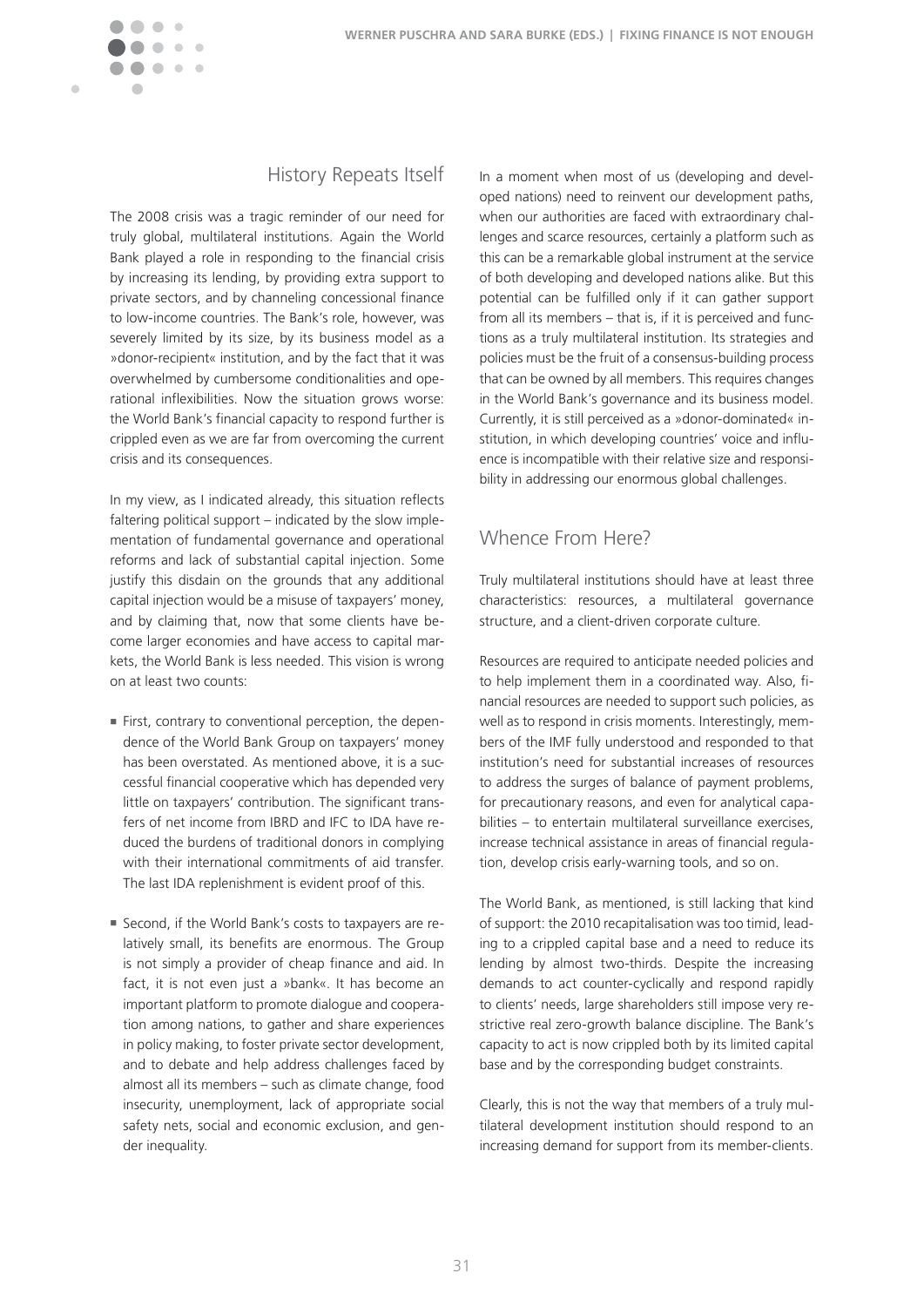## History Repeats Itself

The 2008 crisis was a tragic reminder of our need for truly global, multilateral institutions. Again the World Bank played a role in responding to the financial crisis by increasing its lending, by providing extra support to private sectors, and by channeling concessional finance to low-income countries. The Bank's role, however, was severely limited by its size, by its business model as a »donor-recipient« institution, and by the fact that it was overwhelmed by cumbersome conditionalities and operational inflexibilities. Now the situation grows worse: the World Bank's financial capacity to respond further is crippled even as we are far from overcoming the current crisis and its consequences.

In my view, as I indicated already, this situation reflects faltering political support – indicated by the slow implementation of fundamental governance and operational reforms and lack of substantial capital injection. Some justify this disdain on the grounds that any additional capital injection would be a misuse of taxpayers' money, and by claiming that, now that some clients have become larger economies and have access to capital markets, the World Bank is less needed. This vision is wrong on at least two counts:

- First, contrary to conventional perception, the dependence of the World Bank Group on taxpayers' money has been overstated. As mentioned above, it is a successful financial cooperative which has depended very little on taxpayers' contribution. The significant transfers of net income from IBRD and IFC to IDA have reduced the burdens of traditional donors in complying with their international commitments of aid transfer. The last IDA replenishment is evident proof of this.
- Second, if the World Bank's costs to taxpayers are relatively small, its benefits are enormous. The Group is not simply a provider of cheap finance and aid. In fact, it is not even just a »bank«. It has become an important platform to promote dialogue and cooperation among nations, to gather and share experiences in policy making, to foster private sector development, and to debate and help address challenges faced by almost all its members – such as climate change, food insecurity, unemployment, lack of appropriate social safety nets, social and economic exclusion, and gender inequality.

In a moment when most of us (developing and developed nations) need to reinvent our development paths, when our authorities are faced with extraordinary challenges and scarce resources, certainly a platform such as this can be a remarkable global instrument at the service of both developing and developed nations alike. But this potential can be fulfilled only if it can gather support from all its members – that is, if it is perceived and functions as a truly multilateral institution. Its strategies and policies must be the fruit of a consensus-building process that can be owned by all members. This requires changes in the World Bank's governance and its business model. Currently, it is still perceived as a »donor-dominated« institution, in which developing countries' voice and influence is incompatible with their relative size and responsibility in addressing our enormous global challenges.

## Whence From Here?

Truly multilateral institutions should have at least three characteristics: resources, a multilateral governance structure, and a client-driven corporate culture.

Resources are required to anticipate needed policies and to help implement them in a coordinated way. Also, financial resources are needed to support such policies, as well as to respond in crisis moments. Interestingly, members of the IMF fully understood and responded to that institution's need for substantial increases of resources to address the surges of balance of payment problems, for precautionary reasons, and even for analytical capabilities – to entertain multilateral surveillance exercises, increase technical assistance in areas of financial regulation, develop crisis early-warning tools, and so on.

The World Bank, as mentioned, is still lacking that kind of support: the 2010 recapitalisation was too timid, leading to a crippled capital base and a need to reduce its lending by almost two-thirds. Despite the increasing demands to act counter-cyclically and respond rapidly to clients' needs, large shareholders still impose very restrictive real zero-growth balance discipline. The Bank's capacity to act is now crippled both by its limited capital base and by the corresponding budget constraints.

Clearly, this is not the way that members of a truly multilateral development institution should respond to an increasing demand for support from its member-clients.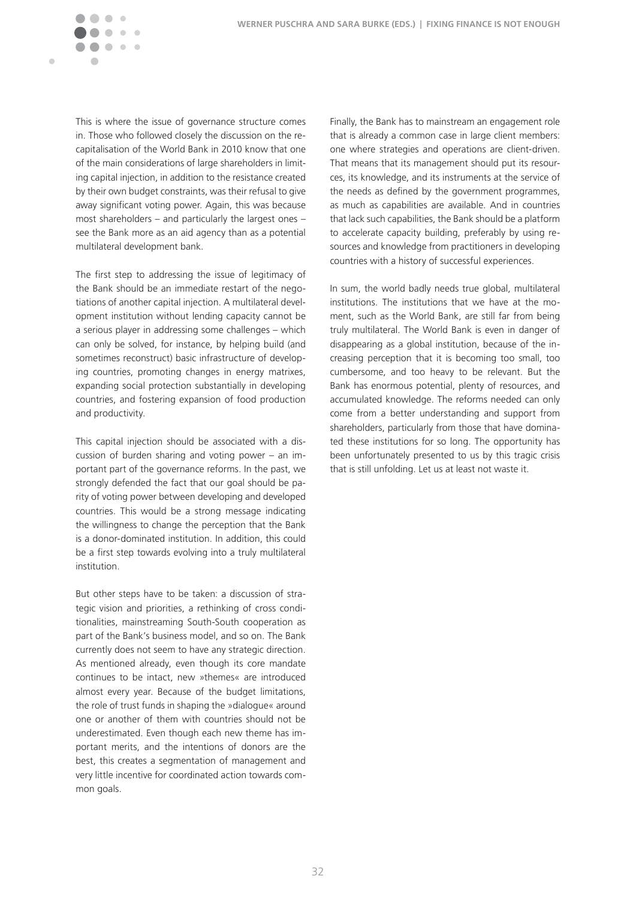This is where the issue of governance structure comes in. Those who followed closely the discussion on the recapitalisation of the World Bank in 2010 know that one of the main considerations of large shareholders in limiting capital injection, in addition to the resistance created by their own budget constraints, was their refusal to give away significant voting power. Again, this was because most shareholders – and particularly the largest ones – see the Bank more as an aid agency than as a potential multilateral development bank.

The first step to addressing the issue of legitimacy of the Bank should be an immediate restart of the negotiations of another capital injection. A multilateral development institution without lending capacity cannot be a serious player in addressing some challenges – which can only be solved, for instance, by helping build (and sometimes reconstruct) basic infrastructure of developing countries, promoting changes in energy matrixes, expanding social protection substantially in developing countries, and fostering expansion of food production and productivity.

This capital injection should be associated with a discussion of burden sharing and voting power – an important part of the governance reforms. In the past, we strongly defended the fact that our goal should be parity of voting power between developing and developed countries. This would be a strong message indicating the willingness to change the perception that the Bank is a donor-dominated institution. In addition, this could be a first step towards evolving into a truly multilateral institution.

But other steps have to be taken: a discussion of strategic vision and priorities, a rethinking of cross conditionalities, mainstreaming South-South cooperation as part of the Bank's business model, and so on. The Bank currently does not seem to have any strategic direction. As mentioned already, even though its core mandate continues to be intact, new »themes« are introduced almost every year. Because of the budget limitations, the role of trust funds in shaping the »dialogue« around one or another of them with countries should not be underestimated. Even though each new theme has important merits, and the intentions of donors are the best, this creates a segmentation of management and very little incentive for coordinated action towards common goals.

Finally, the Bank has to mainstream an engagement role that is already a common case in large client members: one where strategies and operations are client-driven. That means that its management should put its resources, its knowledge, and its instruments at the service of the needs as defined by the government programmes, as much as capabilities are available. And in countries that lack such capabilities, the Bank should be a platform to accelerate capacity building, preferably by using resources and knowledge from practitioners in developing countries with a history of successful experiences.

In sum, the world badly needs true global, multilateral institutions. The institutions that we have at the moment, such as the World Bank, are still far from being truly multilateral. The World Bank is even in danger of disappearing as a global institution, because of the increasing perception that it is becoming too small, too cumbersome, and too heavy to be relevant. But the Bank has enormous potential, plenty of resources, and accumulated knowledge. The reforms needed can only come from a better understanding and support from shareholders, particularly from those that have dominated these institutions for so long. The opportunity has been unfortunately presented to us by this tragic crisis that is still unfolding. Let us at least not waste it.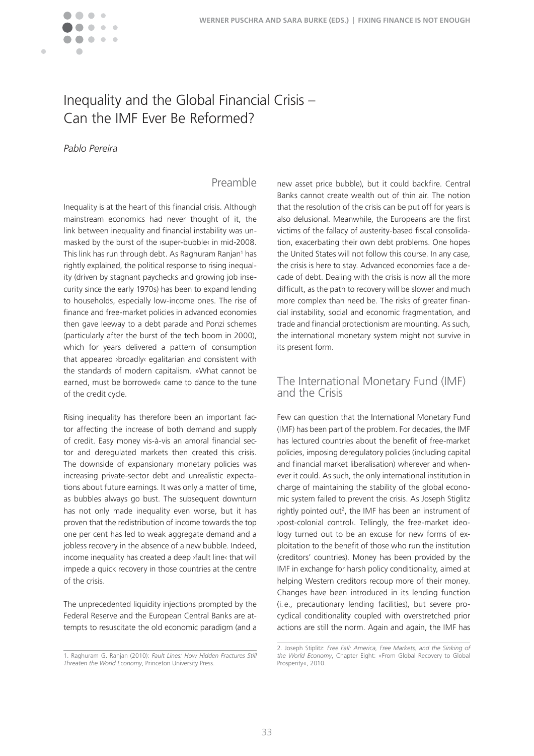# Inequality and the Global Financial Crisis – Can the IMF Ever Be Reformed?

*Pablo Pereira*

## Preamble

Inequality is at the heart of this financial crisis. Although mainstream economics had never thought of it, the link between inequality and financial instability was unmasked by the burst of the ›super-bubble‹ in mid-2008. This link has run through debt. As Raghuram Ranjan[1] has rightly explained, the political response to rising inequality (driven by stagnant paychecks and growing job insecurity since the early 1970s) has been to expand lending to households, especially low-income ones. The rise of finance and free-market policies in advanced economies then gave leeway to a debt parade and Ponzi schemes (particularly after the burst of the tech boom in 2000), which for years delivered a pattern of consumption that appeared ›broadly‹ egalitarian and consistent with the standards of modern capitalism. »What cannot be earned, must be borrowed« came to dance to the tune of the credit cycle.

Rising inequality has therefore been an important factor affecting the increase of both demand and supply of credit. Easy money vis-à-vis an amoral financial sector and deregulated markets then created this crisis. The downside of expansionary monetary policies was increasing private-sector debt and unrealistic expectations about future earnings. It was only a matter of time, as bubbles always go bust. The subsequent downturn has not only made inequality even worse, but it has proven that the redistribution of income towards the top one per cent has led to weak aggregate demand and a jobless recovery in the absence of a new bubble. Indeed, income inequality has created a deep ›fault line‹ that will impede a quick recovery in those countries at the centre of the crisis.

The unprecedented liquidity injections prompted by the Federal Reserve and the European Central Banks are attempts to resuscitate the old economic paradigm (and a new asset price bubble), but it could backfire. Central Banks cannot create wealth out of thin air. The notion that the resolution of the crisis can be put off for years is also delusional. Meanwhile, the Europeans are the first victims of the fallacy of austerity-based fiscal consolidation, exacerbating their own debt problems. One hopes the United States will not follow this course. In any case, the crisis is here to stay. Advanced economies face a decade of debt. Dealing with the crisis is now all the more difficult, as the path to recovery will be slower and much more complex than need be. The risks of greater financial instability, social and economic fragmentation, and trade and financial protectionism are mounting. As such, the international monetary system might not survive in its present form.

## The International Monetary Fund (IMF) and the Crisis

Few can question that the International Monetary Fund (IMF) has been part of the problem. For decades, the IMF has lectured countries about the benefit of free-market policies, imposing deregulatory policies (including capital and financial market liberalisation) wherever and whenever it could. As such, the only international institution in charge of maintaining the stability of the global economic system failed to prevent the crisis. As Joseph Stiglitz rightly pointed out[2], the IMF has been an instrument of ›post-colonial control‹. Tellingly, the free-market ideology turned out to be an excuse for new forms of exploitation to the benefit of those who run the institution (creditors' countries). Money has been provided by the IMF in exchange for harsh policy conditionality, aimed at helping Western creditors recoup more of their money. Changes have been introduced in its lending function (i.e., precautionary lending facilities), but severe procyclical conditionality coupled with overstretched prior actions are still the norm. Again and again, the IMF has

1. Raghuram G. Ranjan (2010): *Fault Lines: How Hidden Fractures Still Threaten the World Economy*, Princeton University Press.

2. Joseph Stiplitz: *Free Fall: America, Free Markets, and the Sinking of the World Economy*, Chapter Eight: »From Global Recovery to Global Prosperity«, 2010.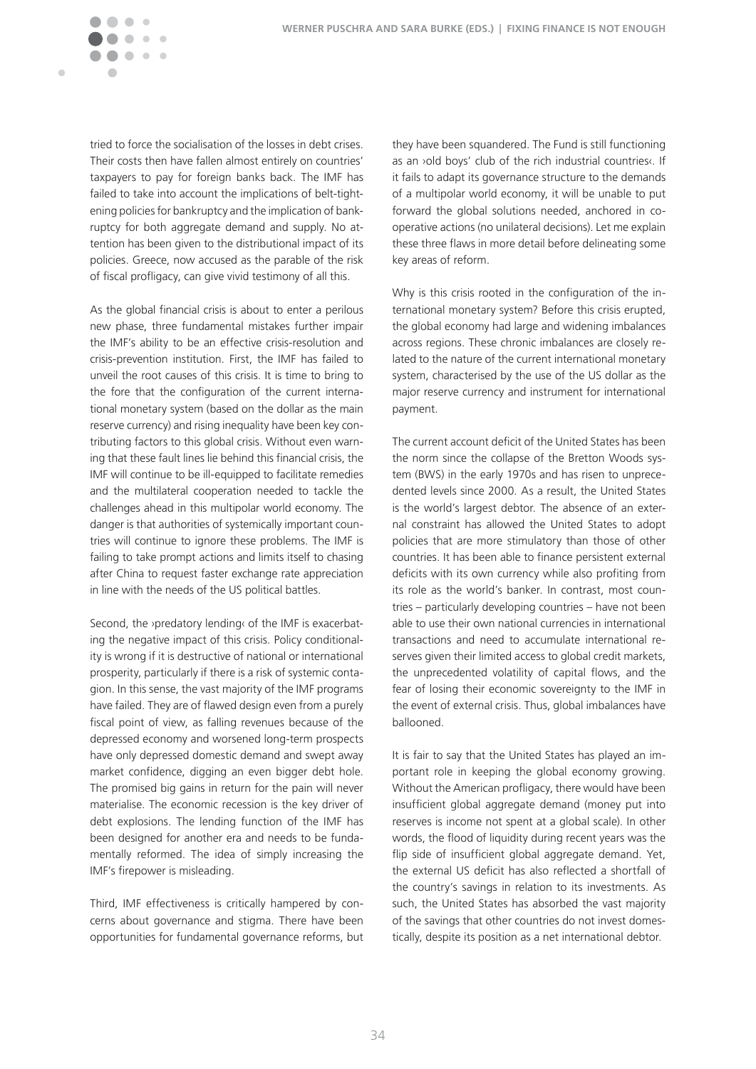tried to force the socialisation of the losses in debt crises. Their costs then have fallen almost entirely on countries' taxpayers to pay for foreign banks back. The IMF has failed to take into account the implications of belt-tightening policies for bankruptcy and the implication of bankruptcy for both aggregate demand and supply. No attention has been given to the distributional impact of its policies. Greece, now accused as the parable of the risk of fiscal profligacy, can give vivid testimony of all this.

As the global financial crisis is about to enter a perilous new phase, three fundamental mistakes further impair the IMF's ability to be an effective crisis-resolution and crisis-prevention institution. First, the IMF has failed to unveil the root causes of this crisis. It is time to bring to the fore that the configuration of the current international monetary system (based on the dollar as the main reserve currency) and rising inequality have been key contributing factors to this global crisis. Without even warning that these fault lines lie behind this financial crisis, the IMF will continue to be ill-equipped to facilitate remedies and the multilateral cooperation needed to tackle the challenges ahead in this multipolar world economy. The danger is that authorities of systemically important countries will continue to ignore these problems. The IMF is failing to take prompt actions and limits itself to chasing after China to request faster exchange rate appreciation in line with the needs of the US political battles.

Second, the ›predatory lending‹ of the IMF is exacerbating the negative impact of this crisis. Policy conditionality is wrong if it is destructive of national or international prosperity, particularly if there is a risk of systemic contagion. In this sense, the vast majority of the IMF programs have failed. They are of flawed design even from a purely fiscal point of view, as falling revenues because of the depressed economy and worsened long-term prospects have only depressed domestic demand and swept away market confidence, digging an even bigger debt hole. The promised big gains in return for the pain will never materialise. The economic recession is the key driver of debt explosions. The lending function of the IMF has been designed for another era and needs to be fundamentally reformed. The idea of simply increasing the IMF's firepower is misleading.

Third, IMF effectiveness is critically hampered by concerns about governance and stigma. There have been opportunities for fundamental governance reforms, but they have been squandered. The Fund is still functioning as an ›old boys' club of the rich industrial countries‹. If it fails to adapt its governance structure to the demands of a multipolar world economy, it will be unable to put forward the global solutions needed, anchored in cooperative actions (no unilateral decisions). Let me explain these three flaws in more detail before delineating some key areas of reform.

Why is this crisis rooted in the configuration of the international monetary system? Before this crisis erupted, the global economy had large and widening imbalances across regions. These chronic imbalances are closely related to the nature of the current international monetary system, characterised by the use of the US dollar as the major reserve currency and instrument for international payment.

The current account deficit of the United States has been the norm since the collapse of the Bretton Woods system (BWS) in the early 1970s and has risen to unprecedented levels since 2000. As a result, the United States is the world's largest debtor. The absence of an external constraint has allowed the United States to adopt policies that are more stimulatory than those of other countries. It has been able to finance persistent external deficits with its own currency while also profiting from its role as the world's banker. In contrast, most countries – particularly developing countries – have not been able to use their own national currencies in international transactions and need to accumulate international reserves given their limited access to global credit markets, the unprecedented volatility of capital flows, and the fear of losing their economic sovereignty to the IMF in the event of external crisis. Thus, global imbalances have ballooned.

It is fair to say that the United States has played an important role in keeping the global economy growing. Without the American profligacy, there would have been insufficient global aggregate demand (money put into reserves is income not spent at a global scale). In other words, the flood of liquidity during recent years was the flip side of insufficient global aggregate demand. Yet, the external US deficit has also reflected a shortfall of the country's savings in relation to its investments. As such, the United States has absorbed the vast majority of the savings that other countries do not invest domestically, despite its position as a net international debtor.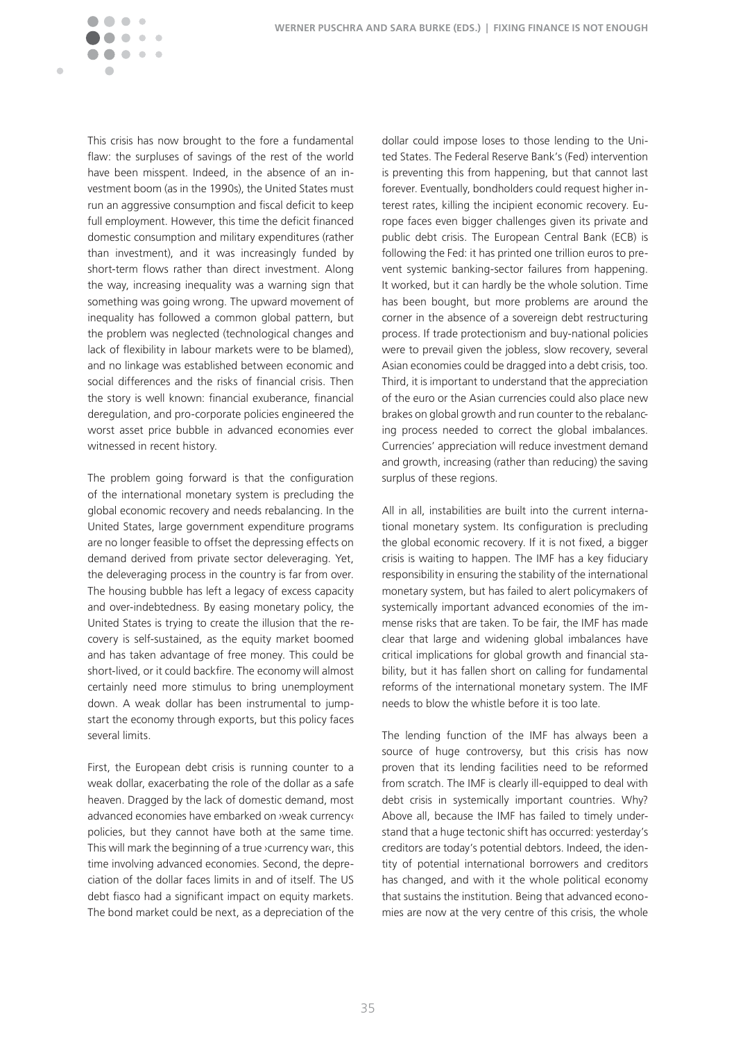This crisis has now brought to the fore a fundamental flaw: the surpluses of savings of the rest of the world have been misspent. Indeed, in the absence of an investment boom (as in the 1990s), the United States must run an aggressive consumption and fiscal deficit to keep full employment. However, this time the deficit financed domestic consumption and military expenditures (rather than investment), and it was increasingly funded by short-term flows rather than direct investment. Along the way, increasing inequality was a warning sign that something was going wrong. The upward movement of inequality has followed a common global pattern, but the problem was neglected (technological changes and lack of flexibility in labour markets were to be blamed), and no linkage was established between economic and social differences and the risks of financial crisis. Then the story is well known: financial exuberance, financial deregulation, and pro-corporate policies engineered the worst asset price bubble in advanced economies ever witnessed in recent history.

The problem going forward is that the configuration of the international monetary system is precluding the global economic recovery and needs rebalancing. In the United States, large government expenditure programs are no longer feasible to offset the depressing effects on demand derived from private sector deleveraging. Yet, the deleveraging process in the country is far from over. The housing bubble has left a legacy of excess capacity and over-indebtedness. By easing monetary policy, the United States is trying to create the illusion that the recovery is self-sustained, as the equity market boomed and has taken advantage of free money. This could be short-lived, or it could backfire. The economy will almost certainly need more stimulus to bring unemployment down. A weak dollar has been instrumental to jumpstart the economy through exports, but this policy faces several limits.

First, the European debt crisis is running counter to a weak dollar, exacerbating the role of the dollar as a safe heaven. Dragged by the lack of domestic demand, most advanced economies have embarked on ›weak currency‹ policies, but they cannot have both at the same time. This will mark the beginning of a true ›currency war‹, this time involving advanced economies. Second, the depreciation of the dollar faces limits in and of itself. The US debt fiasco had a significant impact on equity markets. The bond market could be next, as a depreciation of the dollar could impose loses to those lending to the United States. The Federal Reserve Bank's (Fed) intervention is preventing this from happening, but that cannot last forever. Eventually, bondholders could request higher interest rates, killing the incipient economic recovery. Europe faces even bigger challenges given its private and public debt crisis. The European Central Bank (ECB) is following the Fed: it has printed one trillion euros to prevent systemic banking-sector failures from happening. It worked, but it can hardly be the whole solution. Time has been bought, but more problems are around the corner in the absence of a sovereign debt restructuring process. If trade protectionism and buy-national policies were to prevail given the jobless, slow recovery, several Asian economies could be dragged into a debt crisis, too. Third, it is important to understand that the appreciation of the euro or the Asian currencies could also place new brakes on global growth and run counter to the rebalancing process needed to correct the global imbalances. Currencies' appreciation will reduce investment demand and growth, increasing (rather than reducing) the saving surplus of these regions.

All in all, instabilities are built into the current international monetary system. Its configuration is precluding the global economic recovery. If it is not fixed, a bigger crisis is waiting to happen. The IMF has a key fiduciary responsibility in ensuring the stability of the international monetary system, but has failed to alert policymakers of systemically important advanced economies of the immense risks that are taken. To be fair, the IMF has made clear that large and widening global imbalances have critical implications for global growth and financial stability, but it has fallen short on calling for fundamental reforms of the international monetary system. The IMF needs to blow the whistle before it is too late.

The lending function of the IMF has always been a source of huge controversy, but this crisis has now proven that its lending facilities need to be reformed from scratch. The IMF is clearly ill-equipped to deal with debt crisis in systemically important countries. Why? Above all, because the IMF has failed to timely understand that a huge tectonic shift has occurred: yesterday's creditors are today's potential debtors. Indeed, the identity of potential international borrowers and creditors has changed, and with it the whole political economy that sustains the institution. Being that advanced economies are now at the very centre of this crisis, the whole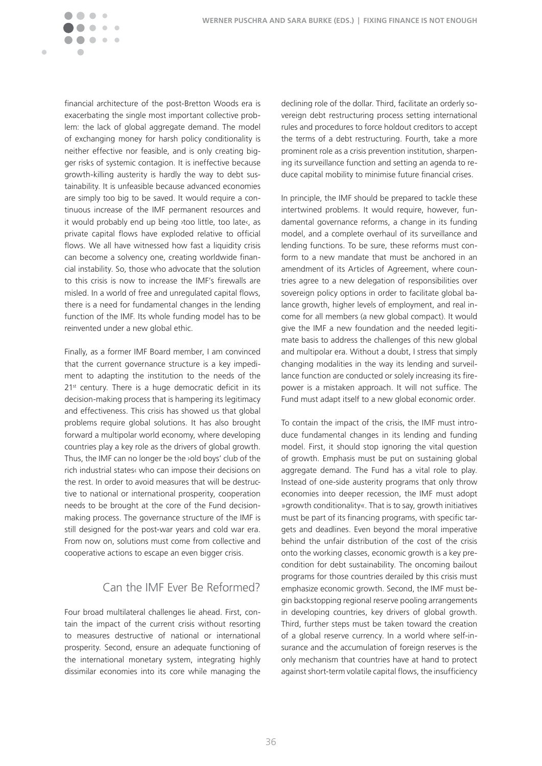financial architecture of the post-Bretton Woods era is exacerbating the single most important collective problem: the lack of global aggregate demand. The model of exchanging money for harsh policy conditionality is neither effective nor feasible, and is only creating bigger risks of systemic contagion. It is ineffective because growth-killing austerity is hardly the way to debt sustainability. It is unfeasible because advanced economies are simply too big to be saved. It would require a continuous increase of the IMF permanent resources and it would probably end up being ›too little, too late‹, as private capital flows have exploded relative to official flows. We all have witnessed how fast a liquidity crisis can become a solvency one, creating worldwide financial instability. So, those who advocate that the solution to this crisis is now to increase the IMF's firewalls are misled. In a world of free and unregulated capital flows, there is a need for fundamental changes in the lending function of the IMF. Its whole funding model has to be reinvented under a new global ethic.

Finally, as a former IMF Board member, I am convinced that the current governance structure is a key impediment to adapting the institution to the needs of the 21st century. There is a huge democratic deficit in its decision-making process that is hampering its legitimacy and effectiveness. This crisis has showed us that global problems require global solutions. It has also brought forward a multipolar world economy, where developing countries play a key role as the drivers of global growth. Thus, the IMF can no longer be the ›old boys' club of the rich industrial states‹ who can impose their decisions on the rest. In order to avoid measures that will be destructive to national or international prosperity, cooperation needs to be brought at the core of the Fund decision-making process. The governance structure of the IMF is still designed for the post-war years and cold war era. From now on, solutions must come from collective and cooperative actions to escape an even bigger crisis.

## Can the IMF Ever Be Reformed?

Four broad multilateral challenges lie ahead. First, contain the impact of the current crisis without resorting to measures destructive of national or international prosperity. Second, ensure an adequate functioning of the international monetary system, integrating highly dissimilar economies into its core while managing the declining role of the dollar. Third, facilitate an orderly sovereign debt restructuring process setting international rules and procedures to force holdout creditors to accept the terms of a debt restructuring. Fourth, take a more prominent role as a crisis prevention institution, sharpening its surveillance function and setting an agenda to reduce capital mobility to minimise future financial crises.

In principle, the IMF should be prepared to tackle these intertwined problems. It would require, however, fundamental governance reforms, a change in its funding model, and a complete overhaul of its surveillance and lending functions. To be sure, these reforms must conform to a new mandate that must be anchored in an amendment of its Articles of Agreement, where countries agree to a new delegation of responsibilities over sovereign policy options in order to facilitate global balance growth, higher levels of employment, and real income for all members (a new global compact). It would give the IMF a new foundation and the needed legitimate basis to address the challenges of this new global and multipolar era. Without a doubt, I stress that simply changing modalities in the way its lending and surveillance function are conducted or solely increasing its firepower is a mistaken approach. It will not suffice. The Fund must adapt itself to a new global economic order.

To contain the impact of the crisis, the IMF must introduce fundamental changes in its lending and funding model. First, it should stop ignoring the vital question of growth. Emphasis must be put on sustaining global aggregate demand. The Fund has a vital role to play. Instead of one-side austerity programs that only throw economies into deeper recession, the IMF must adopt »growth conditionality«. That is to say, growth initiatives must be part of its financing programs, with specific targets and deadlines. Even beyond the moral imperative behind the unfair distribution of the cost of the crisis onto the working classes, economic growth is a key precondition for debt sustainability. The oncoming bailout programs for those countries derailed by this crisis must emphasize economic growth. Second, the IMF must begin backstopping regional reserve pooling arrangements in developing countries, key drivers of global growth. Third, further steps must be taken toward the creation of a global reserve currency. In a world where self-insurance and the accumulation of foreign reserves is the only mechanism that countries have at hand to protect against short-term volatile capital flows, the insufficiency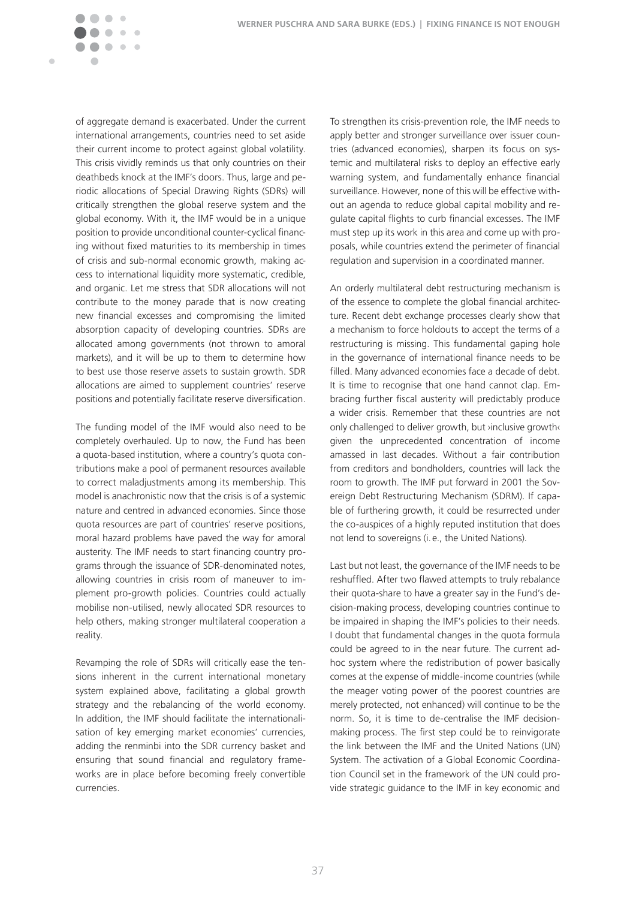of aggregate demand is exacerbated. Under the current international arrangements, countries need to set aside their current income to protect against global volatility. This crisis vividly reminds us that only countries on their deathbeds knock at the IMF's doors. Thus, large and periodic allocations of Special Drawing Rights (SDRs) will critically strengthen the global reserve system and the global economy. With it, the IMF would be in a unique position to provide unconditional counter-cyclical financing without fixed maturities to its membership in times of crisis and sub-normal economic growth, making access to international liquidity more systematic, credible, and organic. Let me stress that SDR allocations will not contribute to the money parade that is now creating new financial excesses and compromising the limited absorption capacity of developing countries. SDRs are allocated among governments (not thrown to amoral markets), and it will be up to them to determine how to best use those reserve assets to sustain growth. SDR allocations are aimed to supplement countries' reserve positions and potentially facilitate reserve diversification.

The funding model of the IMF would also need to be completely overhauled. Up to now, the Fund has been a quota-based institution, where a country's quota contributions make a pool of permanent resources available to correct maladjustments among its membership. This model is anachronistic now that the crisis is of a systemic nature and centred in advanced economies. Since those quota resources are part of countries' reserve positions, moral hazard problems have paved the way for amoral austerity. The IMF needs to start financing country programs through the issuance of SDR-denominated notes, allowing countries in crisis room of maneuver to implement pro-growth policies. Countries could actually mobilise non-utilised, newly allocated SDR resources to help others, making stronger multilateral cooperation a reality.

Revamping the role of SDRs will critically ease the tensions inherent in the current international monetary system explained above, facilitating a global growth strategy and the rebalancing of the world economy. In addition, the IMF should facilitate the internationalisation of key emerging market economies' currencies, adding the renminbi into the SDR currency basket and ensuring that sound financial and regulatory frameworks are in place before becoming freely convertible currencies.

To strengthen its crisis-prevention role, the IMF needs to apply better and stronger surveillance over issuer countries (advanced economies), sharpen its focus on systemic and multilateral risks to deploy an effective early warning system, and fundamentally enhance financial surveillance. However, none of this will be effective without an agenda to reduce global capital mobility and regulate capital flights to curb financial excesses. The IMF must step up its work in this area and come up with proposals, while countries extend the perimeter of financial regulation and supervision in a coordinated manner.

An orderly multilateral debt restructuring mechanism is of the essence to complete the global financial architecture. Recent debt exchange processes clearly show that a mechanism to force holdouts to accept the terms of a restructuring is missing. This fundamental gaping hole in the governance of international finance needs to be filled. Many advanced economies face a decade of debt. It is time to recognise that one hand cannot clap. Embracing further fiscal austerity will predictably produce a wider crisis. Remember that these countries are not only challenged to deliver growth, but ›inclusive growth‹ given the unprecedented concentration of income amassed in last decades. Without a fair contribution from creditors and bondholders, countries will lack the room to growth. The IMF put forward in 2001 the Sovereign Debt Restructuring Mechanism (SDRM). If capable of furthering growth, it could be resurrected under the co-auspices of a highly reputed institution that does not lend to sovereigns (i.e., the United Nations).

Last but not least, the governance of the IMF needs to be reshuffled. After two flawed attempts to truly rebalance their quota-share to have a greater say in the Fund's decision-making process, developing countries continue to be impaired in shaping the IMF's policies to their needs. I doubt that fundamental changes in the quota formula could be agreed to in the near future. The current ad-hoc system where the redistribution of power basically comes at the expense of middle-income countries (while the meager voting power of the poorest countries are merely protected, not enhanced) will continue to be the norm. So, it is time to de-centralise the IMF decision-making process. The first step could be to reinvigorate the link between the IMF and the United Nations (UN) System. The activation of a Global Economic Coordination Council set in the framework of the UN could provide strategic guidance to the IMF in key economic and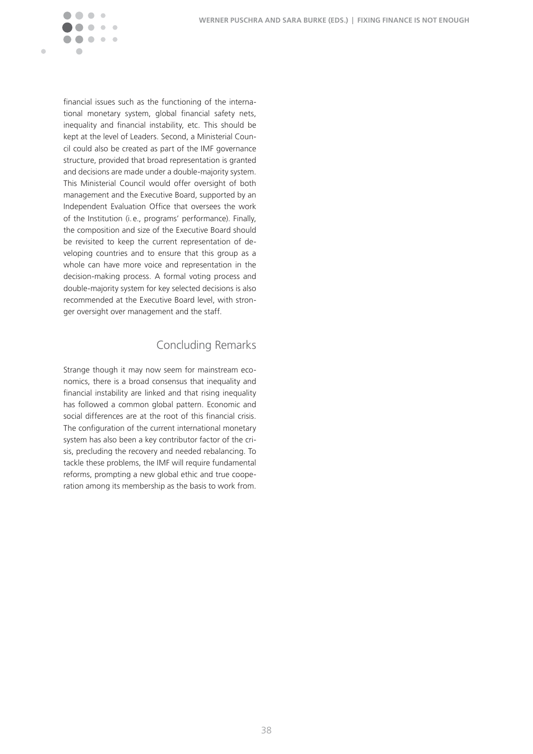financial issues such as the functioning of the international monetary system, global financial safety nets, inequality and financial instability, etc. This should be kept at the level of Leaders. Second, a Ministerial Council could also be created as part of the IMF governance structure, provided that broad representation is granted and decisions are made under a double-majority system. This Ministerial Council would offer oversight of both management and the Executive Board, supported by an Independent Evaluation Office that oversees the work of the Institution (i. e., programs' performance). Finally, the composition and size of the Executive Board should be revisited to keep the current representation of developing countries and to ensure that this group as a whole can have more voice and representation in the decision-making process. A formal voting process and double-majority system for key selected decisions is also recommended at the Executive Board level, with stronger oversight over management and the staff.

## Concluding Remarks

Strange though it may now seem for mainstream economics, there is a broad consensus that inequality and financial instability are linked and that rising inequality has followed a common global pattern. Economic and social differences are at the root of this financial crisis. The configuration of the current international monetary system has also been a key contributor factor of the crisis, precluding the recovery and needed rebalancing. To tackle these problems, the IMF will require fundamental reforms, prompting a new global ethic and true cooperation among its membership as the basis to work from.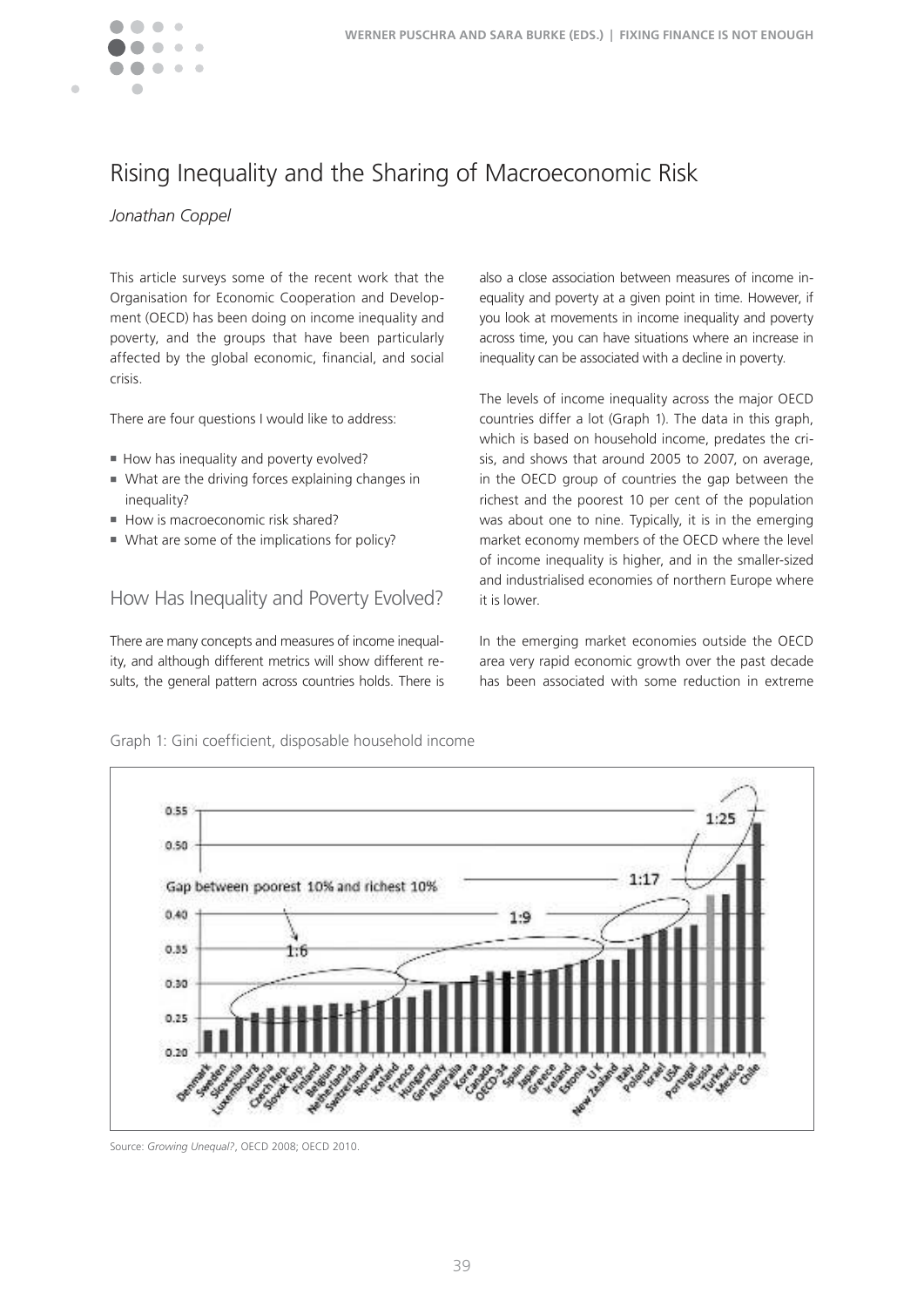# Rising Inequality and the Sharing of Macroeconomic Risk

*Jonathan Coppel*

This article surveys some of the recent work that the Organisation for Economic Cooperation and Development (OECD) has been doing on income inequality and poverty, and the groups that have been particularly affected by the global economic, financial, and social crisis.

There are four questions I would like to address:

- How has inequality and poverty evolved?
- What are the driving forces explaining changes in inequality?
- How is macroeconomic risk shared?
- What are some of the implications for policy?

## How Has Inequality and Poverty Evolved?

There are many concepts and measures of income inequality, and although different metrics will show different results, the general pattern across countries holds. There is also a close association between measures of income inequality and poverty at a given point in time. However, if you look at movements in income inequality and poverty across time, you can have situations where an increase in inequality can be associated with a decline in poverty.

The levels of income inequality across the major OECD countries differ a lot (Graph 1). The data in this graph, which is based on household income, predates the crisis, and shows that around 2005 to 2007, on average, in the OECD group of countries the gap between the richest and the poorest 10 per cent of the population was about one to nine. Typically, it is in the emerging market economy members of the OECD where the level of income inequality is higher, and in the smaller-sized and industrialised economies of northern Europe where it is lower.

In the emerging market economies outside the OECD area very rapid economic growth over the past decade has been associated with some reduction in extreme

Graph 1: Gini coefficient, disposable household income

Source: *Growing Unequal?*, OECD 2008; OECD 2010.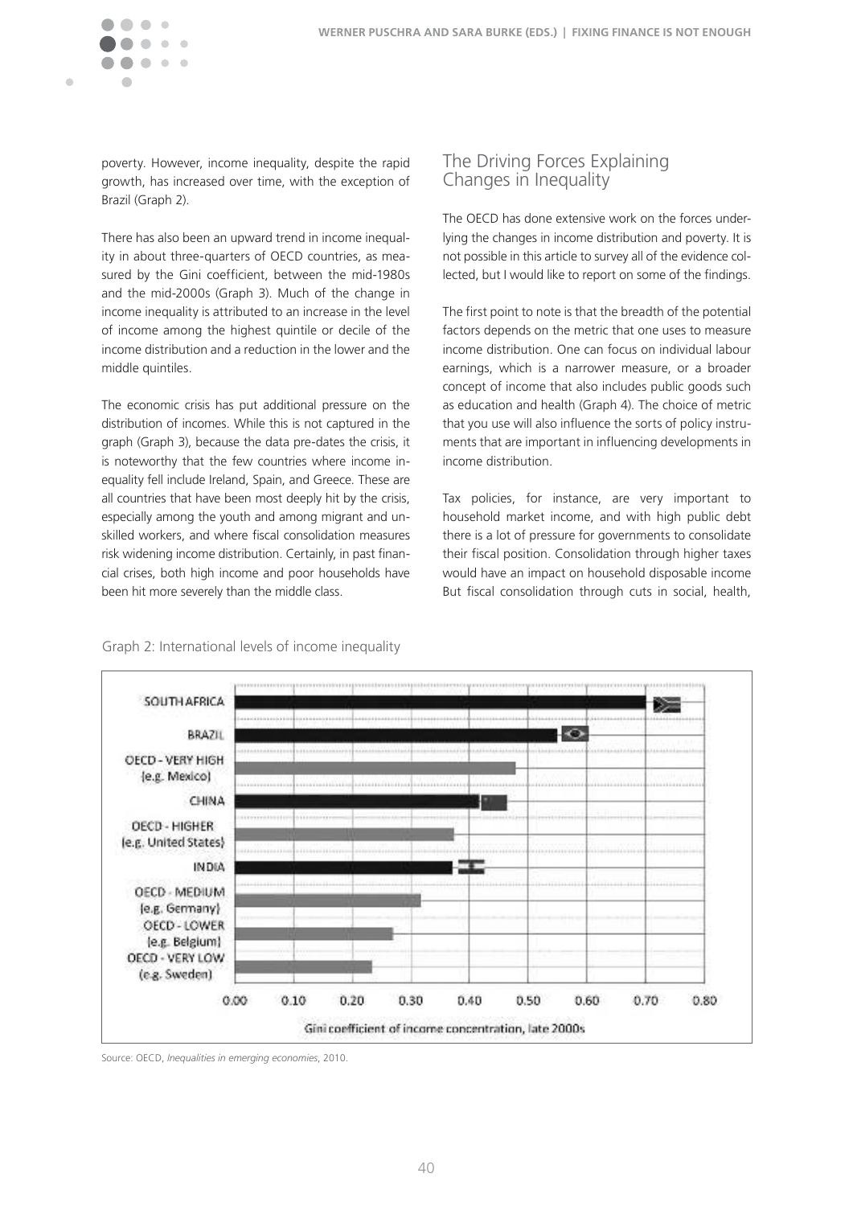poverty. However, income inequality, despite the rapid growth, has increased over time, with the exception of Brazil (Graph 2).

There has also been an upward trend in income inequality in about three-quarters of OECD countries, as measured by the Gini coefficient, between the mid-1980s and the mid-2000s (Graph 3). Much of the change in income inequality is attributed to an increase in the level of income among the highest quintile or decile of the income distribution and a reduction in the lower and the middle quintiles.

The economic crisis has put additional pressure on the distribution of incomes. While this is not captured in the graph (Graph 3), because the data pre-dates the crisis, it is noteworthy that the few countries where income inequality fell include Ireland, Spain, and Greece. These are all countries that have been most deeply hit by the crisis, especially among the youth and among migrant and unskilled workers, and where fiscal consolidation measures risk widening income distribution. Certainly, in past financial crises, both high income and poor households have been hit more severely than the middle class.

## The Driving Forces Explaining Changes in Inequality

The OECD has done extensive work on the forces underlying the changes in income distribution and poverty. It is not possible in this article to survey all of the evidence collected, but I would like to report on some of the findings.

The first point to note is that the breadth of the potential factors depends on the metric that one uses to measure income distribution. One can focus on individual labour earnings, which is a narrower measure, or a broader concept of income that also includes public goods such as education and health (Graph 4). The choice of metric that you use will also influence the sorts of policy instruments that are important in influencing developments in income distribution.

Tax policies, for instance, are very important to household market income, and with high public debt there is a lot of pressure for governments to consolidate their fiscal position. Consolidation through higher taxes would have an impact on household disposable income But fiscal consolidation through cuts in social, health,

Graph 2: International levels of income inequality

| | Gini coefficient of income concentration, late 2000s |
|---|---|
| SOUTH AFRICA | ~0.70 |
| BRAZIL | ~0.55 |
| OECD - VERY HIGH (e.g. Mexico) | ~0.48 |
| CHINA | ~0.41 |
| OECD - HIGHER (e.g. United States) | ~0.37 |
| INDIA | ~0.37 |
| OECD - MEDIUM (e.g. Germany) | ~0.31 |
| OECD - LOWER (e.g. Belgium) | ~0.27 |
| OECD - VERY LOW (e.g. Sweden) | ~0.23 |

Source: OECD, *Inequalities in emerging economies*, 2010.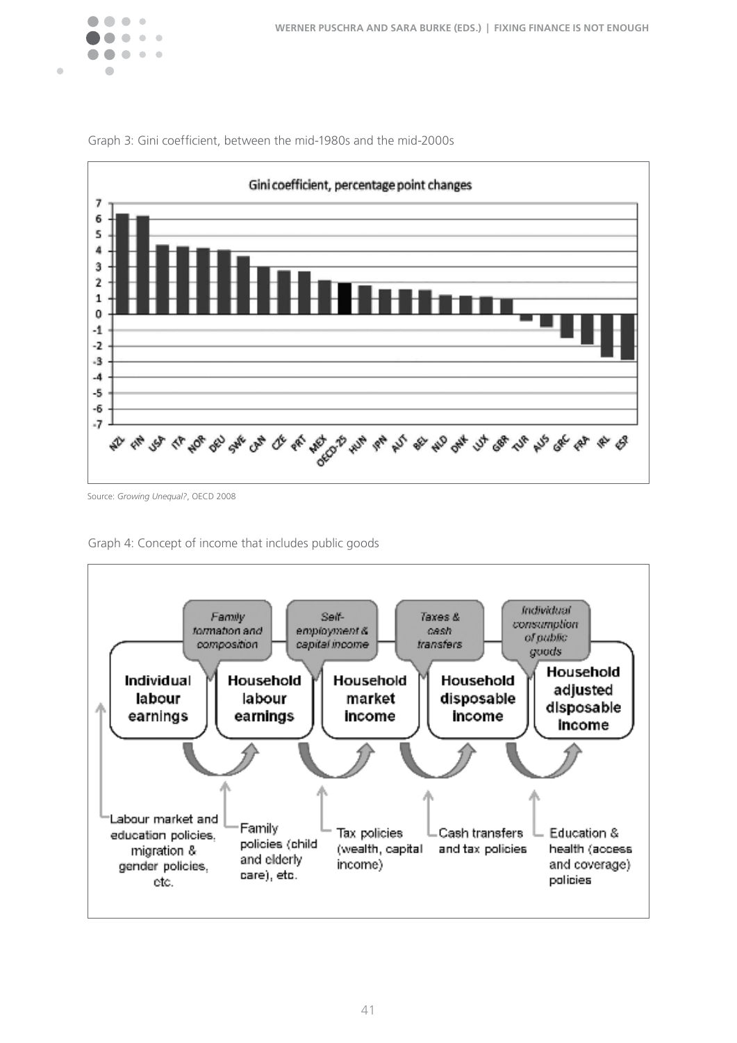Graph 3: Gini coefficient, between the mid-1980s and the mid-2000s

Source: *Growing Unequal?*, OECD 2008

Graph 4: Concept of income that includes public goods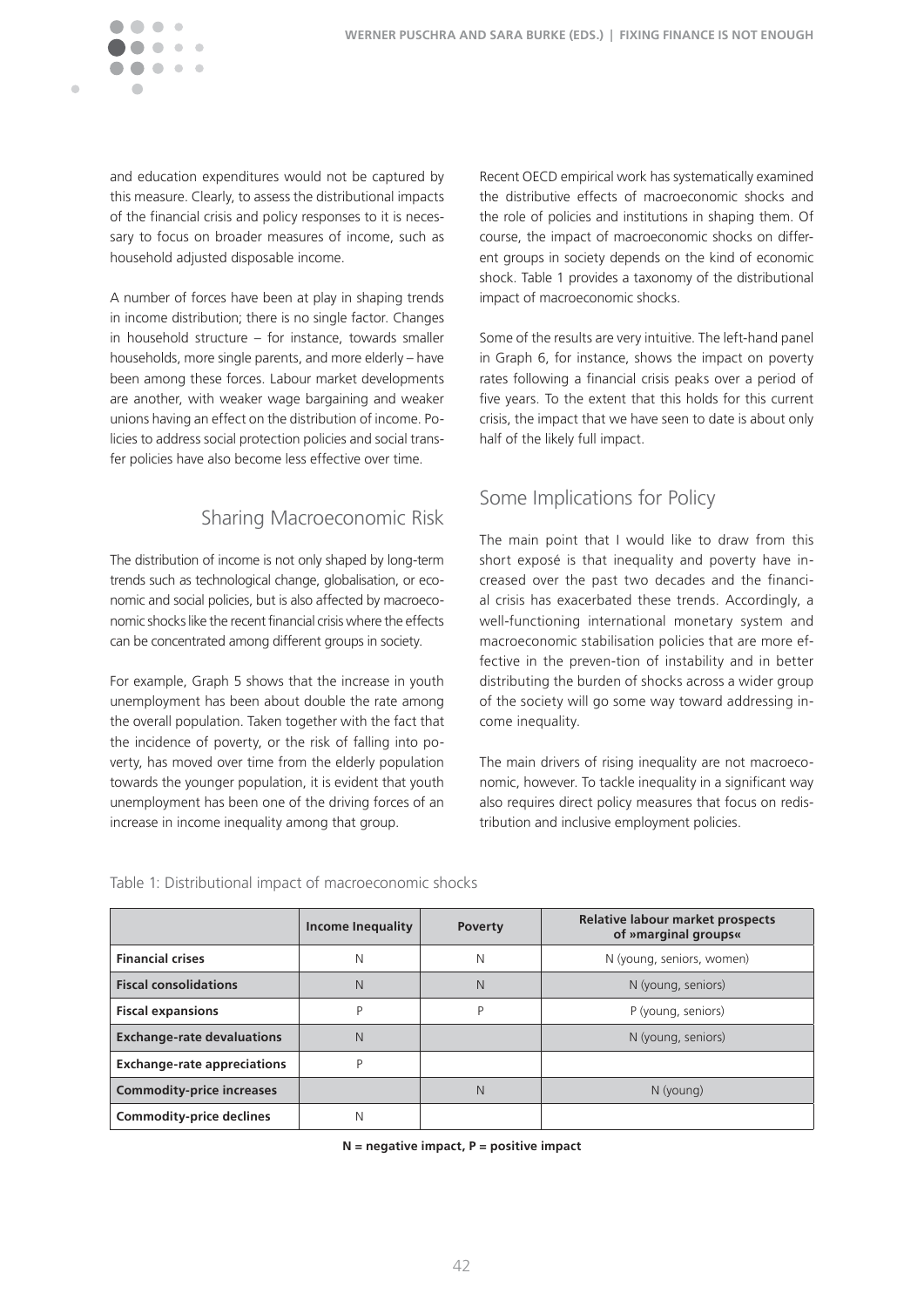and education expenditures would not be captured by this measure. Clearly, to assess the distributional impacts of the financial crisis and policy responses to it is necessary to focus on broader measures of income, such as household adjusted disposable income.

A number of forces have been at play in shaping trends in income distribution; there is no single factor. Changes in household structure – for instance, towards smaller households, more single parents, and more elderly – have been among these forces. Labour market developments are another, with weaker wage bargaining and weaker unions having an effect on the distribution of income. Policies to address social protection policies and social transfer policies have also become less effective over time.

## Sharing Macroeconomic Risk

The distribution of income is not only shaped by long-term trends such as technological change, globalisation, or economic and social policies, but is also affected by macroeconomic shocks like the recent financial crisis where the effects can be concentrated among different groups in society.

For example, Graph 5 shows that the increase in youth unemployment has been about double the rate among the overall population. Taken together with the fact that the incidence of poverty, or the risk of falling into poverty, has moved over time from the elderly population towards the younger population, it is evident that youth unemployment has been one of the driving forces of an increase in income inequality among that group.

Recent OECD empirical work has systematically examined the distributive effects of macroeconomic shocks and the role of policies and institutions in shaping them. Of course, the impact of macroeconomic shocks on different groups in society depends on the kind of economic shock. Table 1 provides a taxonomy of the distributional impact of macroeconomic shocks.

Some of the results are very intuitive. The left-hand panel in Graph 6, for instance, shows the impact on poverty rates following a financial crisis peaks over a period of five years. To the extent that this holds for this current crisis, the impact that we have seen to date is about only half of the likely full impact.

## Some Implications for Policy

The main point that I would like to draw from this short exposé is that inequality and poverty have increased over the past two decades and the financial crisis has exacerbated these trends. Accordingly, a well-functioning international monetary system and macroeconomic stabilisation policies that are more effective in the preven-tion of instability and in better distributing the burden of shocks across a wider group of the society will go some way toward addressing income inequality.

The main drivers of rising inequality are not macroeconomic, however. To tackle inequality in a significant way also requires direct policy measures that focus on redistribution and inclusive employment policies.

Table 1: Distributional impact of macroeconomic shocks

| | Income Inequality | Poverty | Relative labour market prospects of »marginal groups« |
|---|---|---|---|
| **Financial crises** | N | N | N (young, seniors, women) |
| **Fiscal consolidations** | N | N | N (young, seniors) |
| **Fiscal expansions** | P | P | P (young, seniors) |
| **Exchange-rate devaluations** | N | | N (young, seniors) |
| **Exchange-rate appreciations** | P | | |
| **Commodity-price increases** | | N | N (young) |
| **Commodity-price declines** | N | | |

**N = negative impact, P = positive impact**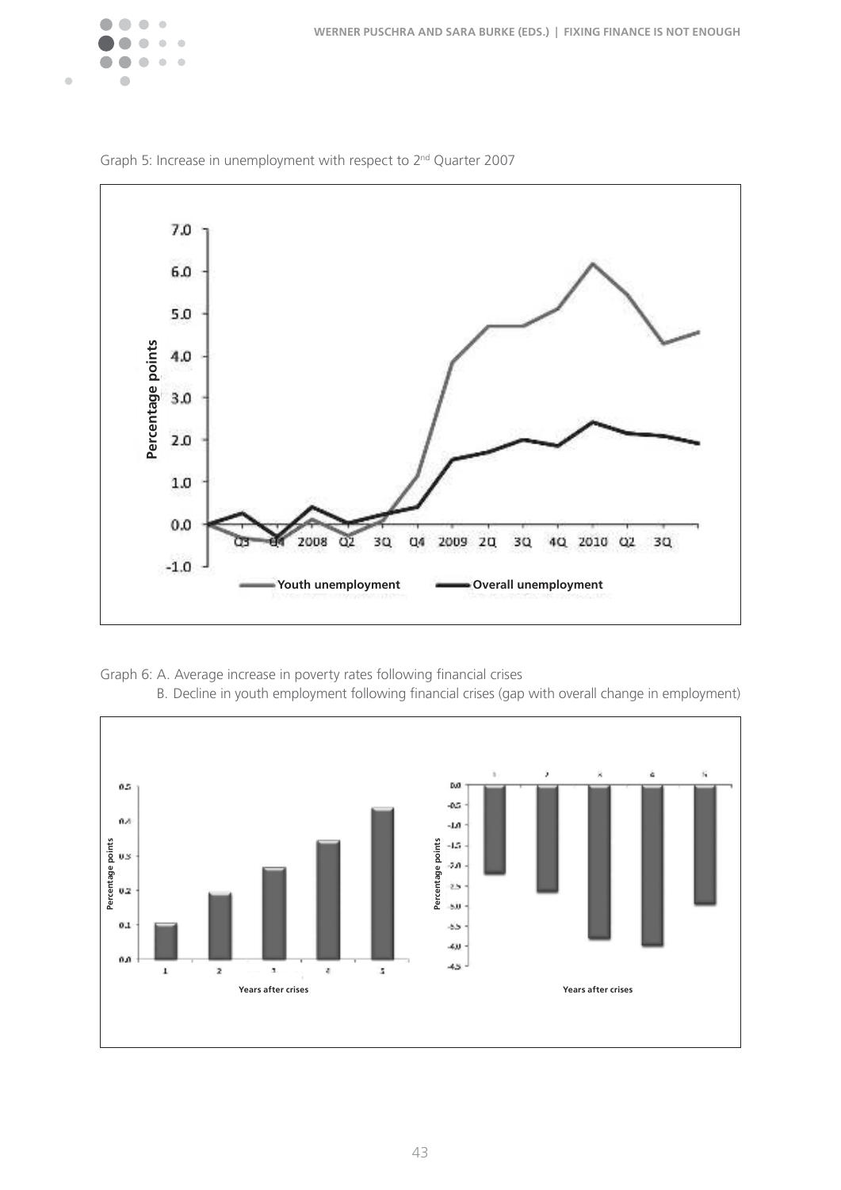Graph 5: Increase in unemployment with respect to 2nd Quarter 2007

Graph 6: A. Average increase in poverty rates following financial crises

B. Decline in youth employment following financial crises (gap with overall change in employment)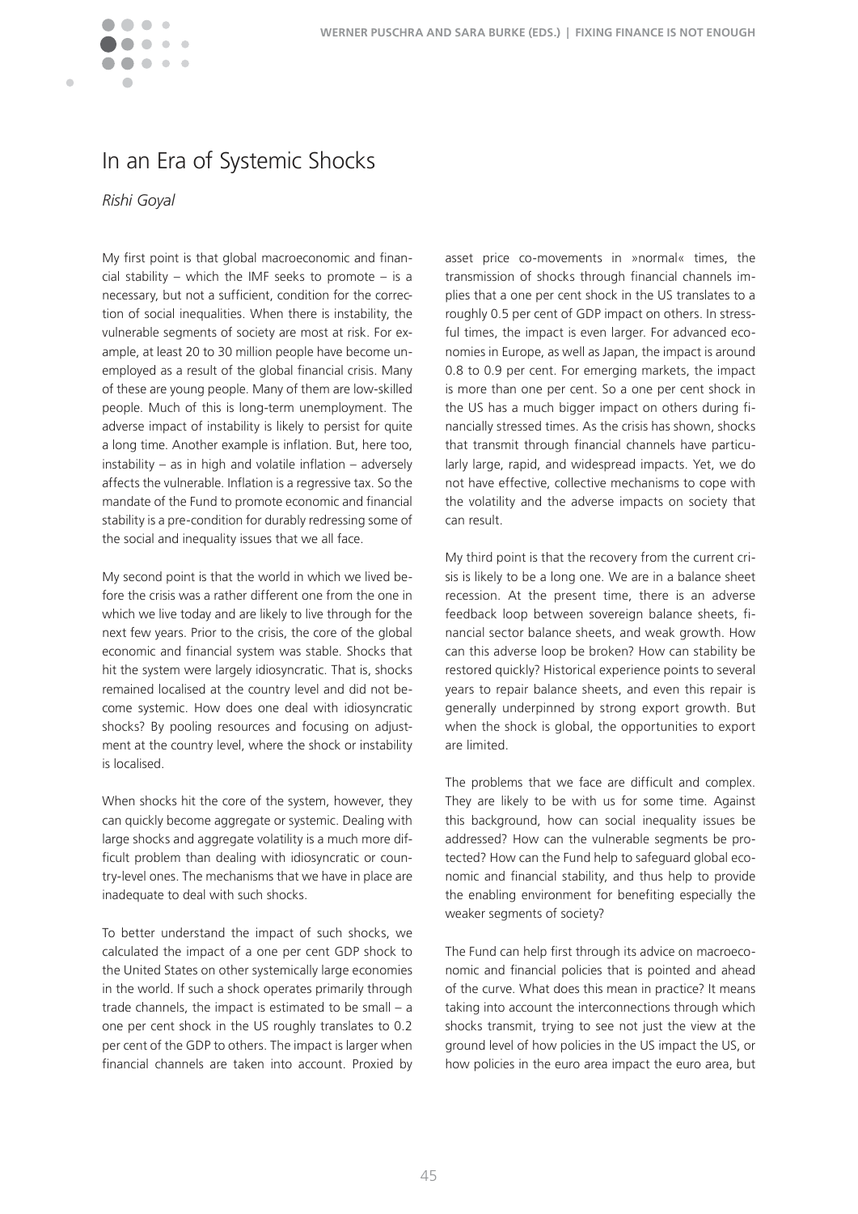# In an Era of Systemic Shocks

*Rishi Goyal*

My first point is that global macroeconomic and financial stability – which the IMF seeks to promote – is a necessary, but not a sufficient, condition for the correction of social inequalities. When there is instability, the vulnerable segments of society are most at risk. For example, at least 20 to 30 million people have become unemployed as a result of the global financial crisis. Many of these are young people. Many of them are low-skilled people. Much of this is long-term unemployment. The adverse impact of instability is likely to persist for quite a long time. Another example is inflation. But, here too, instability – as in high and volatile inflation – adversely affects the vulnerable. Inflation is a regressive tax. So the mandate of the Fund to promote economic and financial stability is a pre-condition for durably redressing some of the social and inequality issues that we all face.

My second point is that the world in which we lived before the crisis was a rather different one from the one in which we live today and are likely to live through for the next few years. Prior to the crisis, the core of the global economic and financial system was stable. Shocks that hit the system were largely idiosyncratic. That is, shocks remained localised at the country level and did not become systemic. How does one deal with idiosyncratic shocks? By pooling resources and focusing on adjustment at the country level, where the shock or instability is localised.

When shocks hit the core of the system, however, they can quickly become aggregate or systemic. Dealing with large shocks and aggregate volatility is a much more difficult problem than dealing with idiosyncratic or country-level ones. The mechanisms that we have in place are inadequate to deal with such shocks.

To better understand the impact of such shocks, we calculated the impact of a one per cent GDP shock to the United States on other systemically large economies in the world. If such a shock operates primarily through trade channels, the impact is estimated to be small – a one per cent shock in the US roughly translates to 0.2 per cent of the GDP to others. The impact is larger when financial channels are taken into account. Proxied by asset price co-movements in »normal« times, the transmission of shocks through financial channels implies that a one per cent shock in the US translates to a roughly 0.5 per cent of GDP impact on others. In stressful times, the impact is even larger. For advanced economies in Europe, as well as Japan, the impact is around 0.8 to 0.9 per cent. For emerging markets, the impact is more than one per cent. So a one per cent shock in the US has a much bigger impact on others during financially stressed times. As the crisis has shown, shocks that transmit through financial channels have particularly large, rapid, and widespread impacts. Yet, we do not have effective, collective mechanisms to cope with the volatility and the adverse impacts on society that can result.

My third point is that the recovery from the current crisis is likely to be a long one. We are in a balance sheet recession. At the present time, there is an adverse feedback loop between sovereign balance sheets, financial sector balance sheets, and weak growth. How can this adverse loop be broken? How can stability be restored quickly? Historical experience points to several years to repair balance sheets, and even this repair is generally underpinned by strong export growth. But when the shock is global, the opportunities to export are limited.

The problems that we face are difficult and complex. They are likely to be with us for some time. Against this background, how can social inequality issues be addressed? How can the vulnerable segments be protected? How can the Fund help to safeguard global economic and financial stability, and thus help to provide the enabling environment for benefiting especially the weaker segments of society?

The Fund can help first through its advice on macroeconomic and financial policies that is pointed and ahead of the curve. What does this mean in practice? It means taking into account the interconnections through which shocks transmit, trying to see not just the view at the ground level of how policies in the US impact the US, or how policies in the euro area impact the euro area, but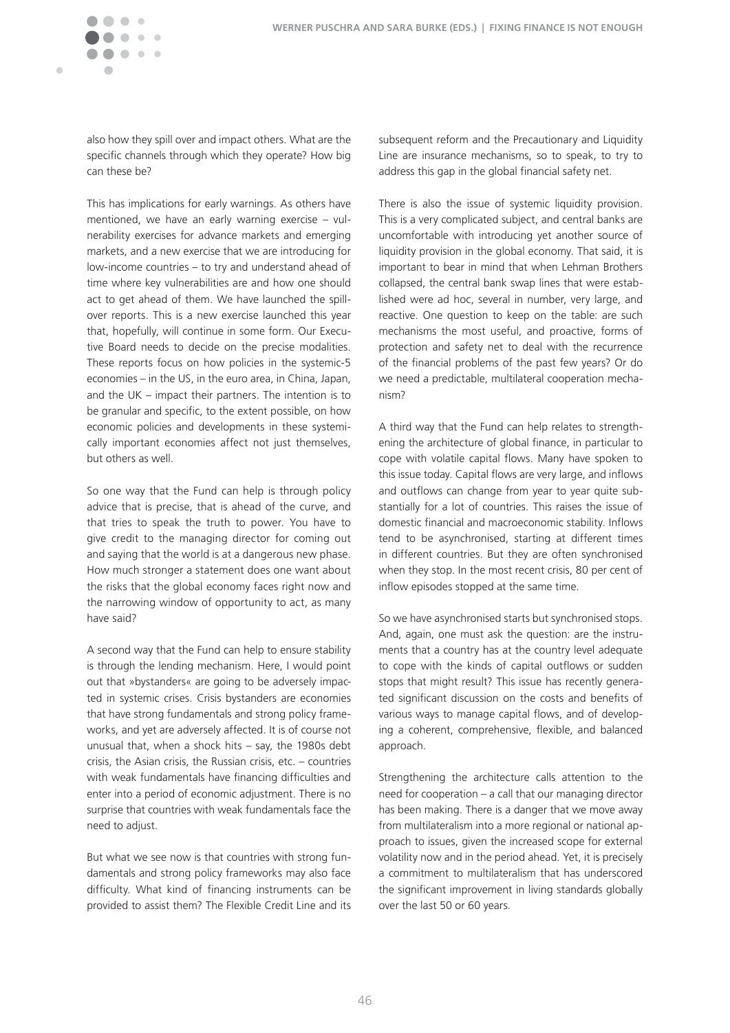also how they spill over and impact others. What are the specific channels through which they operate? How big can these be?

This has implications for early warnings. As others have mentioned, we have an early warning exercise – vulnerability exercises for advance markets and emerging markets, and a new exercise that we are introducing for low-income countries – to try and understand ahead of time where key vulnerabilities are and how one should act to get ahead of them. We have launched the spillover reports. This is a new exercise launched this year that, hopefully, will continue in some form. Our Executive Board needs to decide on the precise modalities. These reports focus on how policies in the systemic-5 economies – in the US, in the euro area, in China, Japan, and the UK – impact their partners. The intention is to be granular and specific, to the extent possible, on how economic policies and developments in these systemically important economies affect not just themselves, but others as well.

So one way that the Fund can help is through policy advice that is precise, that is ahead of the curve, and that tries to speak the truth to power. You have to give credit to the managing director for coming out and saying that the world is at a dangerous new phase. How much stronger a statement does one want about the risks that the global economy faces right now and the narrowing window of opportunity to act, as many have said?

A second way that the Fund can help to ensure stability is through the lending mechanism. Here, I would point out that »bystanders« are going to be adversely impacted in systemic crises. Crisis bystanders are economies that have strong fundamentals and strong policy frameworks, and yet are adversely affected. It is of course not unusual that, when a shock hits – say, the 1980s debt crisis, the Asian crisis, the Russian crisis, etc. – countries with weak fundamentals have financing difficulties and enter into a period of economic adjustment. There is no surprise that countries with weak fundamentals face the need to adjust.

But what we see now is that countries with strong fundamentals and strong policy frameworks may also face difficulty. What kind of financing instruments can be provided to assist them? The Flexible Credit Line and its subsequent reform and the Precautionary and Liquidity Line are insurance mechanisms, so to speak, to try to address this gap in the global financial safety net.

There is also the issue of systemic liquidity provision. This is a very complicated subject, and central banks are uncomfortable with introducing yet another source of liquidity provision in the global economy. That said, it is important to bear in mind that when Lehman Brothers collapsed, the central bank swap lines that were established were ad hoc, several in number, very large, and reactive. One question to keep on the table: are such mechanisms the most useful, and proactive, forms of protection and safety net to deal with the recurrence of the financial problems of the past few years? Or do we need a predictable, multilateral cooperation mechanism?

A third way that the Fund can help relates to strengthening the architecture of global finance, in particular to cope with volatile capital flows. Many have spoken to this issue today. Capital flows are very large, and inflows and outflows can change from year to year quite substantially for a lot of countries. This raises the issue of domestic financial and macroeconomic stability. Inflows tend to be asynchronised, starting at different times in different countries. But they are often synchronised when they stop. In the most recent crisis, 80 per cent of inflow episodes stopped at the same time.

So we have asynchronised starts but synchronised stops. And, again, one must ask the question: are the instruments that a country has at the country level adequate to cope with the kinds of capital outflows or sudden stops that might result? This issue has recently generated significant discussion on the costs and benefits of various ways to manage capital flows, and of developing a coherent, comprehensive, flexible, and balanced approach.

Strengthening the architecture calls attention to the need for cooperation – a call that our managing director has been making. There is a danger that we move away from multilateralism into a more regional or national approach to issues, given the increased scope for external volatility now and in the period ahead. Yet, it is precisely a commitment to multilateralism that has underscored the significant improvement in living standards globally over the last 50 or 60 years.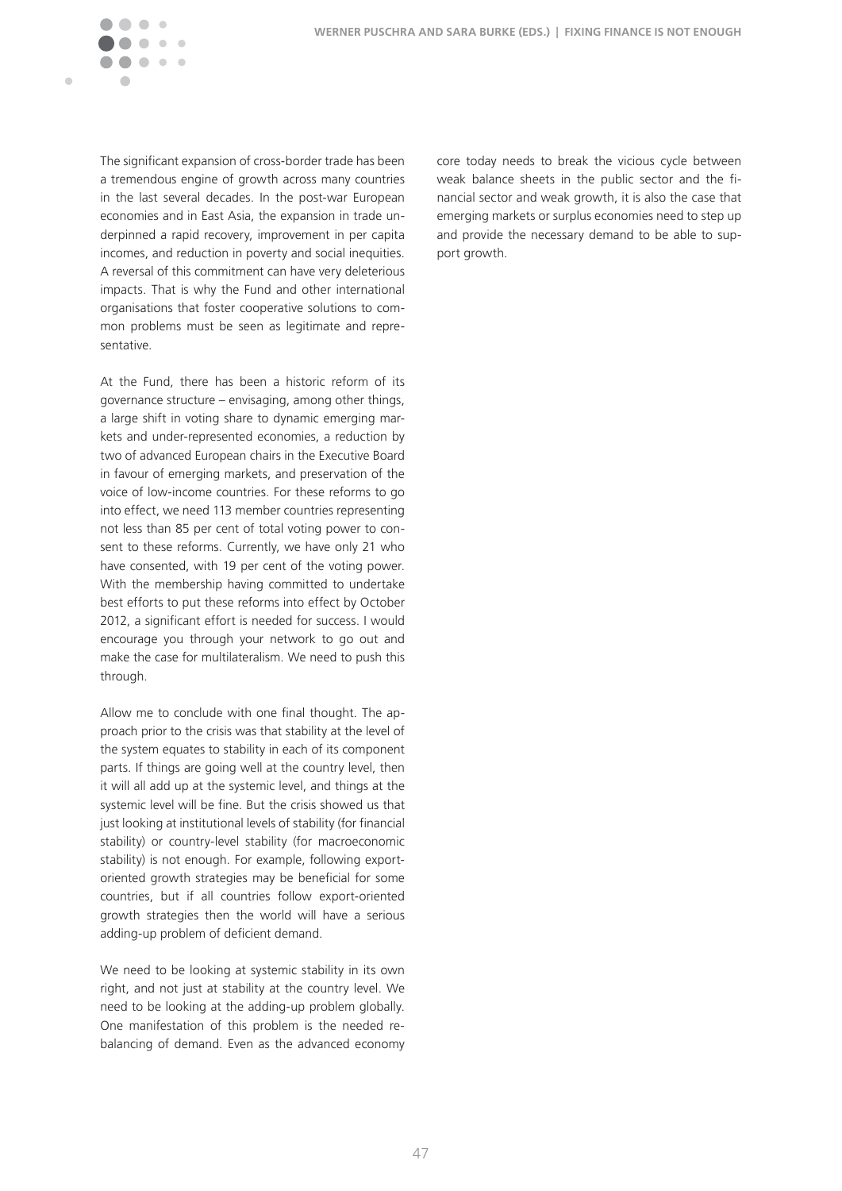The significant expansion of cross-border trade has been a tremendous engine of growth across many countries in the last several decades. In the post-war European economies and in East Asia, the expansion in trade underpinned a rapid recovery, improvement in per capita incomes, and reduction in poverty and social inequities. A reversal of this commitment can have very deleterious impacts. That is why the Fund and other international organisations that foster cooperative solutions to common problems must be seen as legitimate and representative.

At the Fund, there has been a historic reform of its governance structure – envisaging, among other things, a large shift in voting share to dynamic emerging markets and under-represented economies, a reduction by two of advanced European chairs in the Executive Board in favour of emerging markets, and preservation of the voice of low-income countries. For these reforms to go into effect, we need 113 member countries representing not less than 85 per cent of total voting power to consent to these reforms. Currently, we have only 21 who have consented, with 19 per cent of the voting power. With the membership having committed to undertake best efforts to put these reforms into effect by October 2012, a significant effort is needed for success. I would encourage you through your network to go out and make the case for multilateralism. We need to push this through.

Allow me to conclude with one final thought. The approach prior to the crisis was that stability at the level of the system equates to stability in each of its component parts. If things are going well at the country level, then it will all add up at the systemic level, and things at the systemic level will be fine. But the crisis showed us that just looking at institutional levels of stability (for financial stability) or country-level stability (for macroeconomic stability) is not enough. For example, following export-oriented growth strategies may be beneficial for some countries, but if all countries follow export-oriented growth strategies then the world will have a serious adding-up problem of deficient demand.

We need to be looking at systemic stability in its own right, and not just at stability at the country level. We need to be looking at the adding-up problem globally. One manifestation of this problem is the needed rebalancing of demand. Even as the advanced economy core today needs to break the vicious cycle between weak balance sheets in the public sector and the financial sector and weak growth, it is also the case that emerging markets or surplus economies need to step up and provide the necessary demand to be able to support growth.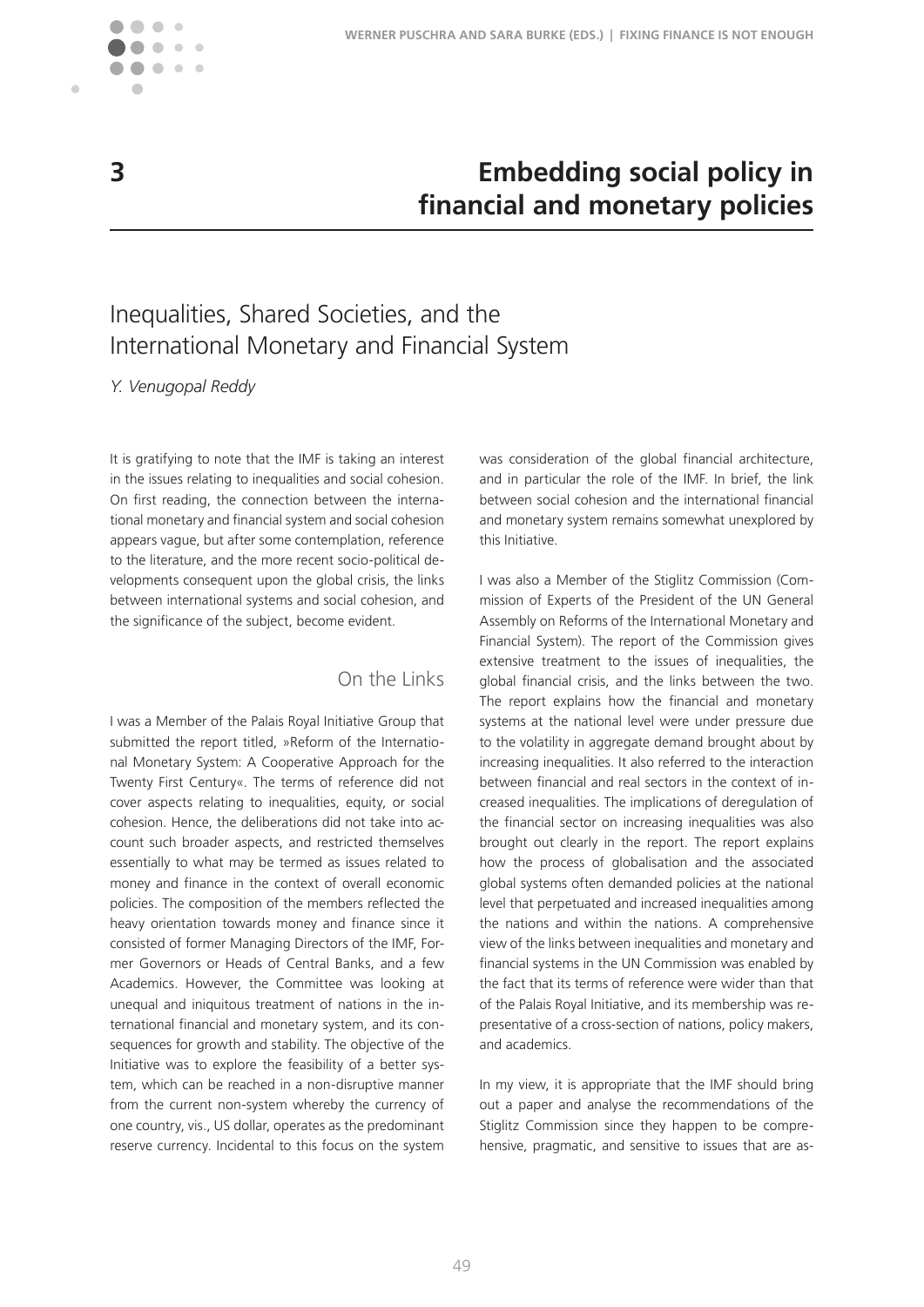# 3 Embedding social policy in financial and monetary policies

## Inequalities, Shared Societies, and the International Monetary and Financial System

*Y. Venugopal Reddy*

It is gratifying to note that the IMF is taking an interest in the issues relating to inequalities and social cohesion. On first reading, the connection between the international monetary and financial system and social cohesion appears vague, but after some contemplation, reference to the literature, and the more recent socio-political developments consequent upon the global crisis, the links between international systems and social cohesion, and the significance of the subject, become evident.

### On the Links

I was a Member of the Palais Royal Initiative Group that submitted the report titled, »Reform of the International Monetary System: A Cooperative Approach for the Twenty First Century«. The terms of reference did not cover aspects relating to inequalities, equity, or social cohesion. Hence, the deliberations did not take into account such broader aspects, and restricted themselves essentially to what may be termed as issues related to money and finance in the context of overall economic policies. The composition of the members reflected the heavy orientation towards money and finance since it consisted of former Managing Directors of the IMF, Former Governors or Heads of Central Banks, and a few Academics. However, the Committee was looking at unequal and iniquitous treatment of nations in the international financial and monetary system, and its consequences for growth and stability. The objective of the Initiative was to explore the feasibility of a better system, which can be reached in a non-disruptive manner from the current non-system whereby the currency of one country, vis., US dollar, operates as the predominant reserve currency. Incidental to this focus on the system was consideration of the global financial architecture, and in particular the role of the IMF. In brief, the link between social cohesion and the international financial and monetary system remains somewhat unexplored by this Initiative.

I was also a Member of the Stiglitz Commission (Commission of Experts of the President of the UN General Assembly on Reforms of the International Monetary and Financial System). The report of the Commission gives extensive treatment to the issues of inequalities, the global financial crisis, and the links between the two. The report explains how the financial and monetary systems at the national level were under pressure due to the volatility in aggregate demand brought about by increasing inequalities. It also referred to the interaction between financial and real sectors in the context of increased inequalities. The implications of deregulation of the financial sector on increasing inequalities was also brought out clearly in the report. The report explains how the process of globalisation and the associated global systems often demanded policies at the national level that perpetuated and increased inequalities among the nations and within the nations. A comprehensive view of the links between inequalities and monetary and financial systems in the UN Commission was enabled by the fact that its terms of reference were wider than that of the Palais Royal Initiative, and its membership was representative of a cross-section of nations, policy makers, and academics.

In my view, it is appropriate that the IMF should bring out a paper and analyse the recommendations of the Stiglitz Commission since they happen to be comprehensive, pragmatic, and sensitive to issues that are as-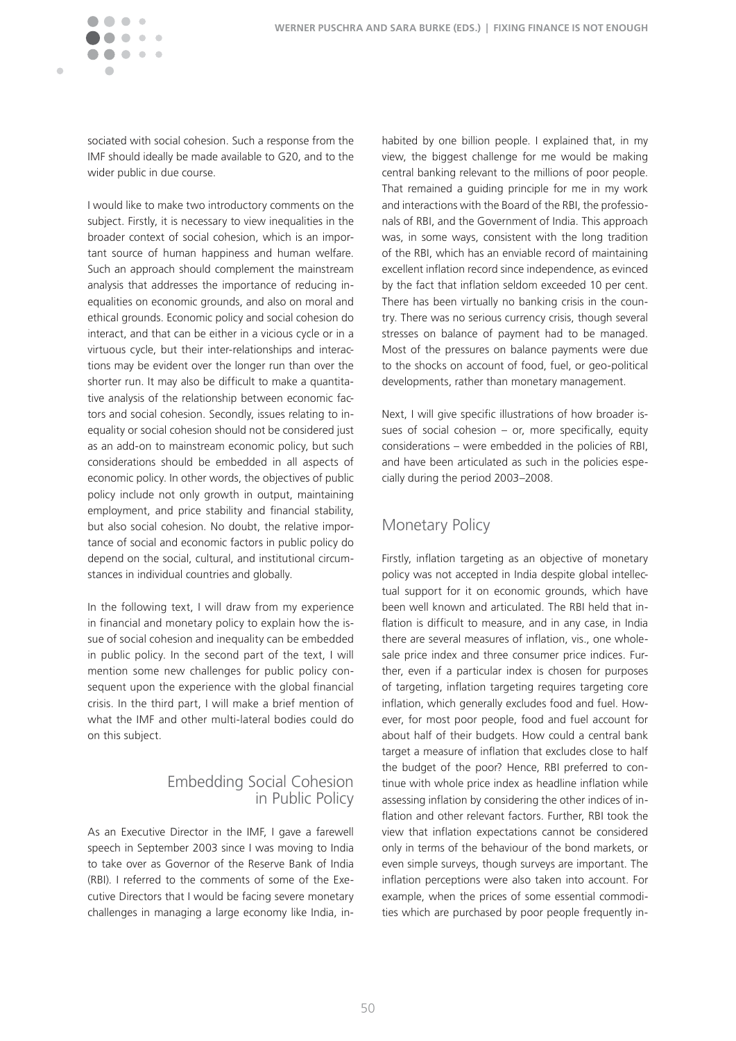sociated with social cohesion. Such a response from the IMF should ideally be made available to G20, and to the wider public in due course.

I would like to make two introductory comments on the subject. Firstly, it is necessary to view inequalities in the broader context of social cohesion, which is an important source of human happiness and human welfare. Such an approach should complement the mainstream analysis that addresses the importance of reducing inequalities on economic grounds, and also on moral and ethical grounds. Economic policy and social cohesion do interact, and that can be either in a vicious cycle or in a virtuous cycle, but their inter-relationships and interactions may be evident over the longer run than over the shorter run. It may also be difficult to make a quantitative analysis of the relationship between economic factors and social cohesion. Secondly, issues relating to inequality or social cohesion should not be considered just as an add-on to mainstream economic policy, but such considerations should be embedded in all aspects of economic policy. In other words, the objectives of public policy include not only growth in output, maintaining employment, and price stability and financial stability, but also social cohesion. No doubt, the relative importance of social and economic factors in public policy do depend on the social, cultural, and institutional circumstances in individual countries and globally.

In the following text, I will draw from my experience in financial and monetary policy to explain how the issue of social cohesion and inequality can be embedded in public policy. In the second part of the text, I will mention some new challenges for public policy consequent upon the experience with the global financial crisis. In the third part, I will make a brief mention of what the IMF and other multi-lateral bodies could do on this subject.

## Embedding Social Cohesion in Public Policy

As an Executive Director in the IMF, I gave a farewell speech in September 2003 since I was moving to India to take over as Governor of the Reserve Bank of India (RBI). I referred to the comments of some of the Executive Directors that I would be facing severe monetary challenges in managing a large economy like India, inhabited by one billion people. I explained that, in my view, the biggest challenge for me would be making central banking relevant to the millions of poor people. That remained a guiding principle for me in my work and interactions with the Board of the RBI, the professionals of RBI, and the Government of India. This approach was, in some ways, consistent with the long tradition of the RBI, which has an enviable record of maintaining excellent inflation record since independence, as evinced by the fact that inflation seldom exceeded 10 per cent. There has been virtually no banking crisis in the country. There was no serious currency crisis, though several stresses on balance of payment had to be managed. Most of the pressures on balance payments were due to the shocks on account of food, fuel, or geo-political developments, rather than monetary management.

Next, I will give specific illustrations of how broader issues of social cohesion – or, more specifically, equity considerations – were embedded in the policies of RBI, and have been articulated as such in the policies especially during the period 2003–2008.

## Monetary Policy

Firstly, inflation targeting as an objective of monetary policy was not accepted in India despite global intellectual support for it on economic grounds, which have been well known and articulated. The RBI held that inflation is difficult to measure, and in any case, in India there are several measures of inflation, vis., one wholesale price index and three consumer price indices. Further, even if a particular index is chosen for purposes of targeting, inflation targeting requires targeting core inflation, which generally excludes food and fuel. However, for most poor people, food and fuel account for about half of their budgets. How could a central bank target a measure of inflation that excludes close to half the budget of the poor? Hence, RBI preferred to continue with whole price index as headline inflation while assessing inflation by considering the other indices of inflation and other relevant factors. Further, RBI took the view that inflation expectations cannot be considered only in terms of the behaviour of the bond markets, or even simple surveys, though surveys are important. The inflation perceptions were also taken into account. For example, when the prices of some essential commodities which are purchased by poor people frequently in-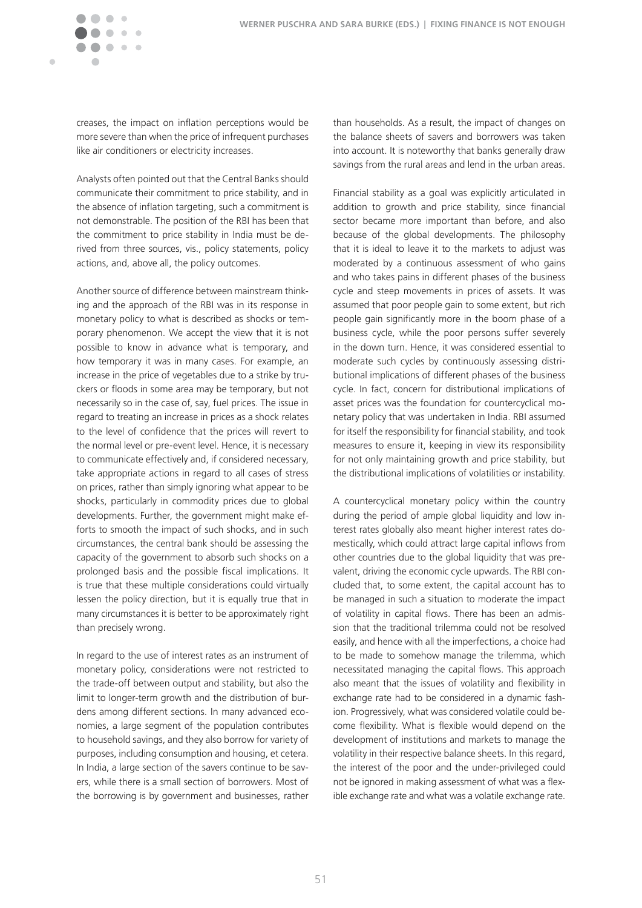creases, the impact on inflation perceptions would be more severe than when the price of infrequent purchases like air conditioners or electricity increases.

Analysts often pointed out that the Central Banks should communicate their commitment to price stability, and in the absence of inflation targeting, such a commitment is not demonstrable. The position of the RBI has been that the commitment to price stability in India must be derived from three sources, vis., policy statements, policy actions, and, above all, the policy outcomes.

Another source of difference between mainstream thinking and the approach of the RBI was in its response in monetary policy to what is described as shocks or temporary phenomenon. We accept the view that it is not possible to know in advance what is temporary, and how temporary it was in many cases. For example, an increase in the price of vegetables due to a strike by truckers or floods in some area may be temporary, but not necessarily so in the case of, say, fuel prices. The issue in regard to treating an increase in prices as a shock relates to the level of confidence that the prices will revert to the normal level or pre-event level. Hence, it is necessary to communicate effectively and, if considered necessary, take appropriate actions in regard to all cases of stress on prices, rather than simply ignoring what appear to be shocks, particularly in commodity prices due to global developments. Further, the government might make efforts to smooth the impact of such shocks, and in such circumstances, the central bank should be assessing the capacity of the government to absorb such shocks on a prolonged basis and the possible fiscal implications. It is true that these multiple considerations could virtually lessen the policy direction, but it is equally true that in many circumstances it is better to be approximately right than precisely wrong.

In regard to the use of interest rates as an instrument of monetary policy, considerations were not restricted to the trade-off between output and stability, but also the limit to longer-term growth and the distribution of burdens among different sections. In many advanced economies, a large segment of the population contributes to household savings, and they also borrow for variety of purposes, including consumption and housing, et cetera. In India, a large section of the savers continue to be savers, while there is a small section of borrowers. Most of the borrowing is by government and businesses, rather than households. As a result, the impact of changes on the balance sheets of savers and borrowers was taken into account. It is noteworthy that banks generally draw savings from the rural areas and lend in the urban areas.

Financial stability as a goal was explicitly articulated in addition to growth and price stability, since financial sector became more important than before, and also because of the global developments. The philosophy that it is ideal to leave it to the markets to adjust was moderated by a continuous assessment of who gains and who takes pains in different phases of the business cycle and steep movements in prices of assets. It was assumed that poor people gain to some extent, but rich people gain significantly more in the boom phase of a business cycle, while the poor persons suffer severely in the down turn. Hence, it was considered essential to moderate such cycles by continuously assessing distributional implications of different phases of the business cycle. In fact, concern for distributional implications of asset prices was the foundation for countercyclical monetary policy that was undertaken in India. RBI assumed for itself the responsibility for financial stability, and took measures to ensure it, keeping in view its responsibility for not only maintaining growth and price stability, but the distributional implications of volatilities or instability.

A countercyclical monetary policy within the country during the period of ample global liquidity and low interest rates globally also meant higher interest rates domestically, which could attract large capital inflows from other countries due to the global liquidity that was prevalent, driving the economic cycle upwards. The RBI concluded that, to some extent, the capital account has to be managed in such a situation to moderate the impact of volatility in capital flows. There has been an admission that the traditional trilemma could not be resolved easily, and hence with all the imperfections, a choice had to be made to somehow manage the trilemma, which necessitated managing the capital flows. This approach also meant that the issues of volatility and flexibility in exchange rate had to be considered in a dynamic fashion. Progressively, what was considered volatile could become flexibility. What is flexible would depend on the development of institutions and markets to manage the volatility in their respective balance sheets. In this regard, the interest of the poor and the under-privileged could not be ignored in making assessment of what was a flexible exchange rate and what was a volatile exchange rate.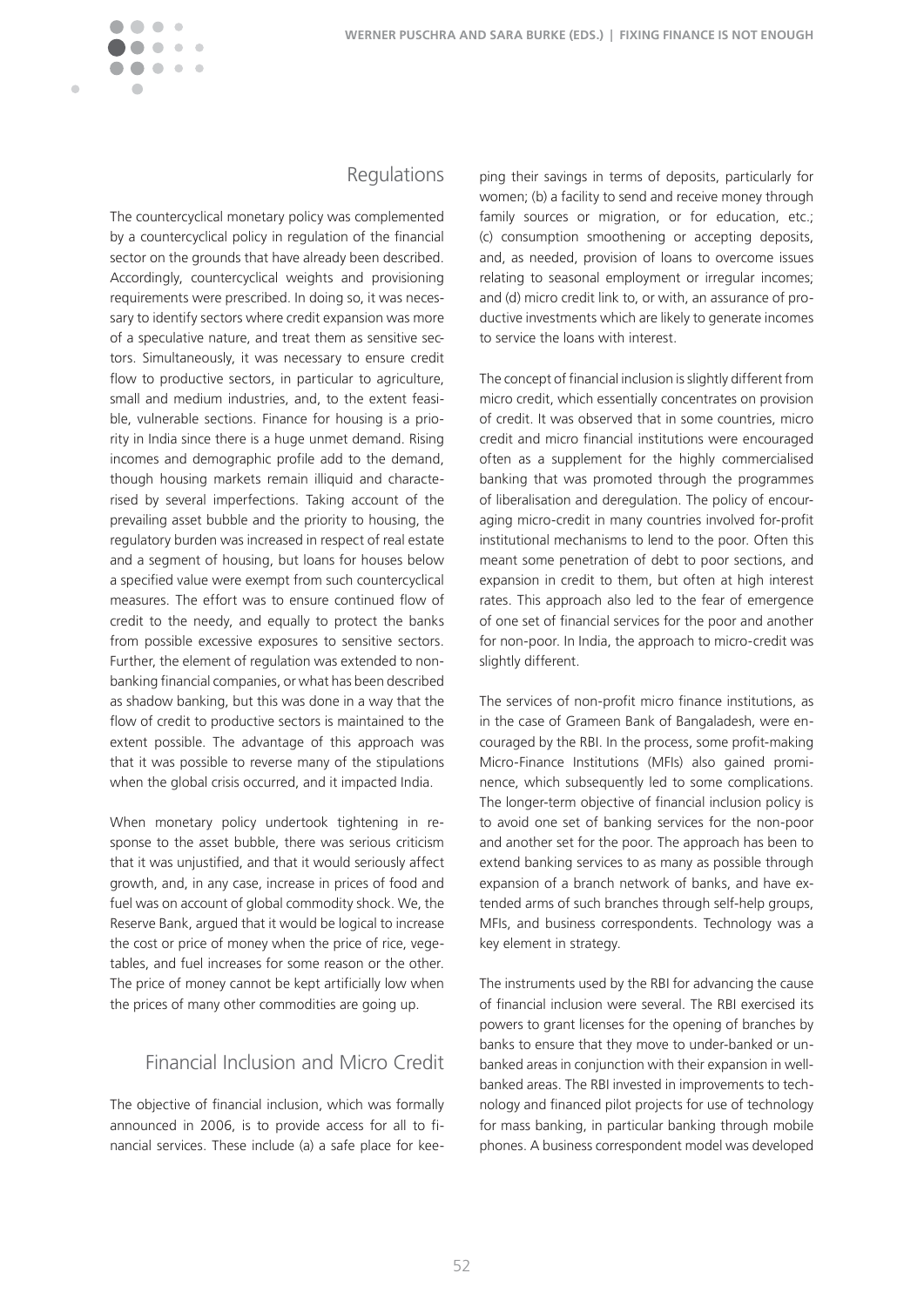## Regulations

The countercyclical monetary policy was complemented by a countercyclical policy in regulation of the financial sector on the grounds that have already been described. Accordingly, countercyclical weights and provisioning requirements were prescribed. In doing so, it was necessary to identify sectors where credit expansion was more of a speculative nature, and treat them as sensitive sectors. Simultaneously, it was necessary to ensure credit flow to productive sectors, in particular to agriculture, small and medium industries, and, to the extent feasible, vulnerable sections. Finance for housing is a priority in India since there is a huge unmet demand. Rising incomes and demographic profile add to the demand, though housing markets remain illiquid and characterised by several imperfections. Taking account of the prevailing asset bubble and the priority to housing, the regulatory burden was increased in respect of real estate and a segment of housing, but loans for houses below a specified value were exempt from such countercyclical measures. The effort was to ensure continued flow of credit to the needy, and equally to protect the banks from possible excessive exposures to sensitive sectors. Further, the element of regulation was extended to non-banking financial companies, or what has been described as shadow banking, but this was done in a way that the flow of credit to productive sectors is maintained to the extent possible. The advantage of this approach was that it was possible to reverse many of the stipulations when the global crisis occurred, and it impacted India.

When monetary policy undertook tightening in response to the asset bubble, there was serious criticism that it was unjustified, and that it would seriously affect growth, and, in any case, increase in prices of food and fuel was on account of global commodity shock. We, the Reserve Bank, argued that it would be logical to increase the cost or price of money when the price of rice, vegetables, and fuel increases for some reason or the other. The price of money cannot be kept artificially low when the prices of many other commodities are going up.

## Financial Inclusion and Micro Credit

The objective of financial inclusion, which was formally announced in 2006, is to provide access for all to financial services. These include (a) a safe place for keeping their savings in terms of deposits, particularly for women; (b) a facility to send and receive money through family sources or migration, or for education, etc.; (c) consumption smoothening or accepting deposits, and, as needed, provision of loans to overcome issues relating to seasonal employment or irregular incomes; and (d) micro credit link to, or with, an assurance of productive investments which are likely to generate incomes to service the loans with interest.

The concept of financial inclusion is slightly different from micro credit, which essentially concentrates on provision of credit. It was observed that in some countries, micro credit and micro financial institutions were encouraged often as a supplement for the highly commercialised banking that was promoted through the programmes of liberalisation and deregulation. The policy of encouraging micro-credit in many countries involved for-profit institutional mechanisms to lend to the poor. Often this meant some penetration of debt to poor sections, and expansion in credit to them, but often at high interest rates. This approach also led to the fear of emergence of one set of financial services for the poor and another for non-poor. In India, the approach to micro-credit was slightly different.

The services of non-profit micro finance institutions, as in the case of Grameen Bank of Bangaladesh, were encouraged by the RBI. In the process, some profit-making Micro-Finance Institutions (MFIs) also gained prominence, which subsequently led to some complications. The longer-term objective of financial inclusion policy is to avoid one set of banking services for the non-poor and another set for the poor. The approach has been to extend banking services to as many as possible through expansion of a branch network of banks, and have extended arms of such branches through self-help groups, MFIs, and business correspondents. Technology was a key element in strategy.

The instruments used by the RBI for advancing the cause of financial inclusion were several. The RBI exercised its powers to grant licenses for the opening of branches by banks to ensure that they move to under-banked or unbanked areas in conjunction with their expansion in well-banked areas. The RBI invested in improvements to technology and financed pilot projects for use of technology for mass banking, in particular banking through mobile phones. A business correspondent model was developed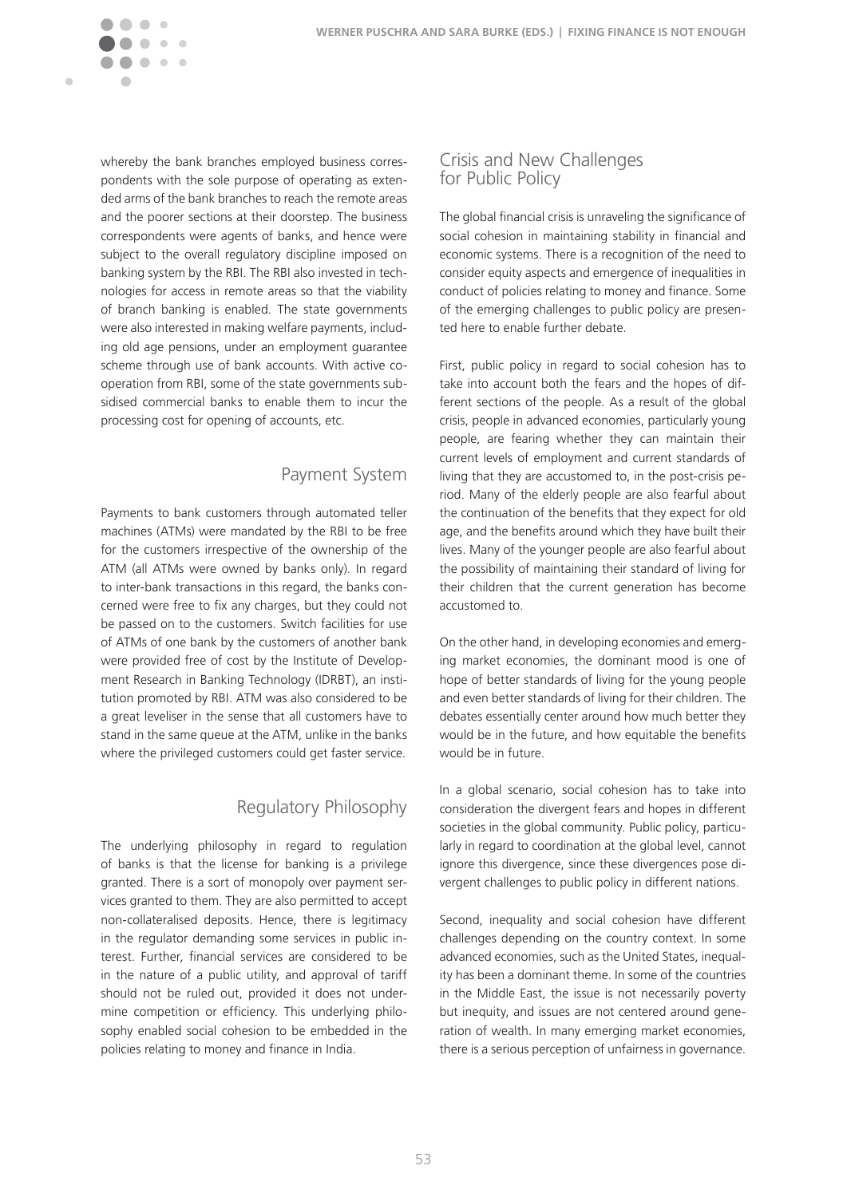whereby the bank branches employed business correspondents with the sole purpose of operating as extended arms of the bank branches to reach the remote areas and the poorer sections at their doorstep. The business correspondents were agents of banks, and hence were subject to the overall regulatory discipline imposed on banking system by the RBI. The RBI also invested in technologies for access in remote areas so that the viability of branch banking is enabled. The state governments were also interested in making welfare payments, including old age pensions, under an employment guarantee scheme through use of bank accounts. With active cooperation from RBI, some of the state governments subsidised commercial banks to enable them to incur the processing cost for opening of accounts, etc.

## Payment System

Payments to bank customers through automated teller machines (ATMs) were mandated by the RBI to be free for the customers irrespective of the ownership of the ATM (all ATMs were owned by banks only). In regard to inter-bank transactions in this regard, the banks concerned were free to fix any charges, but they could not be passed on to the customers. Switch facilities for use of ATMs of one bank by the customers of another bank were provided free of cost by the Institute of Development Research in Banking Technology (IDRBT), an institution promoted by RBI. ATM was also considered to be a great leveliser in the sense that all customers have to stand in the same queue at the ATM, unlike in the banks where the privileged customers could get faster service.

## Regulatory Philosophy

The underlying philosophy in regard to regulation of banks is that the license for banking is a privilege granted. There is a sort of monopoly over payment services granted to them. They are also permitted to accept non-collateralised deposits. Hence, there is legitimacy in the regulator demanding some services in public interest. Further, financial services are considered to be in the nature of a public utility, and approval of tariff should not be ruled out, provided it does not undermine competition or efficiency. This underlying philosophy enabled social cohesion to be embedded in the policies relating to money and finance in India.

## Crisis and New Challenges for Public Policy

The global financial crisis is unraveling the significance of social cohesion in maintaining stability in financial and economic systems. There is a recognition of the need to consider equity aspects and emergence of inequalities in conduct of policies relating to money and finance. Some of the emerging challenges to public policy are presented here to enable further debate.

First, public policy in regard to social cohesion has to take into account both the fears and the hopes of different sections of the people. As a result of the global crisis, people in advanced economies, particularly young people, are fearing whether they can maintain their current levels of employment and current standards of living that they are accustomed to, in the post-crisis period. Many of the elderly people are also fearful about the continuation of the benefits that they expect for old age, and the benefits around which they have built their lives. Many of the younger people are also fearful about the possibility of maintaining their standard of living for their children that the current generation has become accustomed to.

On the other hand, in developing economies and emerging market economies, the dominant mood is one of hope of better standards of living for the young people and even better standards of living for their children. The debates essentially center around how much better they would be in the future, and how equitable the benefits would be in future.

In a global scenario, social cohesion has to take into consideration the divergent fears and hopes in different societies in the global community. Public policy, particularly in regard to coordination at the global level, cannot ignore this divergence, since these divergences pose divergent challenges to public policy in different nations.

Second, inequality and social cohesion have different challenges depending on the country context. In some advanced economies, such as the United States, inequality has been a dominant theme. In some of the countries in the Middle East, the issue is not necessarily poverty but inequity, and issues are not centered around generation of wealth. In many emerging market economies, there is a serious perception of unfairness in governance.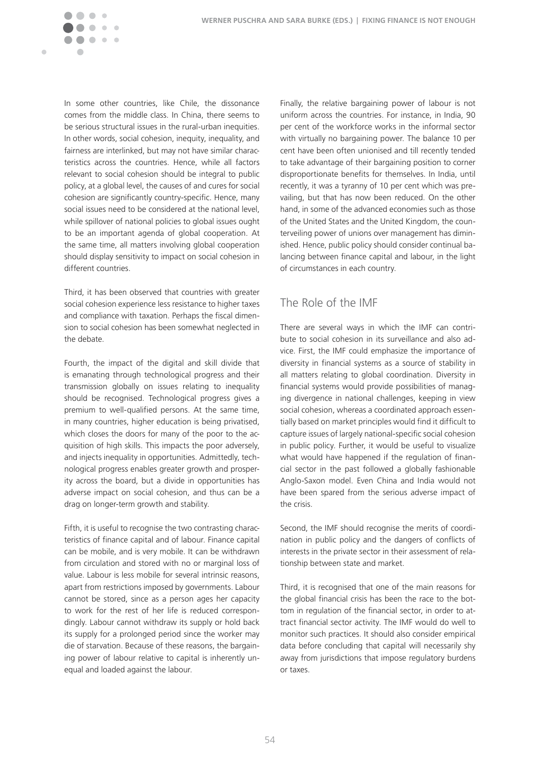In some other countries, like Chile, the dissonance comes from the middle class. In China, there seems to be serious structural issues in the rural-urban inequities. In other words, social cohesion, inequity, inequality, and fairness are interlinked, but may not have similar characteristics across the countries. Hence, while all factors relevant to social cohesion should be integral to public policy, at a global level, the causes of and cures for social cohesion are significantly country-specific. Hence, many social issues need to be considered at the national level, while spillover of national policies to global issues ought to be an important agenda of global cooperation. At the same time, all matters involving global cooperation should display sensitivity to impact on social cohesion in different countries.

Third, it has been observed that countries with greater social cohesion experience less resistance to higher taxes and compliance with taxation. Perhaps the fiscal dimension to social cohesion has been somewhat neglected in the debate.

Fourth, the impact of the digital and skill divide that is emanating through technological progress and their transmission globally on issues relating to inequality should be recognised. Technological progress gives a premium to well-qualified persons. At the same time, in many countries, higher education is being privatised, which closes the doors for many of the poor to the acquisition of high skills. This impacts the poor adversely, and injects inequality in opportunities. Admittedly, technological progress enables greater growth and prosperity across the board, but a divide in opportunities has adverse impact on social cohesion, and thus can be a drag on longer-term growth and stability.

Fifth, it is useful to recognise the two contrasting characteristics of finance capital and of labour. Finance capital can be mobile, and is very mobile. It can be withdrawn from circulation and stored with no or marginal loss of value. Labour is less mobile for several intrinsic reasons, apart from restrictions imposed by governments. Labour cannot be stored, since as a person ages her capacity to work for the rest of her life is reduced correspondingly. Labour cannot withdraw its supply or hold back its supply for a prolonged period since the worker may die of starvation. Because of these reasons, the bargaining power of labour relative to capital is inherently unequal and loaded against the labour.

Finally, the relative bargaining power of labour is not uniform across the countries. For instance, in India, 90 per cent of the workforce works in the informal sector with virtually no bargaining power. The balance 10 per cent have been often unionised and till recently tended to take advantage of their bargaining position to corner disproportionate benefits for themselves. In India, until recently, it was a tyranny of 10 per cent which was prevailing, but that has now been reduced. On the other hand, in some of the advanced economies such as those of the United States and the United Kingdom, the counterveiling power of unions over management has diminished. Hence, public policy should consider continual balancing between finance capital and labour, in the light of circumstances in each country.

## The Role of the IMF

There are several ways in which the IMF can contribute to social cohesion in its surveillance and also advice. First, the IMF could emphasize the importance of diversity in financial systems as a source of stability in all matters relating to global coordination. Diversity in financial systems would provide possibilities of managing divergence in national challenges, keeping in view social cohesion, whereas a coordinated approach essentially based on market principles would find it difficult to capture issues of largely national-specific social cohesion in public policy. Further, it would be useful to visualize what would have happened if the regulation of financial sector in the past followed a globally fashionable Anglo-Saxon model. Even China and India would not have been spared from the serious adverse impact of the crisis.

Second, the IMF should recognise the merits of coordination in public policy and the dangers of conflicts of interests in the private sector in their assessment of relationship between state and market.

Third, it is recognised that one of the main reasons for the global financial crisis has been the race to the bottom in regulation of the financial sector, in order to attract financial sector activity. The IMF would do well to monitor such practices. It should also consider empirical data before concluding that capital will necessarily shy away from jurisdictions that impose regulatory burdens or taxes.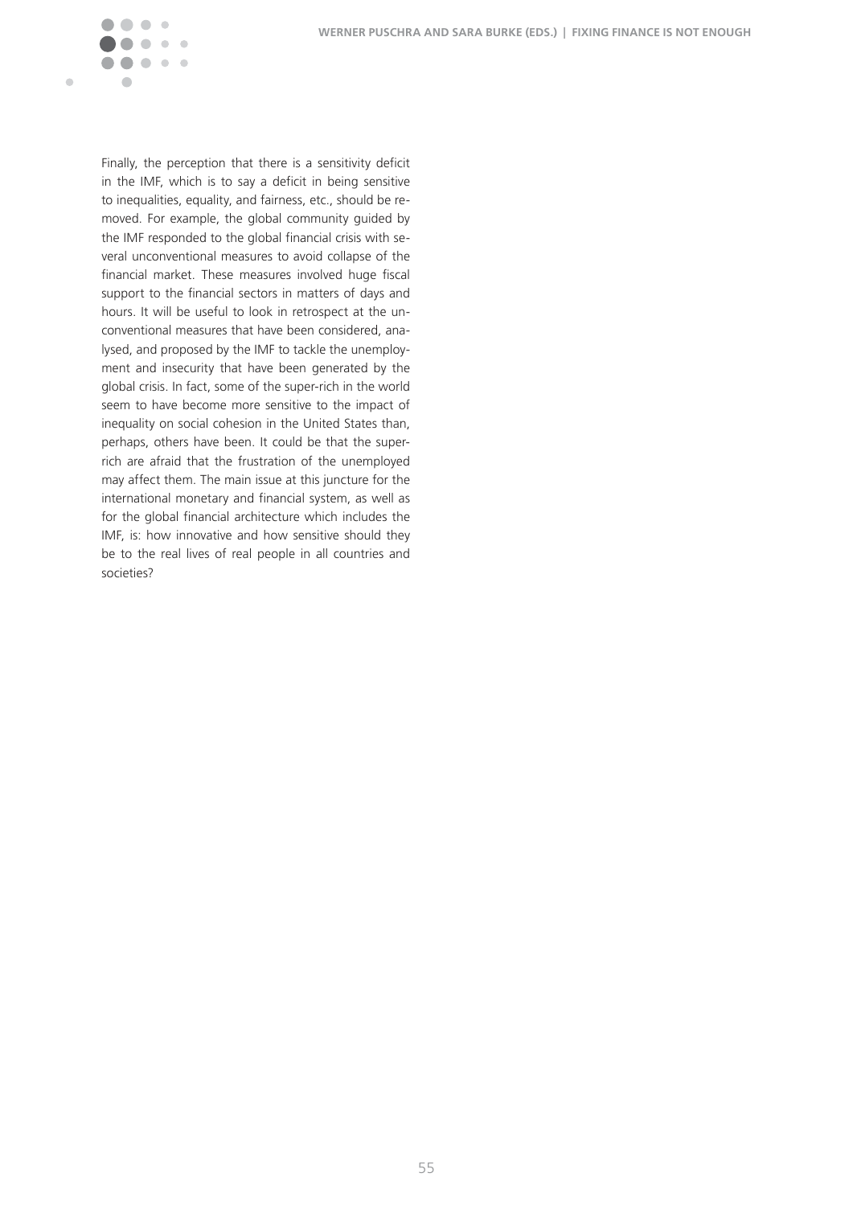Finally, the perception that there is a sensitivity deficit in the IMF, which is to say a deficit in being sensitive to inequalities, equality, and fairness, etc., should be removed. For example, the global community guided by the IMF responded to the global financial crisis with several unconventional measures to avoid collapse of the financial market. These measures involved huge fiscal support to the financial sectors in matters of days and hours. It will be useful to look in retrospect at the unconventional measures that have been considered, analysed, and proposed by the IMF to tackle the unemployment and insecurity that have been generated by the global crisis. In fact, some of the super-rich in the world seem to have become more sensitive to the impact of inequality on social cohesion in the United States than, perhaps, others have been. It could be that the super-rich are afraid that the frustration of the unemployed may affect them. The main issue at this juncture for the international monetary and financial system, as well as for the global financial architecture which includes the IMF, is: how innovative and how sensitive should they be to the real lives of real people in all countries and societies?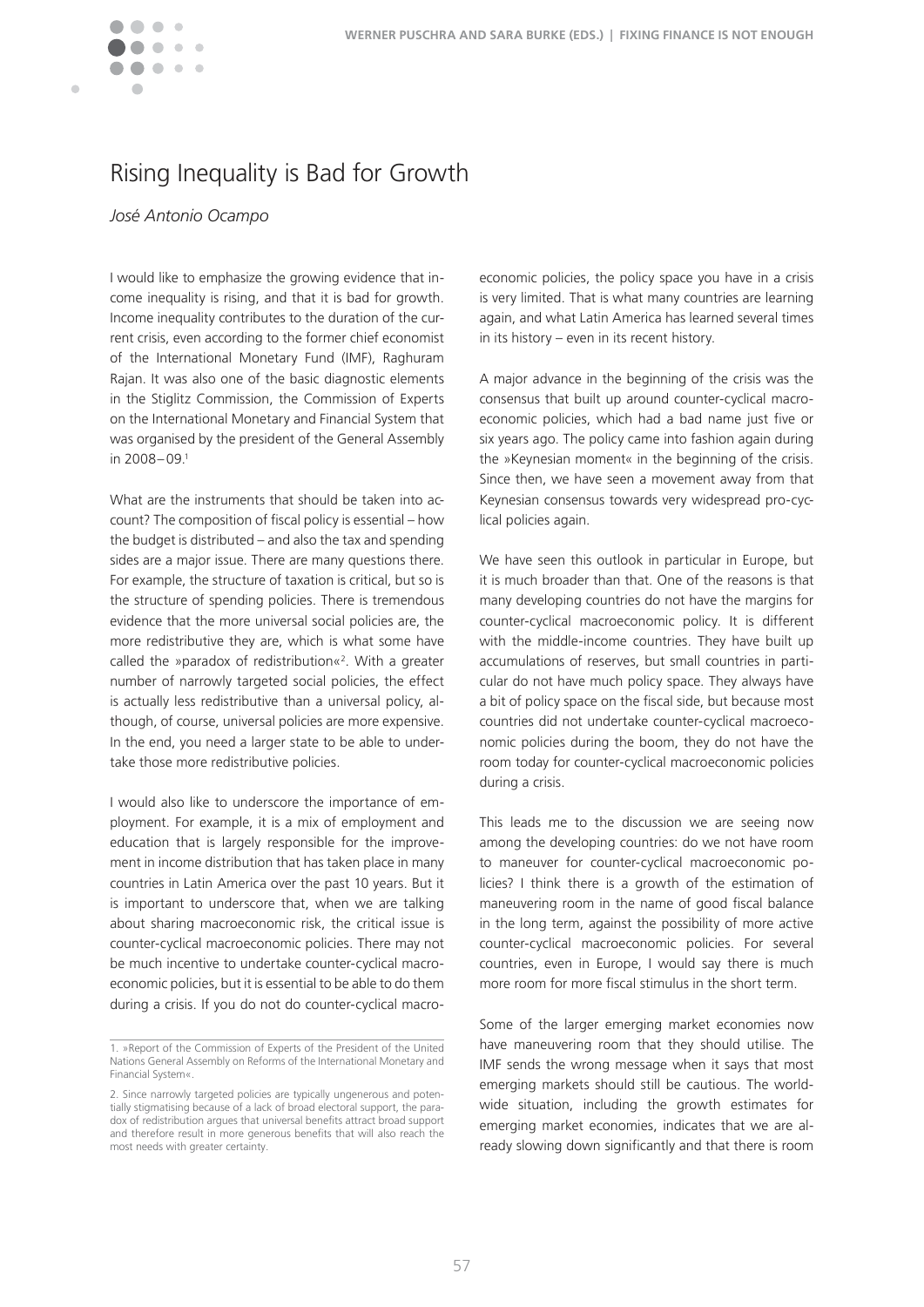# Rising Inequality is Bad for Growth

*José Antonio Ocampo*

I would like to emphasize the growing evidence that income inequality is rising, and that it is bad for growth. Income inequality contributes to the duration of the current crisis, even according to the former chief economist of the International Monetary Fund (IMF), Raghuram Rajan. It was also one of the basic diagnostic elements in the Stiglitz Commission, the Commission of Experts on the International Monetary and Financial System that was organised by the president of the General Assembly in 2008–09.[1]

What are the instruments that should be taken into account? The composition of fiscal policy is essential – how the budget is distributed – and also the tax and spending sides are a major issue. There are many questions there. For example, the structure of taxation is critical, but so is the structure of spending policies. There is tremendous evidence that the more universal social policies are, the more redistributive they are, which is what some have called the »paradox of redistribution«[2]. With a greater number of narrowly targeted social policies, the effect is actually less redistributive than a universal policy, although, of course, universal policies are more expensive. In the end, you need a larger state to be able to undertake those more redistributive policies.

I would also like to underscore the importance of employment. For example, it is a mix of employment and education that is largely responsible for the improvement in income distribution that has taken place in many countries in Latin America over the past 10 years. But it is important to underscore that, when we are talking about sharing macroeconomic risk, the critical issue is counter-cyclical macroeconomic policies. There may not be much incentive to undertake counter-cyclical macroeconomic policies, but it is essential to be able to do them during a crisis. If you do not do counter-cyclical macroeconomic policies, the policy space you have in a crisis is very limited. That is what many countries are learning again, and what Latin America has learned several times in its history – even in its recent history.

A major advance in the beginning of the crisis was the consensus that built up around counter-cyclical macroeconomic policies, which had a bad name just five or six years ago. The policy came into fashion again during the »Keynesian moment« in the beginning of the crisis. Since then, we have seen a movement away from that Keynesian consensus towards very widespread pro-cyclical policies again.

We have seen this outlook in particular in Europe, but it is much broader than that. One of the reasons is that many developing countries do not have the margins for counter-cyclical macroeconomic policy. It is different with the middle-income countries. They have built up accumulations of reserves, but small countries in particular do not have much policy space. They always have a bit of policy space on the fiscal side, but because most countries did not undertake counter-cyclical macroeconomic policies during the boom, they do not have the room today for counter-cyclical macroeconomic policies during a crisis.

This leads me to the discussion we are seeing now among the developing countries: do we not have room to maneuver for counter-cyclical macroeconomic policies? I think there is a growth of the estimation of maneuvering room in the name of good fiscal balance in the long term, against the possibility of more active counter-cyclical macroeconomic policies. For several countries, even in Europe, I would say there is much more room for more fiscal stimulus in the short term.

Some of the larger emerging market economies now have maneuvering room that they should utilise. The IMF sends the wrong message when it says that most emerging markets should still be cautious. The worldwide situation, including the growth estimates for emerging market economies, indicates that we are already slowing down significantly and that there is room

1. »Report of the Commission of Experts of the President of the United Nations General Assembly on Reforms of the International Monetary and Financial System«.

2. Since narrowly targeted policies are typically ungenerous and potentially stigmatising because of a lack of broad electoral support, the paradox of redistribution argues that universal benefits attract broad support and therefore result in more generous benefits that will also reach the most needs with greater certainty.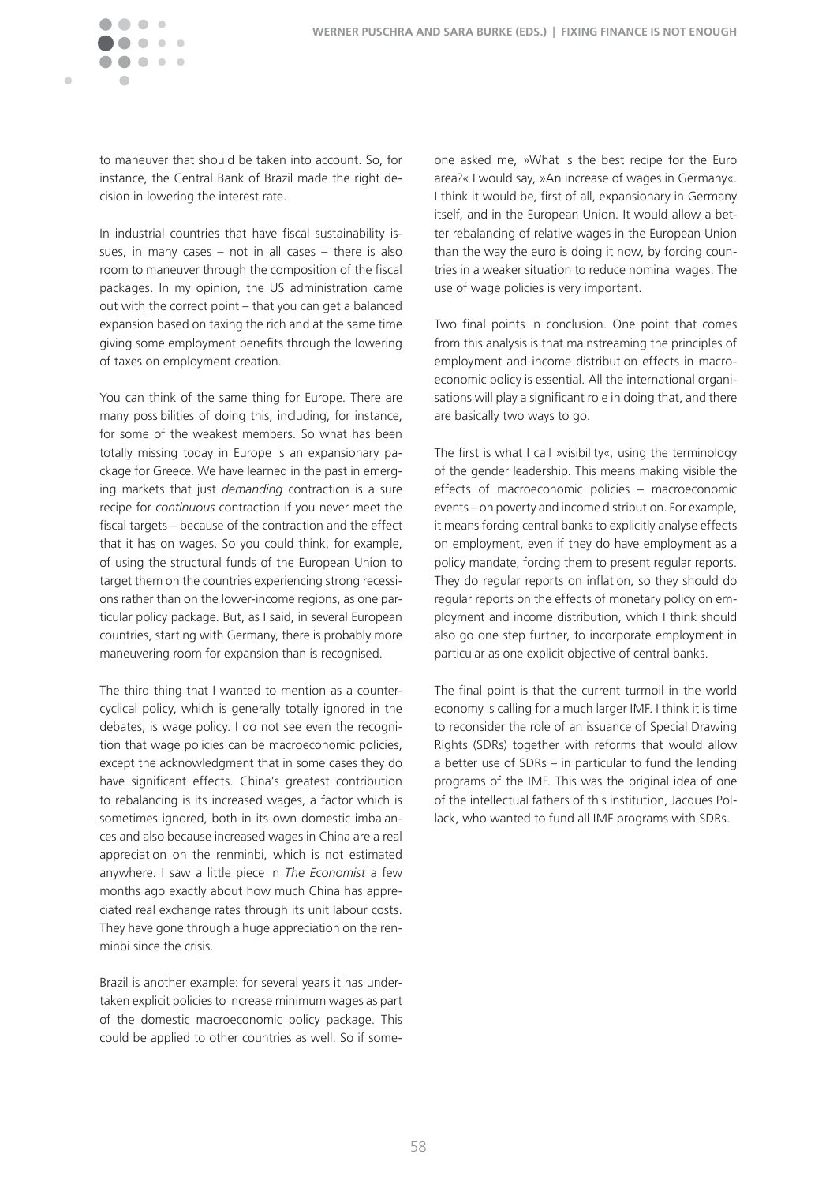to maneuver that should be taken into account. So, for instance, the Central Bank of Brazil made the right decision in lowering the interest rate.

In industrial countries that have fiscal sustainability issues, in many cases – not in all cases – there is also room to maneuver through the composition of the fiscal packages. In my opinion, the US administration came out with the correct point – that you can get a balanced expansion based on taxing the rich and at the same time giving some employment benefits through the lowering of taxes on employment creation.

You can think of the same thing for Europe. There are many possibilities of doing this, including, for instance, for some of the weakest members. So what has been totally missing today in Europe is an expansionary package for Greece. We have learned in the past in emerging markets that just *demanding* contraction is a sure recipe for *continuous* contraction if you never meet the fiscal targets – because of the contraction and the effect that it has on wages. So you could think, for example, of using the structural funds of the European Union to target them on the countries experiencing strong recessions rather than on the lower-income regions, as one particular policy package. But, as I said, in several European countries, starting with Germany, there is probably more maneuvering room for expansion than is recognised.

The third thing that I wanted to mention as a countercyclical policy, which is generally totally ignored in the debates, is wage policy. I do not see even the recognition that wage policies can be macroeconomic policies, except the acknowledgment that in some cases they do have significant effects. China's greatest contribution to rebalancing is its increased wages, a factor which is sometimes ignored, both in its own domestic imbalances and also because increased wages in China are a real appreciation on the renminbi, which is not estimated anywhere. I saw a little piece in *The Economist* a few months ago exactly about how much China has appreciated real exchange rates through its unit labour costs. They have gone through a huge appreciation on the renminbi since the crisis.

Brazil is another example: for several years it has undertaken explicit policies to increase minimum wages as part of the domestic macroeconomic policy package. This could be applied to other countries as well. So if someone asked me, »What is the best recipe for the Euro area?« I would say, »An increase of wages in Germany«. I think it would be, first of all, expansionary in Germany itself, and in the European Union. It would allow a better rebalancing of relative wages in the European Union than the way the euro is doing it now, by forcing countries in a weaker situation to reduce nominal wages. The use of wage policies is very important.

Two final points in conclusion. One point that comes from this analysis is that mainstreaming the principles of employment and income distribution effects in macroeconomic policy is essential. All the international organisations will play a significant role in doing that, and there are basically two ways to go.

The first is what I call »visibility«, using the terminology of the gender leadership. This means making visible the effects of macroeconomic policies – macroeconomic events – on poverty and income distribution. For example, it means forcing central banks to explicitly analyse effects on employment, even if they do have employment as a policy mandate, forcing them to present regular reports. They do regular reports on inflation, so they should do regular reports on the effects of monetary policy on employment and income distribution, which I think should also go one step further, to incorporate employment in particular as one explicit objective of central banks.

The final point is that the current turmoil in the world economy is calling for a much larger IMF. I think it is time to reconsider the role of an issuance of Special Drawing Rights (SDRs) together with reforms that would allow a better use of SDRs – in particular to fund the lending programs of the IMF. This was the original idea of one of the intellectual fathers of this institution, Jacques Pollack, who wanted to fund all IMF programs with SDRs.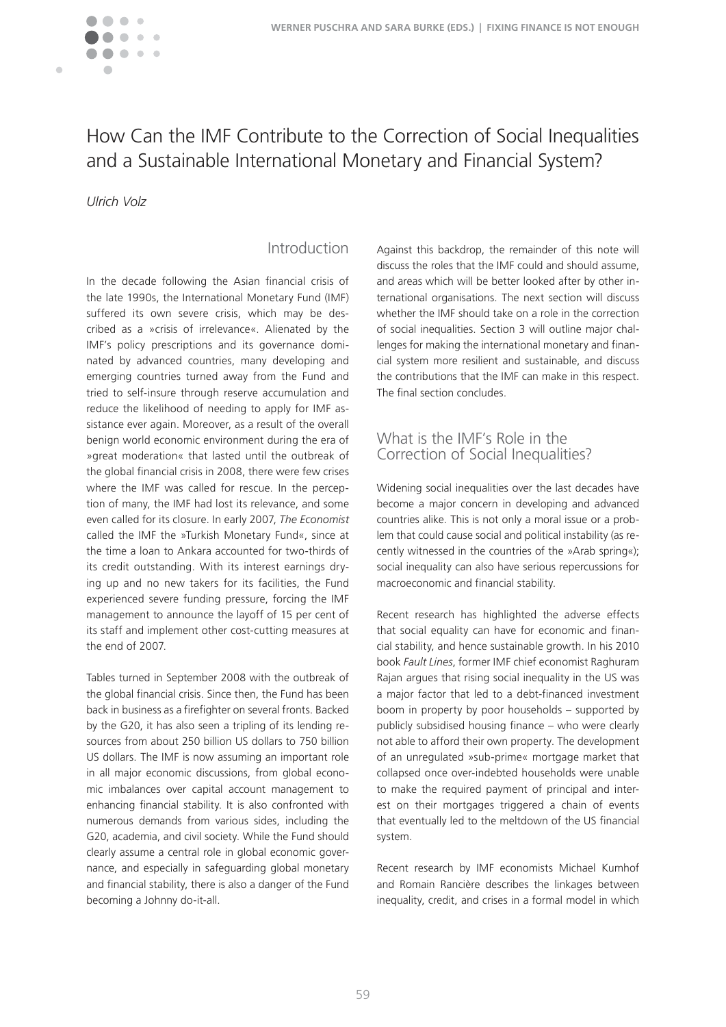# How Can the IMF Contribute to the Correction of Social Inequalities and a Sustainable International Monetary and Financial System?

*Ulrich Volz*

## Introduction

In the decade following the Asian financial crisis of the late 1990s, the International Monetary Fund (IMF) suffered its own severe crisis, which may be described as a »crisis of irrelevance«. Alienated by the IMF's policy prescriptions and its governance dominated by advanced countries, many developing and emerging countries turned away from the Fund and tried to self-insure through reserve accumulation and reduce the likelihood of needing to apply for IMF assistance ever again. Moreover, as a result of the overall benign world economic environment during the era of »great moderation« that lasted until the outbreak of the global financial crisis in 2008, there were few crises where the IMF was called for rescue. In the perception of many, the IMF had lost its relevance, and some even called for its closure. In early 2007, *The Economist* called the IMF the »Turkish Monetary Fund«, since at the time a loan to Ankara accounted for two-thirds of its credit outstanding. With its interest earnings drying up and no new takers for its facilities, the Fund experienced severe funding pressure, forcing the IMF management to announce the layoff of 15 per cent of its staff and implement other cost-cutting measures at the end of 2007.

Tables turned in September 2008 with the outbreak of the global financial crisis. Since then, the Fund has been back in business as a firefighter on several fronts. Backed by the G20, it has also seen a tripling of its lending resources from about 250 billion US dollars to 750 billion US dollars. The IMF is now assuming an important role in all major economic discussions, from global economic imbalances over capital account management to enhancing financial stability. It is also confronted with numerous demands from various sides, including the G20, academia, and civil society. While the Fund should clearly assume a central role in global economic governance, and especially in safeguarding global monetary and financial stability, there is also a danger of the Fund becoming a Johnny do-it-all.

Against this backdrop, the remainder of this note will discuss the roles that the IMF could and should assume, and areas which will be better looked after by other international organisations. The next section will discuss whether the IMF should take on a role in the correction of social inequalities. Section 3 will outline major challenges for making the international monetary and financial system more resilient and sustainable, and discuss the contributions that the IMF can make in this respect. The final section concludes.

## What is the IMF's Role in the Correction of Social Inequalities?

Widening social inequalities over the last decades have become a major concern in developing and advanced countries alike. This is not only a moral issue or a problem that could cause social and political instability (as recently witnessed in the countries of the »Arab spring«); social inequality can also have serious repercussions for macroeconomic and financial stability.

Recent research has highlighted the adverse effects that social equality can have for economic and financial stability, and hence sustainable growth. In his 2010 book *Fault Lines*, former IMF chief economist Raghuram Rajan argues that rising social inequality in the US was a major factor that led to a debt-financed investment boom in property by poor households – supported by publicly subsidised housing finance – who were clearly not able to afford their own property. The development of an unregulated »sub-prime« mortgage market that collapsed once over-indebted households were unable to make the required payment of principal and interest on their mortgages triggered a chain of events that eventually led to the meltdown of the US financial system.

Recent research by IMF economists Michael Kumhof and Romain Rancière describes the linkages between inequality, credit, and crises in a formal model in which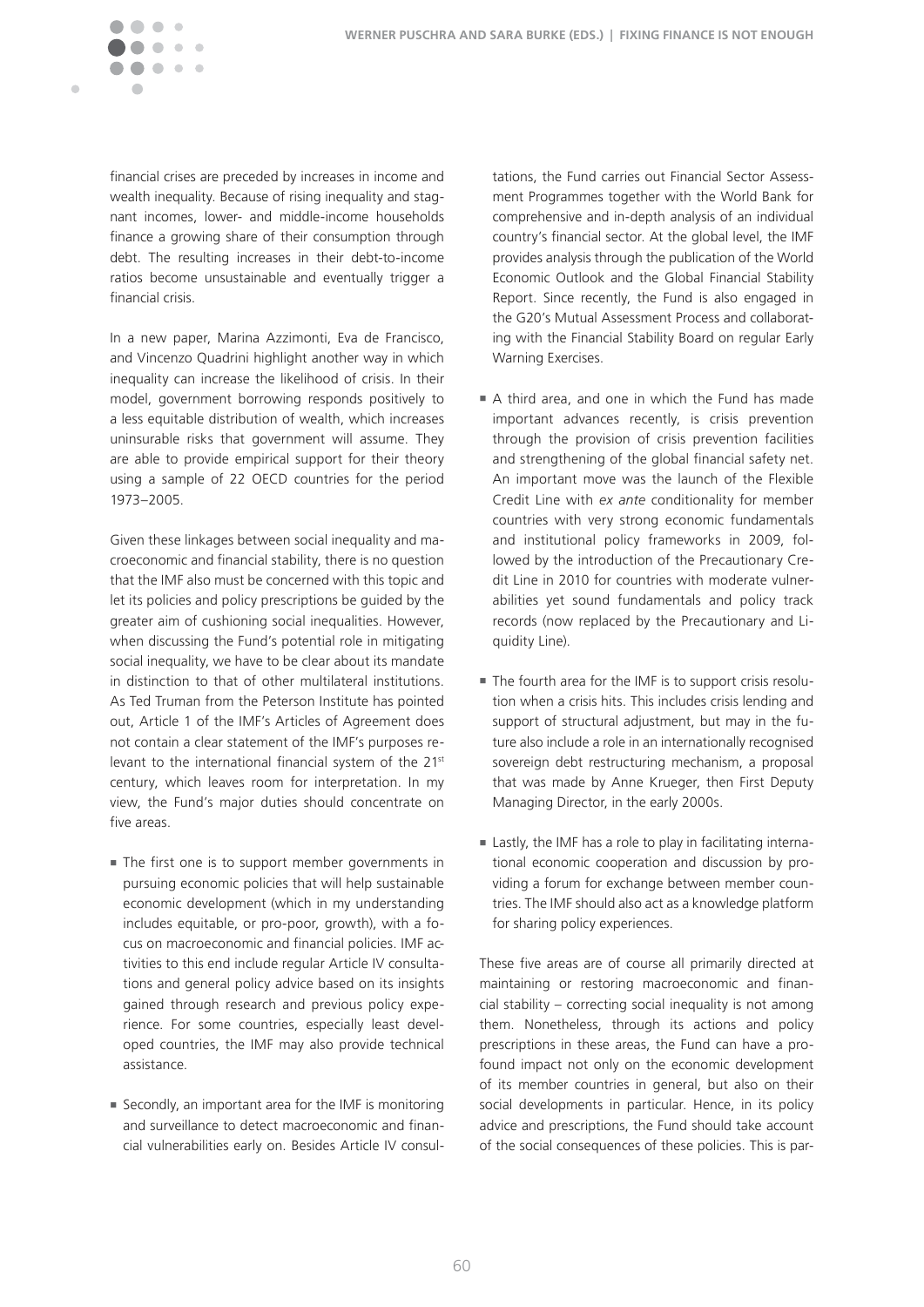financial crises are preceded by increases in income and wealth inequality. Because of rising inequality and stagnant incomes, lower- and middle-income households finance a growing share of their consumption through debt. The resulting increases in their debt-to-income ratios become unsustainable and eventually trigger a financial crisis.

In a new paper, Marina Azzimonti, Eva de Francisco, and Vincenzo Quadrini highlight another way in which inequality can increase the likelihood of crisis. In their model, government borrowing responds positively to a less equitable distribution of wealth, which increases uninsurable risks that government will assume. They are able to provide empirical support for their theory using a sample of 22 OECD countries for the period 1973–2005.

Given these linkages between social inequality and macroeconomic and financial stability, there is no question that the IMF also must be concerned with this topic and let its policies and policy prescriptions be guided by the greater aim of cushioning social inequalities. However, when discussing the Fund's potential role in mitigating social inequality, we have to be clear about its mandate in distinction to that of other multilateral institutions. As Ted Truman from the Peterson Institute has pointed out, Article 1 of the IMF's Articles of Agreement does not contain a clear statement of the IMF's purposes relevant to the international financial system of the 21st century, which leaves room for interpretation. In my view, the Fund's major duties should concentrate on five areas.

- The first one is to support member governments in pursuing economic policies that will help sustainable economic development (which in my understanding includes equitable, or pro-poor, growth), with a focus on macroeconomic and financial policies. IMF activities to this end include regular Article IV consultations and general policy advice based on its insights gained through research and previous policy experience. For some countries, especially least developed countries, the IMF may also provide technical assistance.
- Secondly, an important area for the IMF is monitoring and surveillance to detect macroeconomic and financial vulnerabilities early on. Besides Article IV consultations, the Fund carries out Financial Sector Assessment Programmes together with the World Bank for comprehensive and in-depth analysis of an individual country's financial sector. At the global level, the IMF provides analysis through the publication of the World Economic Outlook and the Global Financial Stability Report. Since recently, the Fund is also engaged in the G20's Mutual Assessment Process and collaborating with the Financial Stability Board on regular Early Warning Exercises.
- A third area, and one in which the Fund has made important advances recently, is crisis prevention through the provision of crisis prevention facilities and strengthening of the global financial safety net. An important move was the launch of the Flexible Credit Line with *ex ante* conditionality for member countries with very strong economic fundamentals and institutional policy frameworks in 2009, followed by the introduction of the Precautionary Credit Line in 2010 for countries with moderate vulnerabilities yet sound fundamentals and policy track records (now replaced by the Precautionary and Liquidity Line).
- The fourth area for the IMF is to support crisis resolution when a crisis hits. This includes crisis lending and support of structural adjustment, but may in the future also include a role in an internationally recognised sovereign debt restructuring mechanism, a proposal that was made by Anne Krueger, then First Deputy Managing Director, in the early 2000s.
- Lastly, the IMF has a role to play in facilitating international economic cooperation and discussion by providing a forum for exchange between member countries. The IMF should also act as a knowledge platform for sharing policy experiences.

These five areas are of course all primarily directed at maintaining or restoring macroeconomic and financial stability – correcting social inequality is not among them. Nonetheless, through its actions and policy prescriptions in these areas, the Fund can have a profound impact not only on the economic development of its member countries in general, but also on their social developments in particular. Hence, in its policy advice and prescriptions, the Fund should take account of the social consequences of these policies. This is par-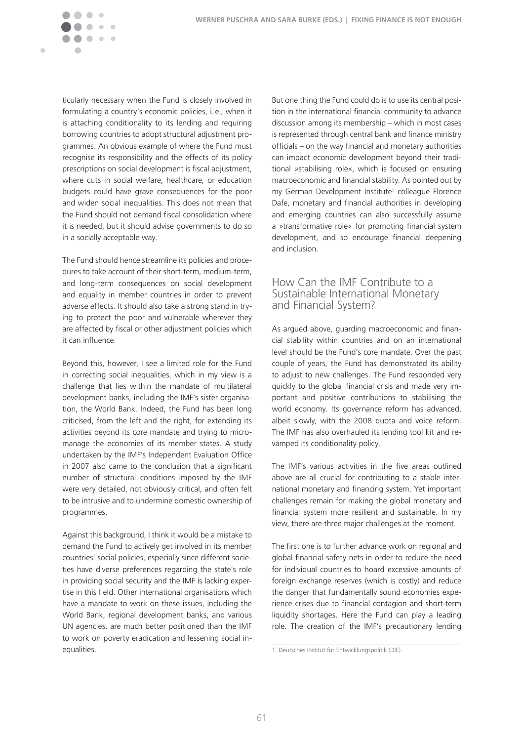ticularly necessary when the Fund is closely involved in formulating a country's economic policies, i. e., when it is attaching conditionality to its lending and requiring borrowing countries to adopt structural adjustment programmes. An obvious example of where the Fund must recognise its responsibility and the effects of its policy prescriptions on social development is fiscal adjustment, where cuts in social welfare, healthcare, or education budgets could have grave consequences for the poor and widen social inequalities. This does not mean that the Fund should not demand fiscal consolidation where it is needed, but it should advise governments to do so in a socially acceptable way.

The Fund should hence streamline its policies and procedures to take account of their short-term, medium-term, and long-term consequences on social development and equality in member countries in order to prevent adverse effects. It should also take a strong stand in trying to protect the poor and vulnerable wherever they are affected by fiscal or other adjustment policies which it can influence.

Beyond this, however, I see a limited role for the Fund in correcting social inequalities, which in my view is a challenge that lies within the mandate of multilateral development banks, including the IMF's sister organisation, the World Bank. Indeed, the Fund has been long criticised, from the left and the right, for extending its activities beyond its core mandate and trying to micromanage the economies of its member states. A study undertaken by the IMF's Independent Evaluation Office in 2007 also came to the conclusion that a significant number of structural conditions imposed by the IMF were very detailed, not obviously critical, and often felt to be intrusive and to undermine domestic ownership of programmes.

Against this background, I think it would be a mistake to demand the Fund to actively get involved in its member countries' social policies, especially since different societies have diverse preferences regarding the state's role in providing social security and the IMF is lacking expertise in this field. Other international organisations which have a mandate to work on these issues, including the World Bank, regional development banks, and various UN agencies, are much better positioned than the IMF to work on poverty eradication and lessening social inequalities.

But one thing the Fund could do is to use its central position in the international financial community to advance discussion among its membership – which in most cases is represented through central bank and finance ministry officials – on the way financial and monetary authorities can impact economic development beyond their traditional »stabilising role«, which is focused on ensuring macroeconomic and financial stability. As pointed out by my German Development Institute[1] colleague Florence Dafe, monetary and financial authorities in developing and emerging countries can also successfully assume a »transformative role« for promoting financial system development, and so encourage financial deepening and inclusion.

## How Can the IMF Contribute to a Sustainable International Monetary and Financial System?

As argued above, guarding macroeconomic and financial stability within countries and on an international level should be the Fund's core mandate. Over the past couple of years, the Fund has demonstrated its ability to adjust to new challenges. The Fund responded very quickly to the global financial crisis and made very important and positive contributions to stabilising the world economy. Its governance reform has advanced, albeit slowly, with the 2008 quota and voice reform. The IMF has also overhauled its lending tool kit and revamped its conditionality policy.

The IMF's various activities in the five areas outlined above are all crucial for contributing to a stable international monetary and financing system. Yet important challenges remain for making the global monetary and financial system more resilient and sustainable. In my view, there are three major challenges at the moment.

The first one is to further advance work on regional and global financial safety nets in order to reduce the need for individual countries to hoard excessive amounts of foreign exchange reserves (which is costly) and reduce the danger that fundamentally sound economies experience crises due to financial contagion and short-term liquidity shortages. Here the Fund can play a leading role. The creation of the IMF's precautionary lending

1. Deutsches Institut für Entwicklungspolitik (DIE).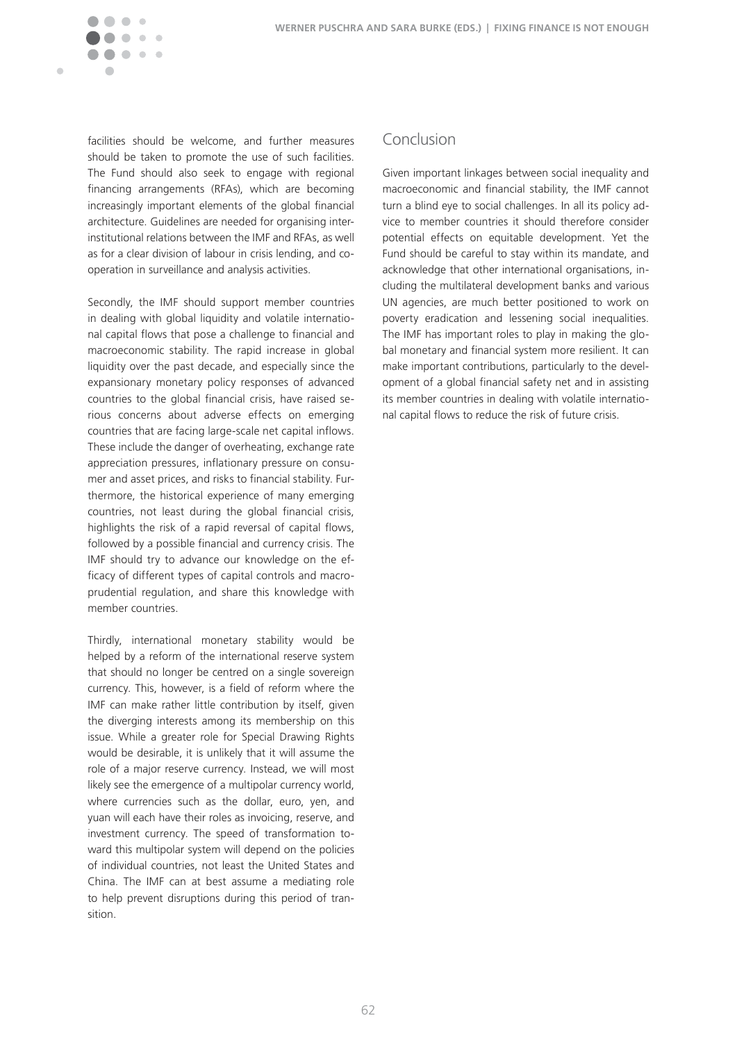facilities should be welcome, and further measures should be taken to promote the use of such facilities. The Fund should also seek to engage with regional financing arrangements (RFAs), which are becoming increasingly important elements of the global financial architecture. Guidelines are needed for organising inter-institutional relations between the IMF and RFAs, as well as for a clear division of labour in crisis lending, and cooperation in surveillance and analysis activities.

Secondly, the IMF should support member countries in dealing with global liquidity and volatile international capital flows that pose a challenge to financial and macroeconomic stability. The rapid increase in global liquidity over the past decade, and especially since the expansionary monetary policy responses of advanced countries to the global financial crisis, have raised serious concerns about adverse effects on emerging countries that are facing large-scale net capital inflows. These include the danger of overheating, exchange rate appreciation pressures, inflationary pressure on consumer and asset prices, and risks to financial stability. Furthermore, the historical experience of many emerging countries, not least during the global financial crisis, highlights the risk of a rapid reversal of capital flows, followed by a possible financial and currency crisis. The IMF should try to advance our knowledge on the efficacy of different types of capital controls and macroprudential regulation, and share this knowledge with member countries.

Thirdly, international monetary stability would be helped by a reform of the international reserve system that should no longer be centred on a single sovereign currency. This, however, is a field of reform where the IMF can make rather little contribution by itself, given the diverging interests among its membership on this issue. While a greater role for Special Drawing Rights would be desirable, it is unlikely that it will assume the role of a major reserve currency. Instead, we will most likely see the emergence of a multipolar currency world, where currencies such as the dollar, euro, yen, and yuan will each have their roles as invoicing, reserve, and investment currency. The speed of transformation toward this multipolar system will depend on the policies of individual countries, not least the United States and China. The IMF can at best assume a mediating role to help prevent disruptions during this period of transition.

## Conclusion

Given important linkages between social inequality and macroeconomic and financial stability, the IMF cannot turn a blind eye to social challenges. In all its policy advice to member countries it should therefore consider potential effects on equitable development. Yet the Fund should be careful to stay within its mandate, and acknowledge that other international organisations, including the multilateral development banks and various UN agencies, are much better positioned to work on poverty eradication and lessening social inequalities. The IMF has important roles to play in making the global monetary and financial system more resilient. It can make important contributions, particularly to the development of a global financial safety net and in assisting its member countries in dealing with volatile international capital flows to reduce the risk of future crisis.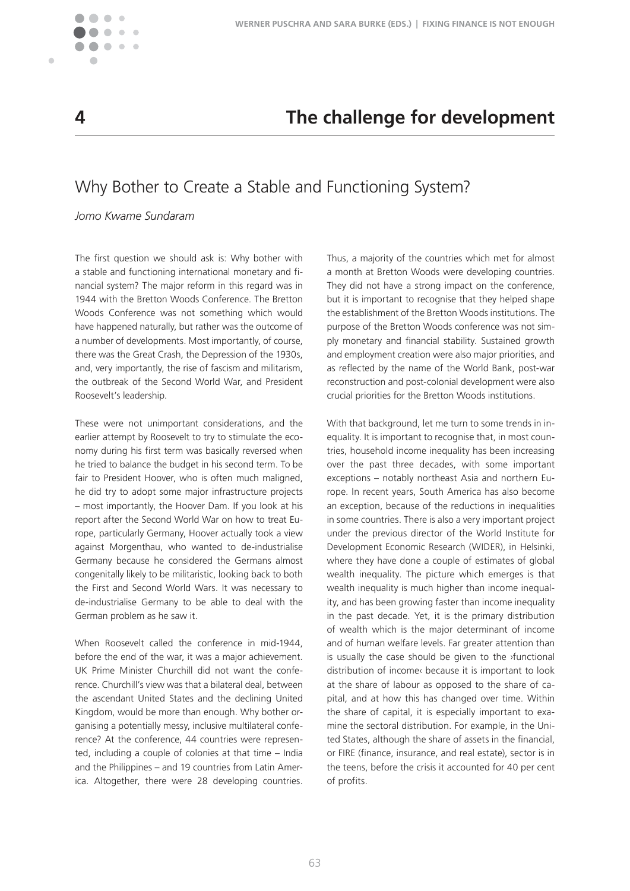# 4 The challenge for development

## Why Bother to Create a Stable and Functioning System?

*Jomo Kwame Sundaram*

The first question we should ask is: Why bother with a stable and functioning international monetary and financial system? The major reform in this regard was in 1944 with the Bretton Woods Conference. The Bretton Woods Conference was not something which would have happened naturally, but rather was the outcome of a number of developments. Most importantly, of course, there was the Great Crash, the Depression of the 1930s, and, very importantly, the rise of fascism and militarism, the outbreak of the Second World War, and President Roosevelt's leadership.

These were not unimportant considerations, and the earlier attempt by Roosevelt to try to stimulate the economy during his first term was basically reversed when he tried to balance the budget in his second term. To be fair to President Hoover, who is often much maligned, he did try to adopt some major infrastructure projects – most importantly, the Hoover Dam. If you look at his report after the Second World War on how to treat Europe, particularly Germany, Hoover actually took a view against Morgenthau, who wanted to de-industrialise Germany because he considered the Germans almost congenitally likely to be militaristic, looking back to both the First and Second World Wars. It was necessary to de-industrialise Germany to be able to deal with the German problem as he saw it.

When Roosevelt called the conference in mid-1944, before the end of the war, it was a major achievement. UK Prime Minister Churchill did not want the conference. Churchill's view was that a bilateral deal, between the ascendant United States and the declining United Kingdom, would be more than enough. Why bother organising a potentially messy, inclusive multilateral conference? At the conference, 44 countries were represented, including a couple of colonies at that time – India and the Philippines – and 19 countries from Latin America. Altogether, there were 28 developing countries. Thus, a majority of the countries which met for almost a month at Bretton Woods were developing countries. They did not have a strong impact on the conference, but it is important to recognise that they helped shape the establishment of the Bretton Woods institutions. The purpose of the Bretton Woods conference was not simply monetary and financial stability. Sustained growth and employment creation were also major priorities, and as reflected by the name of the World Bank, post-war reconstruction and post-colonial development were also crucial priorities for the Bretton Woods institutions.

With that background, let me turn to some trends in inequality. It is important to recognise that, in most countries, household income inequality has been increasing over the past three decades, with some important exceptions – notably northeast Asia and northern Europe. In recent years, South America has also become an exception, because of the reductions in inequalities in some countries. There is also a very important project under the previous director of the World Institute for Development Economic Research (WIDER), in Helsinki, where they have done a couple of estimates of global wealth inequality. The picture which emerges is that wealth inequality is much higher than income inequality, and has been growing faster than income inequality in the past decade. Yet, it is the primary distribution of wealth which is the major determinant of income and of human welfare levels. Far greater attention than is usually the case should be given to the ›functional distribution of income‹ because it is important to look at the share of labour as opposed to the share of capital, and at how this has changed over time. Within the share of capital, it is especially important to examine the sectoral distribution. For example, in the United States, although the share of assets in the financial, or FIRE (finance, insurance, and real estate), sector is in the teens, before the crisis it accounted for 40 per cent of profits.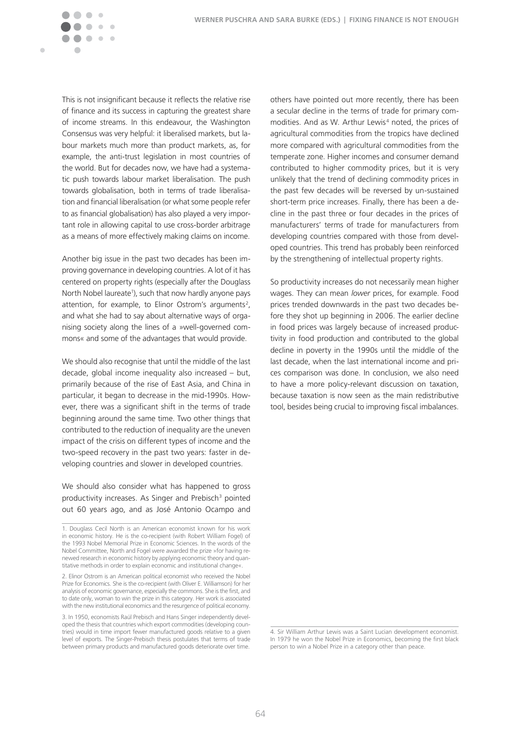This is not insignificant because it reflects the relative rise of finance and its success in capturing the greatest share of income streams. In this endeavour, the Washington Consensus was very helpful: it liberalised markets, but labour markets much more than product markets, as, for example, the anti-trust legislation in most countries of the world. But for decades now, we have had a systematic push towards labour market liberalisation. The push towards globalisation, both in terms of trade liberalisation and financial liberalisation (or what some people refer to as financial globalisation) has also played a very important role in allowing capital to use cross-border arbitrage as a means of more effectively making claims on income.

Another big issue in the past two decades has been improving governance in developing countries. A lot of it has centered on property rights (especially after the Douglass North Nobel laureate[1]), such that now hardly anyone pays attention, for example, to Elinor Ostrom's arguments[2], and what she had to say about alternative ways of organising society along the lines of a »well-governed commons« and some of the advantages that would provide.

We should also recognise that until the middle of the last decade, global income inequality also increased – but, primarily because of the rise of East Asia, and China in particular, it began to decrease in the mid-1990s. However, there was a significant shift in the terms of trade beginning around the same time. Two other things that contributed to the reduction of inequality are the uneven impact of the crisis on different types of income and the two-speed recovery in the past two years: faster in developing countries and slower in developed countries.

We should also consider what has happened to gross productivity increases. As Singer and Prebisch[3] pointed out 60 years ago, and as José Antonio Ocampo and others have pointed out more recently, there has been a secular decline in the terms of trade for primary commodities. And as W. Arthur Lewis[4] noted, the prices of agricultural commodities from the tropics have declined more compared with agricultural commodities from the temperate zone. Higher incomes and consumer demand contributed to higher commodity prices, but it is very unlikely that the trend of declining commodity prices in the past few decades will be reversed by un-sustained short-term price increases. Finally, there has been a decline in the past three or four decades in the prices of manufacturers' terms of trade for manufacturers from developing countries compared with those from developed countries. This trend has probably been reinforced by the strengthening of intellectual property rights.

So productivity increases do not necessarily mean higher wages. They can mean *lower* prices, for example. Food prices trended downwards in the past two decades before they shot up beginning in 2006. The earlier decline in food prices was largely because of increased productivity in food production and contributed to the global decline in poverty in the 1990s until the middle of the last decade, when the last international income and prices comparison was done. In conclusion, we also need to have a more policy-relevant discussion on taxation, because taxation is now seen as the main redistributive tool, besides being crucial to improving fiscal imbalances.

---

1. Douglass Cecil North is an American economist known for his work in economic history. He is the co-recipient (with Robert William Fogel) of the 1993 Nobel Memorial Prize in Economic Sciences. In the words of the Nobel Committee, North and Fogel were awarded the prize »for having renewed research in economic history by applying economic theory and quantitative methods in order to explain economic and institutional change«.

2. Elinor Ostrom is an American political economist who received the Nobel Prize for Economics. She is the co-recipient (with Oliver E. Williamson) for her analysis of economic governance, especially the commons. She is the first, and to date only, woman to win the prize in this category. Her work is associated with the new institutional economics and the resurgence of political economy.

3. In 1950, economists Raúl Prebisch and Hans Singer independently developed the thesis that countries which export commodities (developing countries) would in time import fewer manufactured goods relative to a given level of exports. The Singer-Prebisch thesis postulates that terms of trade between primary products and manufactured goods deteriorate over time.

4. Sir William Arthur Lewis was a Saint Lucian development economist. In 1979 he won the Nobel Prize in Economics, becoming the first black person to win a Nobel Prize in a category other than peace.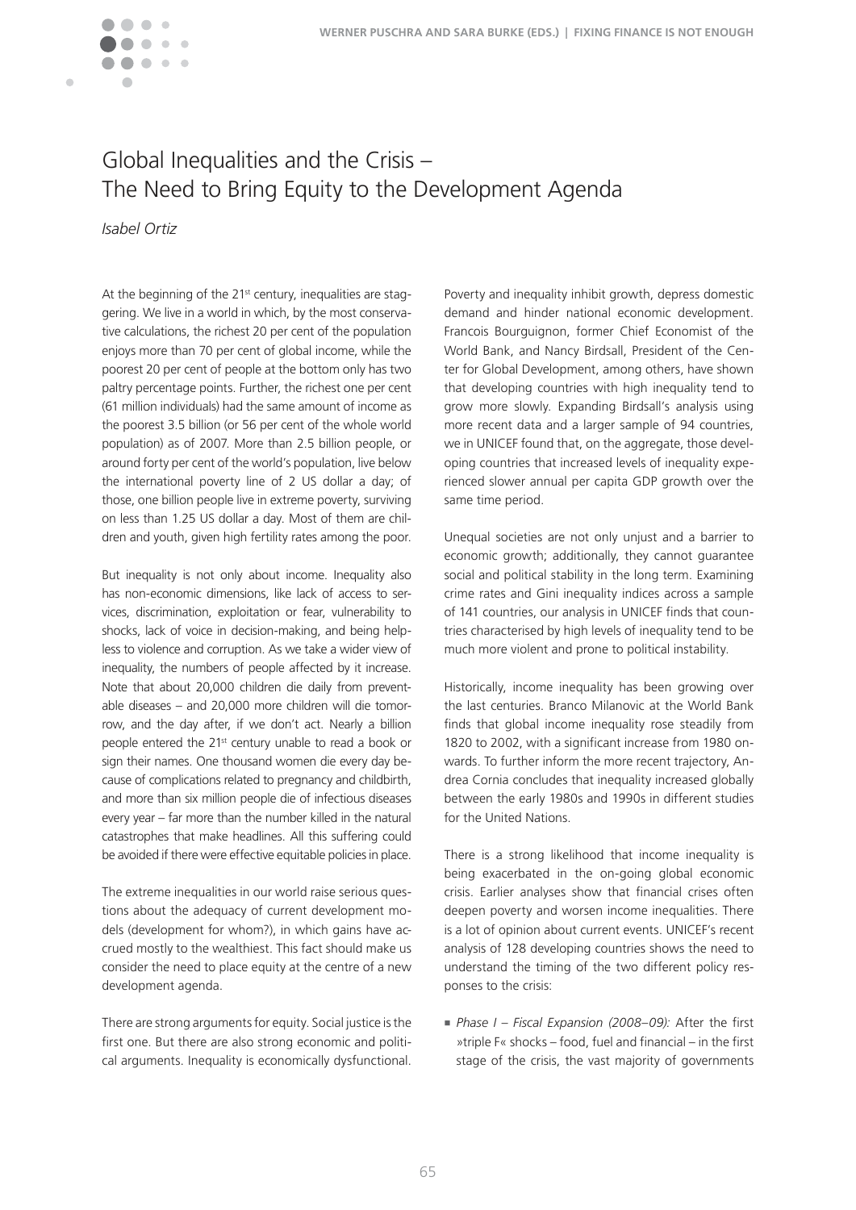# Global Inequalities and the Crisis – The Need to Bring Equity to the Development Agenda

*Isabel Ortiz*

At the beginning of the 21st century, inequalities are staggering. We live in a world in which, by the most conservative calculations, the richest 20 per cent of the population enjoys more than 70 per cent of global income, while the poorest 20 per cent of people at the bottom only has two paltry percentage points. Further, the richest one per cent (61 million individuals) had the same amount of income as the poorest 3.5 billion (or 56 per cent of the whole world population) as of 2007. More than 2.5 billion people, or around forty per cent of the world's population, live below the international poverty line of 2 US dollar a day; of those, one billion people live in extreme poverty, surviving on less than 1.25 US dollar a day. Most of them are children and youth, given high fertility rates among the poor.

But inequality is not only about income. Inequality also has non-economic dimensions, like lack of access to services, discrimination, exploitation or fear, vulnerability to shocks, lack of voice in decision-making, and being helpless to violence and corruption. As we take a wider view of inequality, the numbers of people affected by it increase. Note that about 20,000 children die daily from preventable diseases – and 20,000 more children will die tomorrow, and the day after, if we don't act. Nearly a billion people entered the 21st century unable to read a book or sign their names. One thousand women die every day because of complications related to pregnancy and childbirth, and more than six million people die of infectious diseases every year – far more than the number killed in the natural catastrophes that make headlines. All this suffering could be avoided if there were effective equitable policies in place.

The extreme inequalities in our world raise serious questions about the adequacy of current development models (development for whom?), in which gains have accrued mostly to the wealthiest. This fact should make us consider the need to place equity at the centre of a new development agenda.

There are strong arguments for equity. Social justice is the first one. But there are also strong economic and political arguments. Inequality is economically dysfunctional. Poverty and inequality inhibit growth, depress domestic demand and hinder national economic development. Francois Bourguignon, former Chief Economist of the World Bank, and Nancy Birdsall, President of the Center for Global Development, among others, have shown that developing countries with high inequality tend to grow more slowly. Expanding Birdsall's analysis using more recent data and a larger sample of 94 countries, we in UNICEF found that, on the aggregate, those developing countries that increased levels of inequality experienced slower annual per capita GDP growth over the same time period.

Unequal societies are not only unjust and a barrier to economic growth; additionally, they cannot guarantee social and political stability in the long term. Examining crime rates and Gini inequality indices across a sample of 141 countries, our analysis in UNICEF finds that countries characterised by high levels of inequality tend to be much more violent and prone to political instability.

Historically, income inequality has been growing over the last centuries. Branco Milanovic at the World Bank finds that global income inequality rose steadily from 1820 to 2002, with a significant increase from 1980 onwards. To further inform the more recent trajectory, Andrea Cornia concludes that inequality increased globally between the early 1980s and 1990s in different studies for the United Nations.

There is a strong likelihood that income inequality is being exacerbated in the on-going global economic crisis. Earlier analyses show that financial crises often deepen poverty and worsen income inequalities. There is a lot of opinion about current events. UNICEF's recent analysis of 128 developing countries shows the need to understand the timing of the two different policy responses to the crisis:

- *Phase I – Fiscal Expansion (2008–09):* After the first »triple F« shocks – food, fuel and financial – in the first stage of the crisis, the vast majority of governments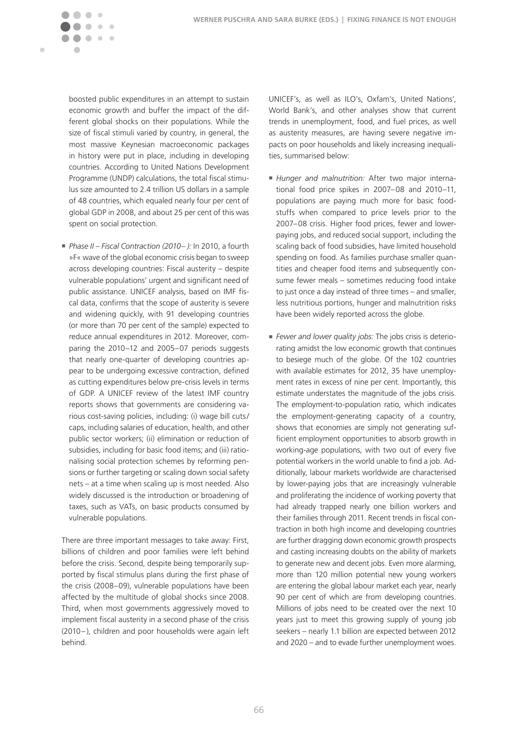boosted public expenditures in an attempt to sustain economic growth and buffer the impact of the different global shocks on their populations. While the size of fiscal stimuli varied by country, in general, the most massive Keynesian macroeconomic packages in history were put in place, including in developing countries. According to United Nations Development Programme (UNDP) calculations, the total fiscal stimulus size amounted to 2.4 trillion US dollars in a sample of 48 countries, which equaled nearly four per cent of global GDP in 2008, and about 25 per cent of this was spent on social protection.

- *Phase II – Fiscal Contraction (2010– ):* In 2010, a fourth »F« wave of the global economic crisis began to sweep across developing countries: Fiscal austerity – despite vulnerable populations' urgent and significant need of public assistance. UNICEF analysis, based on IMF fiscal data, confirms that the scope of austerity is severe and widening quickly, with 91 developing countries (or more than 70 per cent of the sample) expected to reduce annual expenditures in 2012. Moreover, comparing the 2010–12 and 2005–07 periods suggests that nearly one-quarter of developing countries appear to be undergoing excessive contraction, defined as cutting expenditures below pre-crisis levels in terms of GDP. A UNICEF review of the latest IMF country reports shows that governments are considering various cost-saving policies, including: (i) wage bill cuts/caps, including salaries of education, health, and other public sector workers; (ii) elimination or reduction of subsidies, including for basic food items; and (iii) rationalising social protection schemes by reforming pensions or further targeting or scaling down social safety nets – at a time when scaling up is most needed. Also widely discussed is the introduction or broadening of taxes, such as VATs, on basic products consumed by vulnerable populations.

There are three important messages to take away: First, billions of children and poor families were left behind before the crisis. Second, despite being temporarily supported by fiscal stimulus plans during the first phase of the crisis (2008–09), vulnerable populations have been affected by the multitude of global shocks since 2008. Third, when most governments aggressively moved to implement fiscal austerity in a second phase of the crisis (2010–), children and poor households were again left behind.

UNICEF's, as well as ILO's, Oxfam's, United Nations', World Bank's, and other analyses show that current trends in unemployment, food, and fuel prices, as well as austerity measures, are having severe negative impacts on poor households and likely increasing inequalities, summarised below:

- *Hunger and malnutrition:* After two major international food price spikes in 2007–08 and 2010–11, populations are paying much more for basic foodstuffs when compared to price levels prior to the 2007–08 crisis. Higher food prices, fewer and lower-paying jobs, and reduced social support, including the scaling back of food subsidies, have limited household spending on food. As families purchase smaller quantities and cheaper food items and subsequently consume fewer meals – sometimes reducing food intake to just once a day instead of three times – and smaller, less nutritious portions, hunger and malnutrition risks have been widely reported across the globe.

- *Fewer and lower quality jobs:* The jobs crisis is deteriorating amidst the low economic growth that continues to besiege much of the globe. Of the 102 countries with available estimates for 2012, 35 have unemployment rates in excess of nine per cent. Importantly, this estimate understates the magnitude of the jobs crisis. The employment-to-population ratio, which indicates the employment-generating capacity of a country, shows that economies are simply not generating sufficient employment opportunities to absorb growth in working-age populations, with two out of every five potential workers in the world unable to find a job. Additionally, labour markets worldwide are characterised by lower-paying jobs that are increasingly vulnerable and proliferating the incidence of working poverty that had already trapped nearly one billion workers and their families through 2011. Recent trends in fiscal contraction in both high income and developing countries are further dragging down economic growth prospects and casting increasing doubts on the ability of markets to generate new and decent jobs. Even more alarming, more than 120 million potential new young workers are entering the global labour market each year, nearly 90 per cent of which are from developing countries. Millions of jobs need to be created over the next 10 years just to meet this growing supply of young job seekers – nearly 1.1 billion are expected between 2012 and 2020 – and to evade further unemployment woes.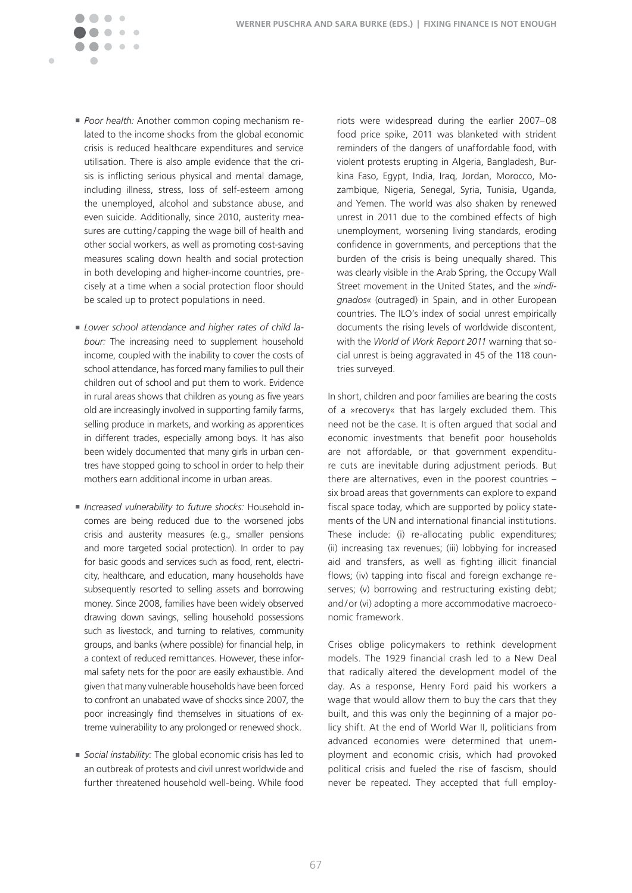- *Poor health:* Another common coping mechanism related to the income shocks from the global economic crisis is reduced healthcare expenditures and service utilisation. There is also ample evidence that the crisis is inflicting serious physical and mental damage, including illness, stress, loss of self-esteem among the unemployed, alcohol and substance abuse, and even suicide. Additionally, since 2010, austerity measures are cutting/capping the wage bill of health and other social workers, as well as promoting cost-saving measures scaling down health and social protection in both developing and higher-income countries, precisely at a time when a social protection floor should be scaled up to protect populations in need.

- *Lower school attendance and higher rates of child labour:* The increasing need to supplement household income, coupled with the inability to cover the costs of school attendance, has forced many families to pull their children out of school and put them to work. Evidence in rural areas shows that children as young as five years old are increasingly involved in supporting family farms, selling produce in markets, and working as apprentices in different trades, especially among boys. It has also been widely documented that many girls in urban centres have stopped going to school in order to help their mothers earn additional income in urban areas.

- *Increased vulnerability to future shocks:* Household incomes are being reduced due to the worsened jobs crisis and austerity measures (e.g., smaller pensions and more targeted social protection). In order to pay for basic goods and services such as food, rent, electricity, healthcare, and education, many households have subsequently resorted to selling assets and borrowing money. Since 2008, families have been widely observed drawing down savings, selling household possessions such as livestock, and turning to relatives, community groups, and banks (where possible) for financial help, in a context of reduced remittances. However, these informal safety nets for the poor are easily exhaustible. And given that many vulnerable households have been forced to confront an unabated wave of shocks since 2007, the poor increasingly find themselves in situations of extreme vulnerability to any prolonged or renewed shock.

- *Social instability:* The global economic crisis has led to an outbreak of protests and civil unrest worldwide and further threatened household well-being. While food riots were widespread during the earlier 2007–08 food price spike, 2011 was blanketed with strident reminders of the dangers of unaffordable food, with violent protests erupting in Algeria, Bangladesh, Burkina Faso, Egypt, India, Iraq, Jordan, Morocco, Mozambique, Nigeria, Senegal, Syria, Tunisia, Uganda, and Yemen. The world was also shaken by renewed unrest in 2011 due to the combined effects of high unemployment, worsening living standards, eroding confidence in governments, and perceptions that the burden of the crisis is being unequally shared. This was clearly visible in the Arab Spring, the Occupy Wall Street movement in the United States, and the »*indignados*« (outraged) in Spain, and in other European countries. The ILO's index of social unrest empirically documents the rising levels of worldwide discontent, with the *World of Work Report 2011* warning that social unrest is being aggravated in 45 of the 118 countries surveyed.

In short, children and poor families are bearing the costs of a »recovery« that has largely excluded them. This need not be the case. It is often argued that social and economic investments that benefit poor households are not affordable, or that government expenditure cuts are inevitable during adjustment periods. But there are alternatives, even in the poorest countries – six broad areas that governments can explore to expand fiscal space today, which are supported by policy statements of the UN and international financial institutions. These include: (i) re-allocating public expenditures; (ii) increasing tax revenues; (iii) lobbying for increased aid and transfers, as well as fighting illicit financial flows; (iv) tapping into fiscal and foreign exchange reserves; (v) borrowing and restructuring existing debt; and/or (vi) adopting a more accommodative macroeconomic framework.

Crises oblige policymakers to rethink development models. The 1929 financial crash led to a New Deal that radically altered the development model of the day. As a response, Henry Ford paid his workers a wage that would allow them to buy the cars that they built, and this was only the beginning of a major policy shift. At the end of World War II, politicians from advanced economies were determined that unemployment and economic crisis, which had provoked political crisis and fueled the rise of fascism, should never be repeated. They accepted that full employ-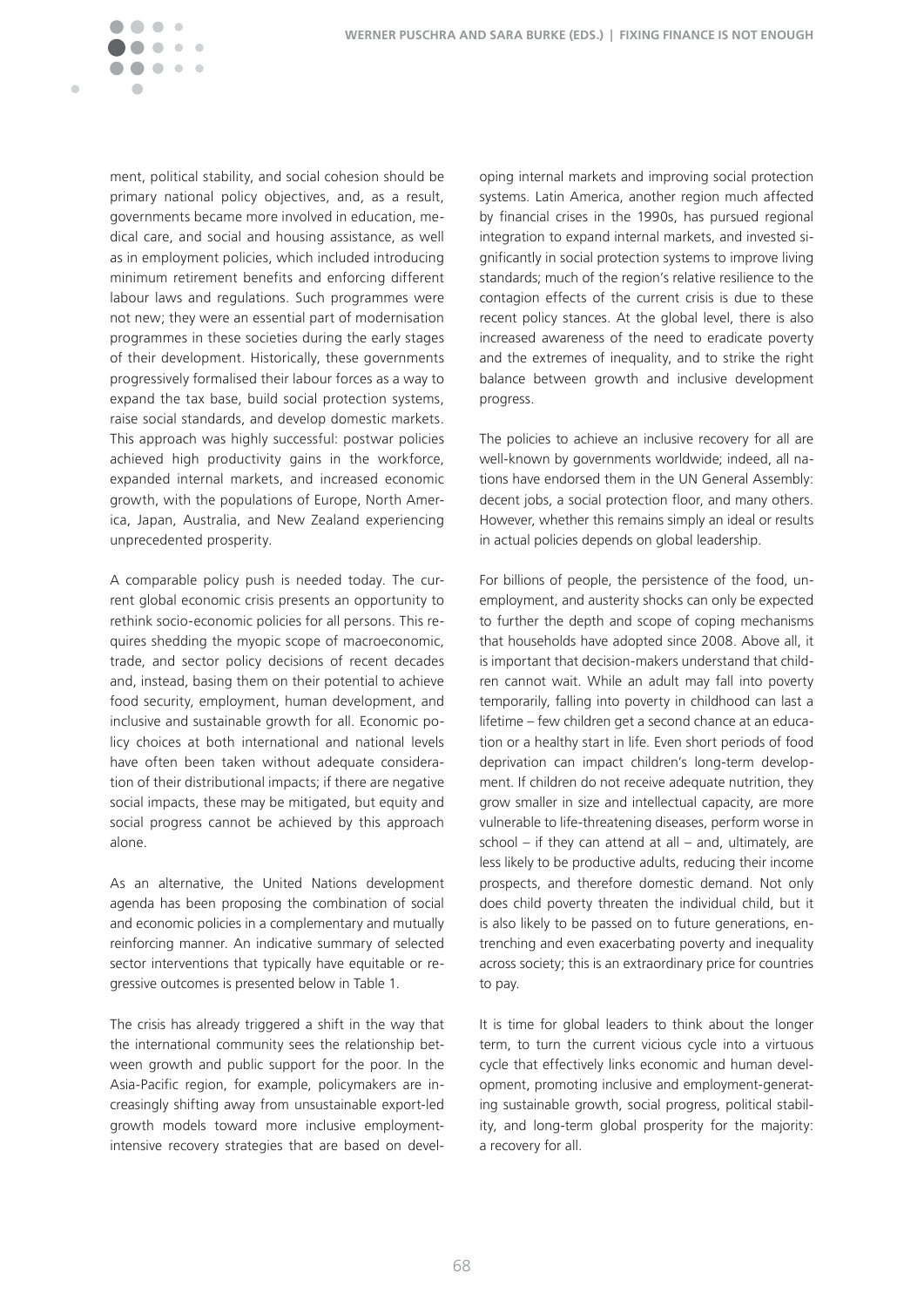ment, political stability, and social cohesion should be primary national policy objectives, and, as a result, governments became more involved in education, medical care, and social and housing assistance, as well as in employment policies, which included introducing minimum retirement benefits and enforcing different labour laws and regulations. Such programmes were not new; they were an essential part of modernisation programmes in these societies during the early stages of their development. Historically, these governments progressively formalised their labour forces as a way to expand the tax base, build social protection systems, raise social standards, and develop domestic markets. This approach was highly successful: postwar policies achieved high productivity gains in the workforce, expanded internal markets, and increased economic growth, with the populations of Europe, North America, Japan, Australia, and New Zealand experiencing unprecedented prosperity.

A comparable policy push is needed today. The current global economic crisis presents an opportunity to rethink socio-economic policies for all persons. This requires shedding the myopic scope of macroeconomic, trade, and sector policy decisions of recent decades and, instead, basing them on their potential to achieve food security, employment, human development, and inclusive and sustainable growth for all. Economic policy choices at both international and national levels have often been taken without adequate consideration of their distributional impacts; if there are negative social impacts, these may be mitigated, but equity and social progress cannot be achieved by this approach alone.

As an alternative, the United Nations development agenda has been proposing the combination of social and economic policies in a complementary and mutually reinforcing manner. An indicative summary of selected sector interventions that typically have equitable or regressive outcomes is presented below in Table 1.

The crisis has already triggered a shift in the way that the international community sees the relationship between growth and public support for the poor. In the Asia-Pacific region, for example, policymakers are increasingly shifting away from unsustainable export-led growth models toward more inclusive employment-intensive recovery strategies that are based on developing internal markets and improving social protection systems. Latin America, another region much affected by financial crises in the 1990s, has pursued regional integration to expand internal markets, and invested significantly in social protection systems to improve living standards; much of the region's relative resilience to the contagion effects of the current crisis is due to these recent policy stances. At the global level, there is also increased awareness of the need to eradicate poverty and the extremes of inequality, and to strike the right balance between growth and inclusive development progress.

The policies to achieve an inclusive recovery for all are well-known by governments worldwide; indeed, all nations have endorsed them in the UN General Assembly: decent jobs, a social protection floor, and many others. However, whether this remains simply an ideal or results in actual policies depends on global leadership.

For billions of people, the persistence of the food, unemployment, and austerity shocks can only be expected to further the depth and scope of coping mechanisms that households have adopted since 2008. Above all, it is important that decision-makers understand that children cannot wait. While an adult may fall into poverty temporarily, falling into poverty in childhood can last a lifetime – few children get a second chance at an education or a healthy start in life. Even short periods of food deprivation can impact children's long-term development. If children do not receive adequate nutrition, they grow smaller in size and intellectual capacity, are more vulnerable to life-threatening diseases, perform worse in school – if they can attend at all – and, ultimately, are less likely to be productive adults, reducing their income prospects, and therefore domestic demand. Not only does child poverty threaten the individual child, but it is also likely to be passed on to future generations, entrenching and even exacerbating poverty and inequality across society; this is an extraordinary price for countries to pay.

It is time for global leaders to think about the longer term, to turn the current vicious cycle into a virtuous cycle that effectively links economic and human development, promoting inclusive and employment-generating sustainable growth, social progress, political stability, and long-term global prosperity for the majority: a recovery for all.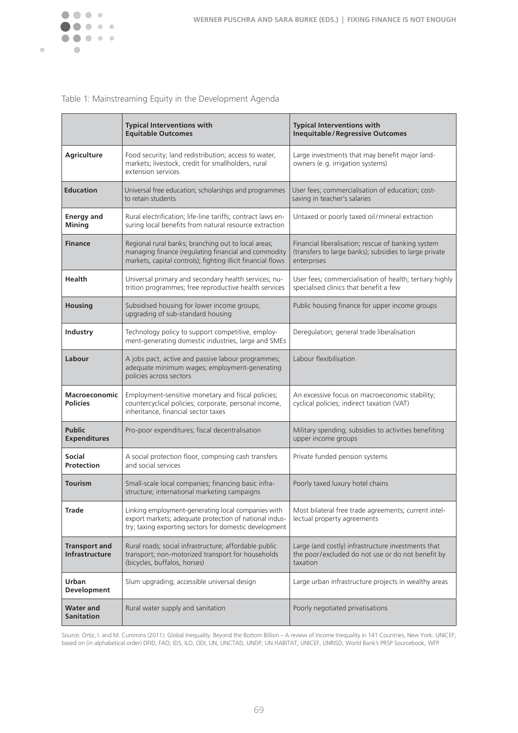Table 1: Mainstreaming Equity in the Development Agenda

| | Typical Interventions with Equitable Outcomes | Typical Interventions with Inequitable / Regressive Outcomes |
|---|---|---|
| **Agriculture** | Food security; land redistribution; access to water, markets; livestock, credit for smallholders, rural extension services | Large investments that may benefit major land-owners (e.g. irrigation systems) |
| **Education** | Universal free education; scholarships and programmes to retain students | User fees; commercialisation of education; cost-saving in teacher's salaries |
| **Energy and Mining** | Rural electrification; life-line tariffs; contract laws ensuring local benefits from natural resource extraction | Untaxed or poorly taxed oil / mineral extraction |
| **Finance** | Regional rural banks; branching out to local areas; managing finance (regulating financial and commodity markets, capital controls); fighting illicit financial flows | Financial liberalisation; rescue of banking system (transfers to large banks); subsidies to large private enterprises |
| **Health** | Universal primary and secondary health services; nutrition programmes; free reproductive health services | User fees; commercialisation of health; tertiary highly specialised clinics that benefit a few |
| **Housing** | Subsidised housing for lower income groups; upgrading of sub-standard housing | Public housing finance for upper income groups |
| **Industry** | Technology policy to support competitive, employment-generating domestic industries, large and SMEs | Deregulation; general trade liberalisation |
| **Labour** | A jobs pact, active and passive labour programmes; adequate minimum wages; employment-generating policies across sectors | Labour flexibilisation |
| **Macroeconomic Policies** | Employment-sensitive monetary and fiscal policies; countercyclical policies; corporate, personal income, inheritance, financial sector taxes | An excessive focus on macroeconomic stability; cyclical policies; indirect taxation (VAT) |
| **Public Expenditures** | Pro-poor expenditures; fiscal decentralisation | Military spending; subsidies to activities benefiting upper income groups |
| **Social Protection** | A social protection floor, comprising cash transfers and social services | Private funded pension systems |
| **Tourism** | Small-scale local companies; financing basic infrastructure; international marketing campaigns | Poorly taxed luxury hotel chains |
| **Trade** | Linking employment-generating local companies with export markets; adequate protection of national industry; taxing exporting sectors for domestic development | Most bilateral free trade agreements; current intellectual property agreements |
| **Transport and Infrastructure** | Rural roads; social infrastructure; affordable public transport; non-motorized transport for households (bicycles, buffalos, horses) | Large (and costly) infrastructure investments that the poor/excluded do not use or do not benefit by taxation |
| **Urban Development** | Slum upgrading; accessible universal design | Large urban infrastructure projects in wealthy areas |
| **Water and Sanitation** | Rural water supply and sanitation | Poorly negotiated privatisations |

Source: Ortiz, I. and M. Cummins (2011): Global Inequality: Beyond the Bottom Billion – A review of Income Inequality in 141 Countries, New York: UNICEF; based on (in alphabetical order) DFID, FAO, IDS, ILO, ODI, UN, UNCTAD, UNDP, UN HABITAT, UNICEF, UNRISD, World Bank's PRSP Sourcebook, WFP.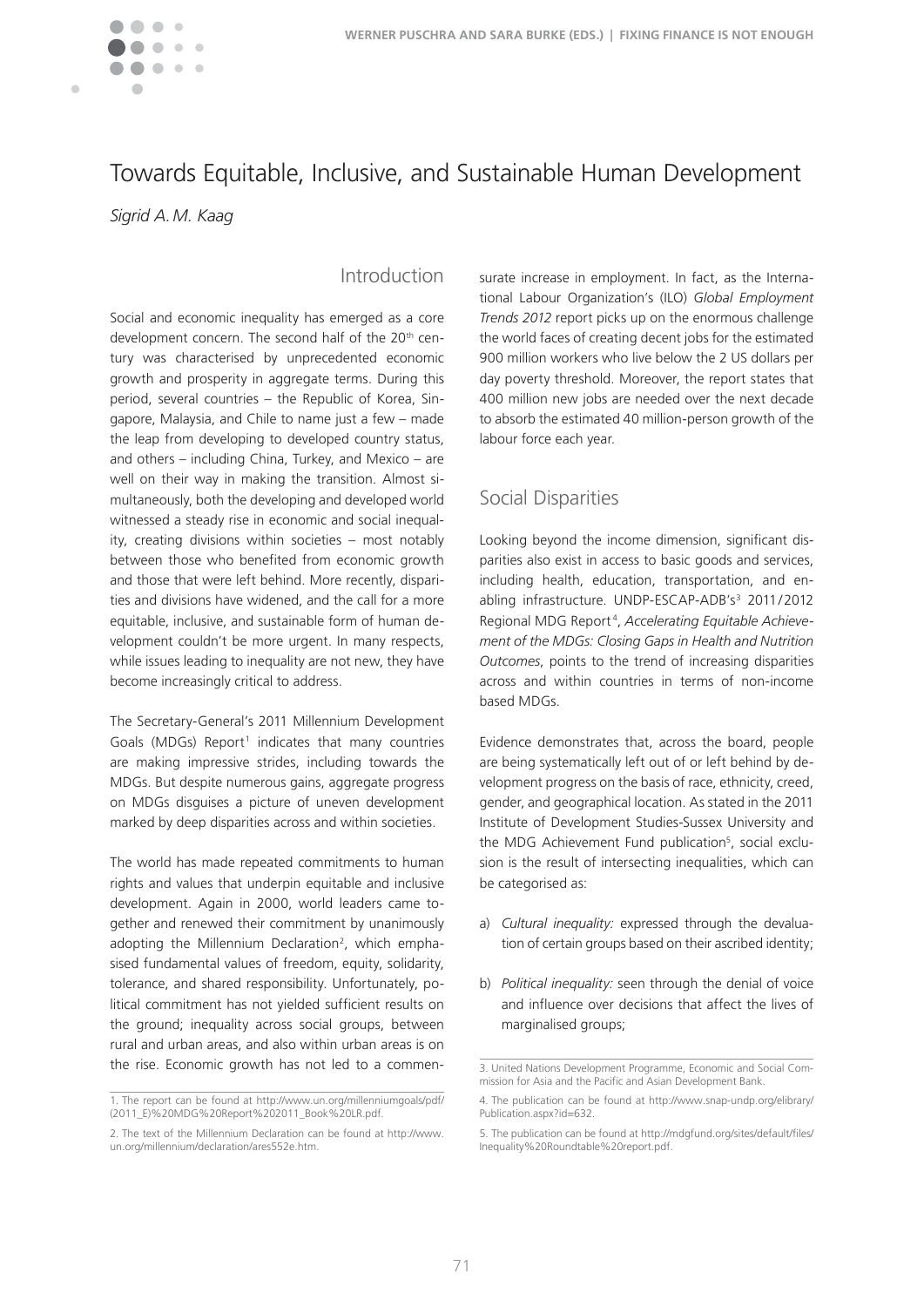# Towards Equitable, Inclusive, and Sustainable Human Development

*Sigrid A. M. Kaag*

## Introduction

Social and economic inequality has emerged as a core development concern. The second half of the 20th century was characterised by unprecedented economic growth and prosperity in aggregate terms. During this period, several countries – the Republic of Korea, Singapore, Malaysia, and Chile to name just a few – made the leap from developing to developed country status, and others – including China, Turkey, and Mexico – are well on their way in making the transition. Almost simultaneously, both the developing and developed world witnessed a steady rise in economic and social inequality, creating divisions within societies – most notably between those who benefited from economic growth and those that were left behind. More recently, disparities and divisions have widened, and the call for a more equitable, inclusive, and sustainable form of human development couldn't be more urgent. In many respects, while issues leading to inequality are not new, they have become increasingly critical to address.

The Secretary-General's 2011 Millennium Development Goals (MDGs) Report[1] indicates that many countries are making impressive strides, including towards the MDGs. But despite numerous gains, aggregate progress on MDGs disguises a picture of uneven development marked by deep disparities across and within societies.

The world has made repeated commitments to human rights and values that underpin equitable and inclusive development. Again in 2000, world leaders came together and renewed their commitment by unanimously adopting the Millennium Declaration[2], which emphasised fundamental values of freedom, equity, solidarity, tolerance, and shared responsibility. Unfortunately, political commitment has not yielded sufficient results on the ground; inequality across social groups, between rural and urban areas, and also within urban areas is on the rise. Economic growth has not led to a commensurate increase in employment. In fact, as the International Labour Organization's (ILO) *Global Employment Trends 2012* report picks up on the enormous challenge the world faces of creating decent jobs for the estimated 900 million workers who live below the 2 US dollars per day poverty threshold. Moreover, the report states that 400 million new jobs are needed over the next decade to absorb the estimated 40 million-person growth of the labour force each year.

## Social Disparities

Looking beyond the income dimension, significant disparities also exist in access to basic goods and services, including health, education, transportation, and enabling infrastructure. UNDP-ESCAP-ADB's[3] 2011/2012 Regional MDG Report[4], *Accelerating Equitable Achievement of the MDGs: Closing Gaps in Health and Nutrition Outcomes*, points to the trend of increasing disparities across and within countries in terms of non-income based MDGs.

Evidence demonstrates that, across the board, people are being systematically left out of or left behind by development progress on the basis of race, ethnicity, creed, gender, and geographical location. As stated in the 2011 Institute of Development Studies-Sussex University and the MDG Achievement Fund publication[5], social exclusion is the result of intersecting inequalities, which can be categorised as:

a) *Cultural inequality:* expressed through the devaluation of certain groups based on their ascribed identity;

b) *Political inequality:* seen through the denial of voice and influence over decisions that affect the lives of marginalised groups;

---

1. The report can be found at http://www.un.org/millenniumgoals/pdf/(2011_E)%20MDG%20Report%202011_Book%20LR.pdf.

2. The text of the Millennium Declaration can be found at http://www.un.org/millennium/declaration/ares552e.htm.

3. United Nations Development Programme, Economic and Social Commission for Asia and the Pacific and Asian Development Bank.

4. The publication can be found at http://www.snap-undp.org/elibrary/Publication.aspx?id=632.

5. The publication can be found at http://mdgfund.org/sites/default/files/Inequality%20Roundtable%20report.pdf.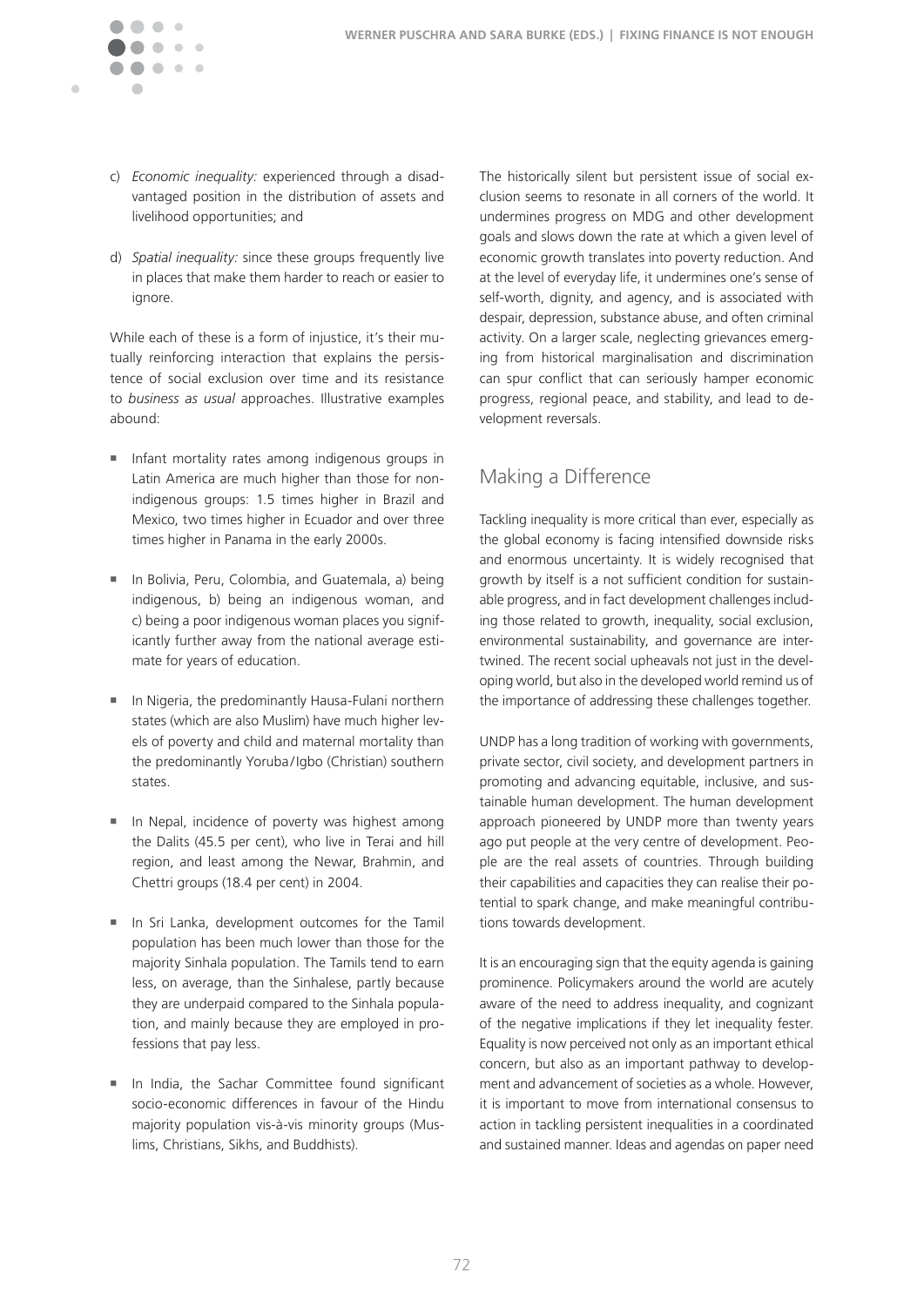c) *Economic inequality:* experienced through a disadvantaged position in the distribution of assets and livelihood opportunities; and

d) *Spatial inequality:* since these groups frequently live in places that make them harder to reach or easier to ignore.

While each of these is a form of injustice, it's their mutually reinforcing interaction that explains the persistence of social exclusion over time and its resistance to *business as usual* approaches. Illustrative examples abound:

- Infant mortality rates among indigenous groups in Latin America are much higher than those for non-indigenous groups: 1.5 times higher in Brazil and Mexico, two times higher in Ecuador and over three times higher in Panama in the early 2000s.
- In Bolivia, Peru, Colombia, and Guatemala, a) being indigenous, b) being an indigenous woman, and c) being a poor indigenous woman places you significantly further away from the national average estimate for years of education.
- In Nigeria, the predominantly Hausa-Fulani northern states (which are also Muslim) have much higher levels of poverty and child and maternal mortality than the predominantly Yoruba/Igbo (Christian) southern states.
- In Nepal, incidence of poverty was highest among the Dalits (45.5 per cent), who live in Terai and hill region, and least among the Newar, Brahmin, and Chettri groups (18.4 per cent) in 2004.
- In Sri Lanka, development outcomes for the Tamil population has been much lower than those for the majority Sinhala population. The Tamils tend to earn less, on average, than the Sinhalese, partly because they are underpaid compared to the Sinhala population, and mainly because they are employed in professions that pay less.
- In India, the Sachar Committee found significant socio-economic differences in favour of the Hindu majority population vis-à-vis minority groups (Muslims, Christians, Sikhs, and Buddhists).

The historically silent but persistent issue of social exclusion seems to resonate in all corners of the world. It undermines progress on MDG and other development goals and slows down the rate at which a given level of economic growth translates into poverty reduction. And at the level of everyday life, it undermines one's sense of self-worth, dignity, and agency, and is associated with despair, depression, substance abuse, and often criminal activity. On a larger scale, neglecting grievances emerging from historical marginalisation and discrimination can spur conflict that can seriously hamper economic progress, regional peace, and stability, and lead to development reversals.

## Making a Difference

Tackling inequality is more critical than ever, especially as the global economy is facing intensified downside risks and enormous uncertainty. It is widely recognised that growth by itself is a not sufficient condition for sustainable progress, and in fact development challenges including those related to growth, inequality, social exclusion, environmental sustainability, and governance are intertwined. The recent social upheavals not just in the developing world, but also in the developed world remind us of the importance of addressing these challenges together.

UNDP has a long tradition of working with governments, private sector, civil society, and development partners in promoting and advancing equitable, inclusive, and sustainable human development. The human development approach pioneered by UNDP more than twenty years ago put people at the very centre of development. People are the real assets of countries. Through building their capabilities and capacities they can realise their potential to spark change, and make meaningful contributions towards development.

It is an encouraging sign that the equity agenda is gaining prominence. Policymakers around the world are acutely aware of the need to address inequality, and cognizant of the negative implications if they let inequality fester. Equality is now perceived not only as an important ethical concern, but also as an important pathway to development and advancement of societies as a whole. However, it is important to move from international consensus to action in tackling persistent inequalities in a coordinated and sustained manner. Ideas and agendas on paper need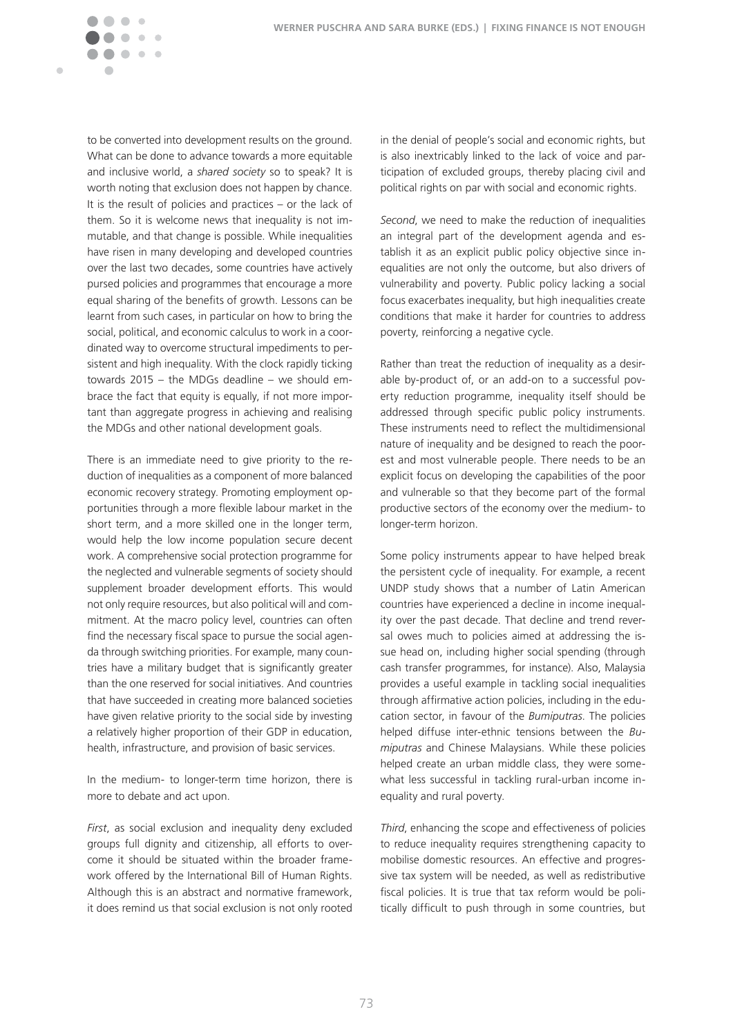to be converted into development results on the ground. What can be done to advance towards a more equitable and inclusive world, a *shared society* so to speak? It is worth noting that exclusion does not happen by chance. It is the result of policies and practices – or the lack of them. So it is welcome news that inequality is not immutable, and that change is possible. While inequalities have risen in many developing and developed countries over the last two decades, some countries have actively pursed policies and programmes that encourage a more equal sharing of the benefits of growth. Lessons can be learnt from such cases, in particular on how to bring the social, political, and economic calculus to work in a coordinated way to overcome structural impediments to persistent and high inequality. With the clock rapidly ticking towards 2015 – the MDGs deadline – we should embrace the fact that equity is equally, if not more important than aggregate progress in achieving and realising the MDGs and other national development goals.

There is an immediate need to give priority to the reduction of inequalities as a component of more balanced economic recovery strategy. Promoting employment opportunities through a more flexible labour market in the short term, and a more skilled one in the longer term, would help the low income population secure decent work. A comprehensive social protection programme for the neglected and vulnerable segments of society should supplement broader development efforts. This would not only require resources, but also political will and commitment. At the macro policy level, countries can often find the necessary fiscal space to pursue the social agenda through switching priorities. For example, many countries have a military budget that is significantly greater than the one reserved for social initiatives. And countries that have succeeded in creating more balanced societies have given relative priority to the social side by investing a relatively higher proportion of their GDP in education, health, infrastructure, and provision of basic services.

In the medium- to longer-term time horizon, there is more to debate and act upon.

*First*, as social exclusion and inequality deny excluded groups full dignity and citizenship, all efforts to overcome it should be situated within the broader framework offered by the International Bill of Human Rights. Although this is an abstract and normative framework, it does remind us that social exclusion is not only rooted in the denial of people's social and economic rights, but is also inextricably linked to the lack of voice and participation of excluded groups, thereby placing civil and political rights on par with social and economic rights.

*Second*, we need to make the reduction of inequalities an integral part of the development agenda and establish it as an explicit public policy objective since inequalities are not only the outcome, but also drivers of vulnerability and poverty. Public policy lacking a social focus exacerbates inequality, but high inequalities create conditions that make it harder for countries to address poverty, reinforcing a negative cycle.

Rather than treat the reduction of inequality as a desirable by-product of, or an add-on to a successful poverty reduction programme, inequality itself should be addressed through specific public policy instruments. These instruments need to reflect the multidimensional nature of inequality and be designed to reach the poorest and most vulnerable people. There needs to be an explicit focus on developing the capabilities of the poor and vulnerable so that they become part of the formal productive sectors of the economy over the medium- to longer-term horizon.

Some policy instruments appear to have helped break the persistent cycle of inequality. For example, a recent UNDP study shows that a number of Latin American countries have experienced a decline in income inequality over the past decade. That decline and trend reversal owes much to policies aimed at addressing the issue head on, including higher social spending (through cash transfer programmes, for instance). Also, Malaysia provides a useful example in tackling social inequalities through affirmative action policies, including in the education sector, in favour of the *Bumiputras*. The policies helped diffuse inter-ethnic tensions between the *Bumiputras* and Chinese Malaysians. While these policies helped create an urban middle class, they were somewhat less successful in tackling rural-urban income inequality and rural poverty.

*Third*, enhancing the scope and effectiveness of policies to reduce inequality requires strengthening capacity to mobilise domestic resources. An effective and progressive tax system will be needed, as well as redistributive fiscal policies. It is true that tax reform would be politically difficult to push through in some countries, but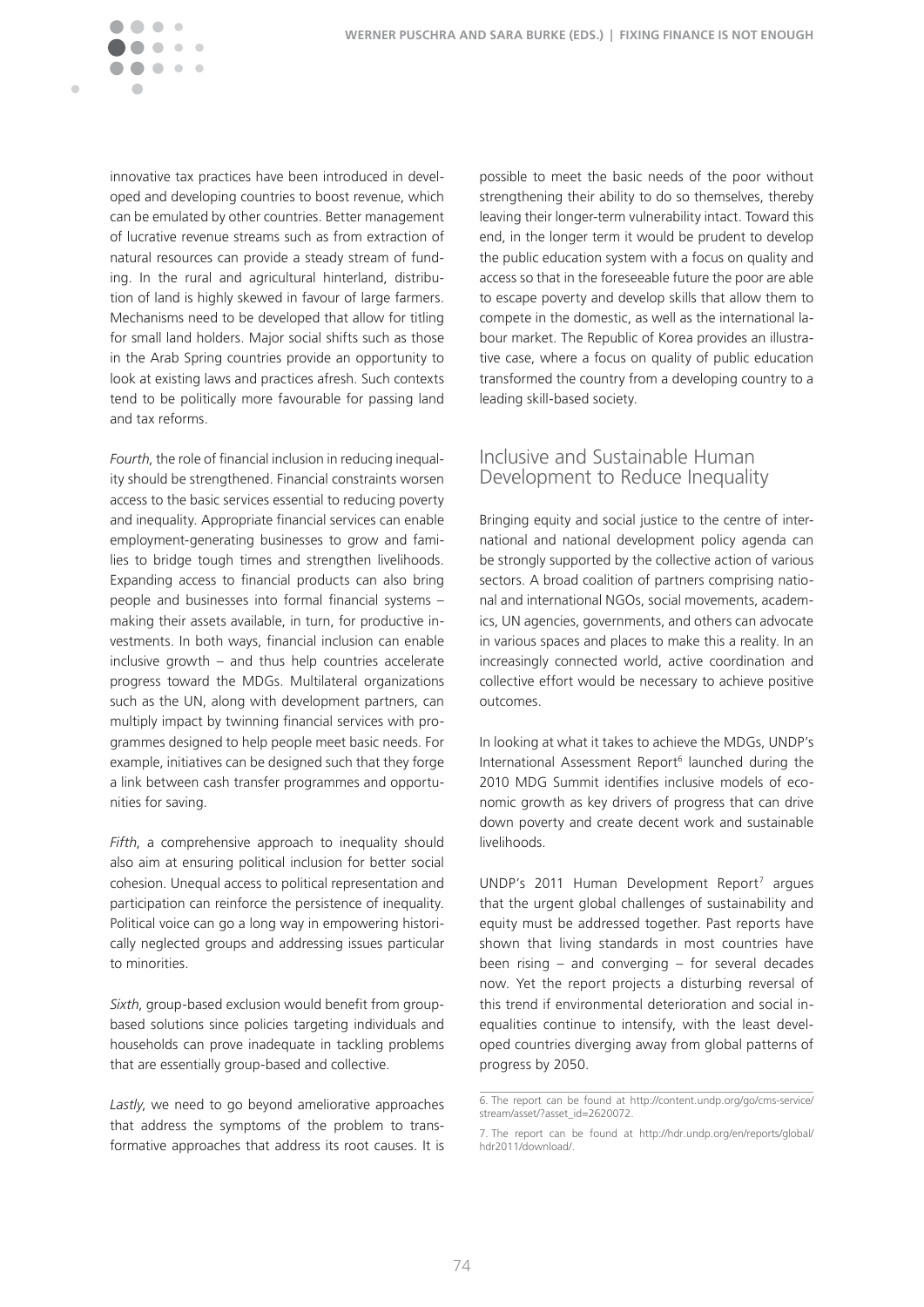innovative tax practices have been introduced in developed and developing countries to boost revenue, which can be emulated by other countries. Better management of lucrative revenue streams such as from extraction of natural resources can provide a steady stream of funding. In the rural and agricultural hinterland, distribution of land is highly skewed in favour of large farmers. Mechanisms need to be developed that allow for titling for small land holders. Major social shifts such as those in the Arab Spring countries provide an opportunity to look at existing laws and practices afresh. Such contexts tend to be politically more favourable for passing land and tax reforms.

*Fourth*, the role of financial inclusion in reducing inequality should be strengthened. Financial constraints worsen access to the basic services essential to reducing poverty and inequality. Appropriate financial services can enable employment-generating businesses to grow and families to bridge tough times and strengthen livelihoods. Expanding access to financial products can also bring people and businesses into formal financial systems – making their assets available, in turn, for productive investments. In both ways, financial inclusion can enable inclusive growth – and thus help countries accelerate progress toward the MDGs. Multilateral organizations such as the UN, along with development partners, can multiply impact by twinning financial services with programmes designed to help people meet basic needs. For example, initiatives can be designed such that they forge a link between cash transfer programmes and opportunities for saving.

*Fifth*, a comprehensive approach to inequality should also aim at ensuring political inclusion for better social cohesion. Unequal access to political representation and participation can reinforce the persistence of inequality. Political voice can go a long way in empowering historically neglected groups and addressing issues particular to minorities.

*Sixth*, group-based exclusion would benefit from group-based solutions since policies targeting individuals and households can prove inadequate in tackling problems that are essentially group-based and collective.

*Lastly*, we need to go beyond ameliorative approaches that address the symptoms of the problem to transformative approaches that address its root causes. It is possible to meet the basic needs of the poor without strengthening their ability to do so themselves, thereby leaving their longer-term vulnerability intact. Toward this end, in the longer term it would be prudent to develop the public education system with a focus on quality and access so that in the foreseeable future the poor are able to escape poverty and develop skills that allow them to compete in the domestic, as well as the international labour market. The Republic of Korea provides an illustrative case, where a focus on quality of public education transformed the country from a developing country to a leading skill-based society.

## Inclusive and Sustainable Human Development to Reduce Inequality

Bringing equity and social justice to the centre of international and national development policy agenda can be strongly supported by the collective action of various sectors. A broad coalition of partners comprising national and international NGOs, social movements, academics, UN agencies, governments, and others can advocate in various spaces and places to make this a reality. In an increasingly connected world, active coordination and collective effort would be necessary to achieve positive outcomes.

In looking at what it takes to achieve the MDGs, UNDP's International Assessment Report[6] launched during the 2010 MDG Summit identifies inclusive models of economic growth as key drivers of progress that can drive down poverty and create decent work and sustainable livelihoods.

UNDP's 2011 Human Development Report[7] argues that the urgent global challenges of sustainability and equity must be addressed together. Past reports have shown that living standards in most countries have been rising – and converging – for several decades now. Yet the report projects a disturbing reversal of this trend if environmental deterioration and social inequalities continue to intensify, with the least developed countries diverging away from global patterns of progress by 2050.

---

6. The report can be found at http://content.undp.org/go/cms-service/stream/asset/?asset_id=2620072.

7. The report can be found at http://hdr.undp.org/en/reports/global/hdr2011/download/.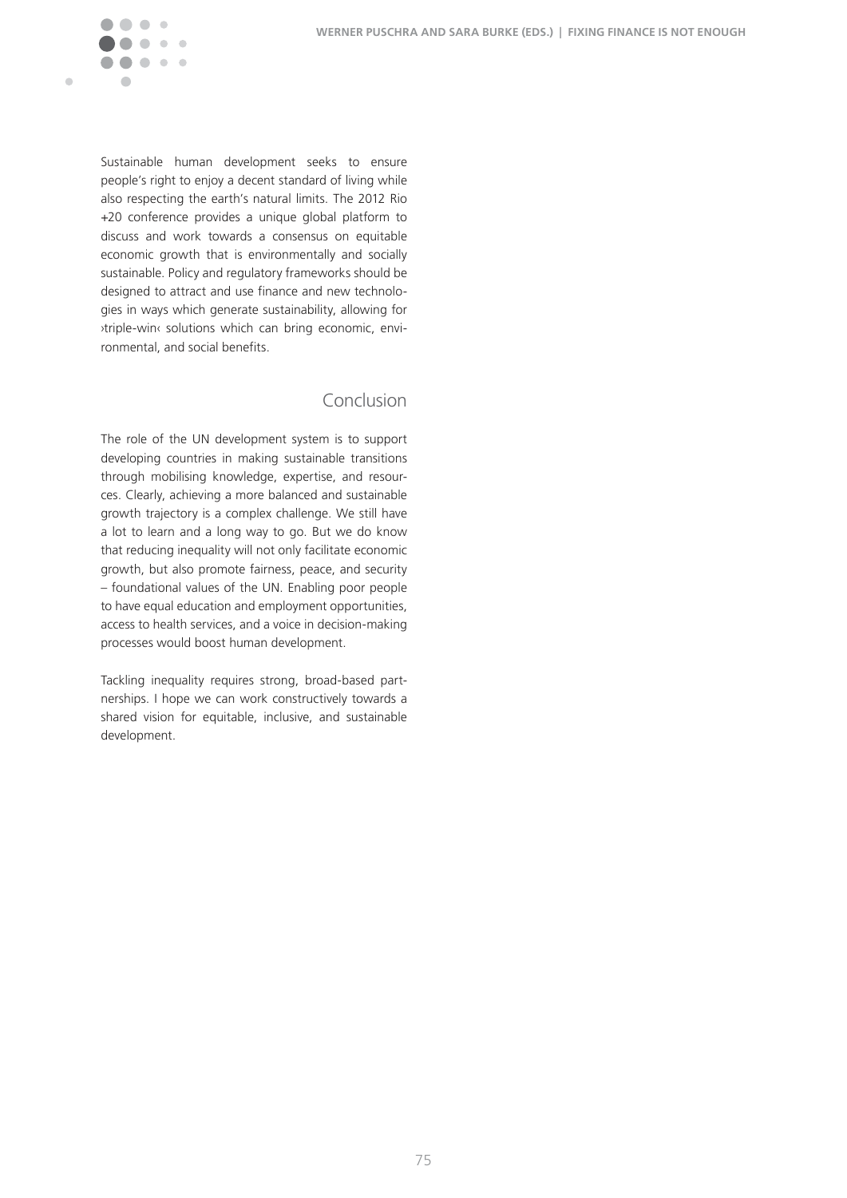Sustainable human development seeks to ensure people's right to enjoy a decent standard of living while also respecting the earth's natural limits. The 2012 Rio +20 conference provides a unique global platform to discuss and work towards a consensus on equitable economic growth that is environmentally and socially sustainable. Policy and regulatory frameworks should be designed to attract and use finance and new technologies in ways which generate sustainability, allowing for ›triple-win‹ solutions which can bring economic, environmental, and social benefits.

## Conclusion

The role of the UN development system is to support developing countries in making sustainable transitions through mobilising knowledge, expertise, and resources. Clearly, achieving a more balanced and sustainable growth trajectory is a complex challenge. We still have a lot to learn and a long way to go. But we do know that reducing inequality will not only facilitate economic growth, but also promote fairness, peace, and security – foundational values of the UN. Enabling poor people to have equal education and employment opportunities, access to health services, and a voice in decision-making processes would boost human development.

Tackling inequality requires strong, broad-based partnerships. I hope we can work constructively towards a shared vision for equitable, inclusive, and sustainable development.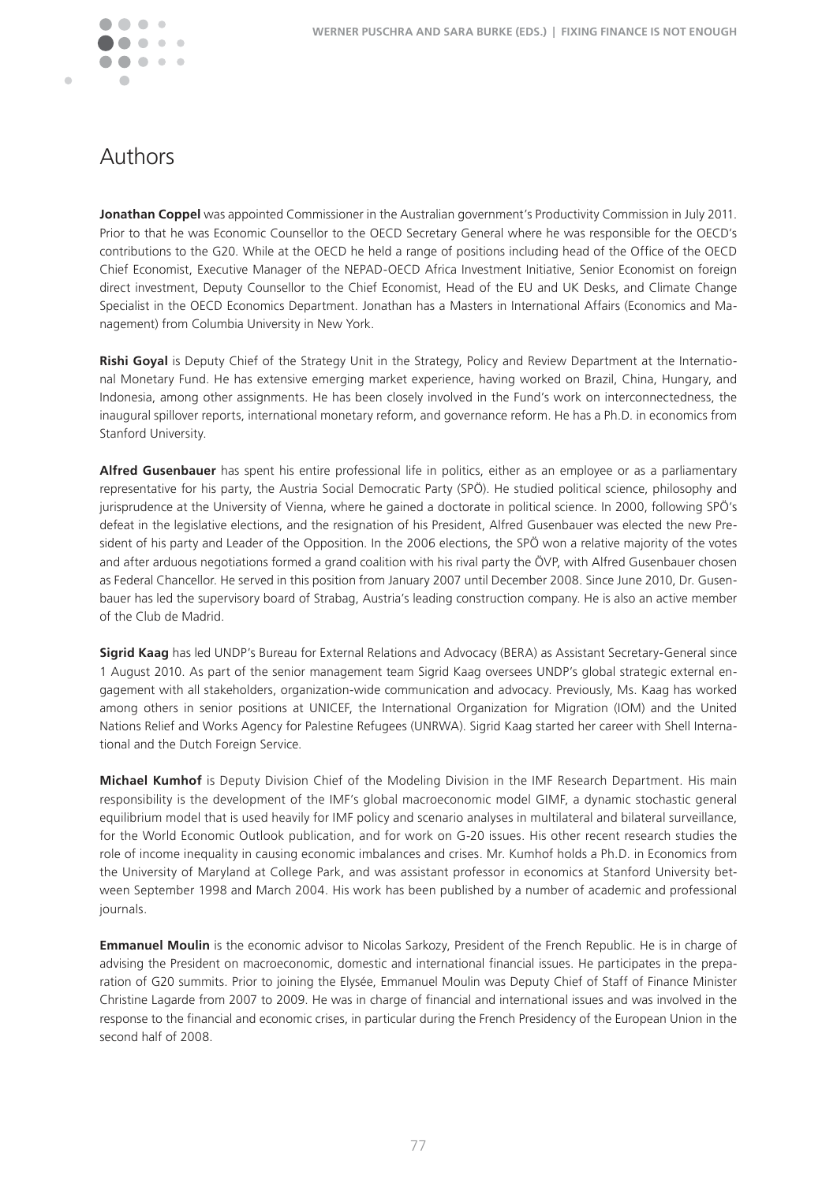# Authors

**Jonathan Coppel** was appointed Commissioner in the Australian government's Productivity Commission in July 2011. Prior to that he was Economic Counsellor to the OECD Secretary General where he was responsible for the OECD's contributions to the G20. While at the OECD he held a range of positions including head of the Office of the OECD Chief Economist, Executive Manager of the NEPAD-OECD Africa Investment Initiative, Senior Economist on foreign direct investment, Deputy Counsellor to the Chief Economist, Head of the EU and UK Desks, and Climate Change Specialist in the OECD Economics Department. Jonathan has a Masters in International Affairs (Economics and Management) from Columbia University in New York.

**Rishi Goyal** is Deputy Chief of the Strategy Unit in the Strategy, Policy and Review Department at the International Monetary Fund. He has extensive emerging market experience, having worked on Brazil, China, Hungary, and Indonesia, among other assignments. He has been closely involved in the Fund's work on interconnectedness, the inaugural spillover reports, international monetary reform, and governance reform. He has a Ph.D. in economics from Stanford University.

**Alfred Gusenbauer** has spent his entire professional life in politics, either as an employee or as a parliamentary representative for his party, the Austria Social Democratic Party (SPÖ). He studied political science, philosophy and jurisprudence at the University of Vienna, where he gained a doctorate in political science. In 2000, following SPÖ's defeat in the legislative elections, and the resignation of his President, Alfred Gusenbauer was elected the new President of his party and Leader of the Opposition. In the 2006 elections, the SPÖ won a relative majority of the votes and after arduous negotiations formed a grand coalition with his rival party the ÖVP, with Alfred Gusenbauer chosen as Federal Chancellor. He served in this position from January 2007 until December 2008. Since June 2010, Dr. Gusenbauer has led the supervisory board of Strabag, Austria's leading construction company. He is also an active member of the Club de Madrid.

**Sigrid Kaag** has led UNDP's Bureau for External Relations and Advocacy (BERA) as Assistant Secretary-General since 1 August 2010. As part of the senior management team Sigrid Kaag oversees UNDP's global strategic external engagement with all stakeholders, organization-wide communication and advocacy. Previously, Ms. Kaag has worked among others in senior positions at UNICEF, the International Organization for Migration (IOM) and the United Nations Relief and Works Agency for Palestine Refugees (UNRWA). Sigrid Kaag started her career with Shell International and the Dutch Foreign Service.

**Michael Kumhof** is Deputy Division Chief of the Modeling Division in the IMF Research Department. His main responsibility is the development of the IMF's global macroeconomic model GIMF, a dynamic stochastic general equilibrium model that is used heavily for IMF policy and scenario analyses in multilateral and bilateral surveillance, for the World Economic Outlook publication, and for work on G-20 issues. His other recent research studies the role of income inequality in causing economic imbalances and crises. Mr. Kumhof holds a Ph.D. in Economics from the University of Maryland at College Park, and was assistant professor in economics at Stanford University between September 1998 and March 2004. His work has been published by a number of academic and professional journals.

**Emmanuel Moulin** is the economic advisor to Nicolas Sarkozy, President of the French Republic. He is in charge of advising the President on macroeconomic, domestic and international financial issues. He participates in the preparation of G20 summits. Prior to joining the Elysée, Emmanuel Moulin was Deputy Chief of Staff of Finance Minister Christine Lagarde from 2007 to 2009. He was in charge of financial and international issues and was involved in the response to the financial and economic crises, in particular during the French Presidency of the European Union in the second half of 2008.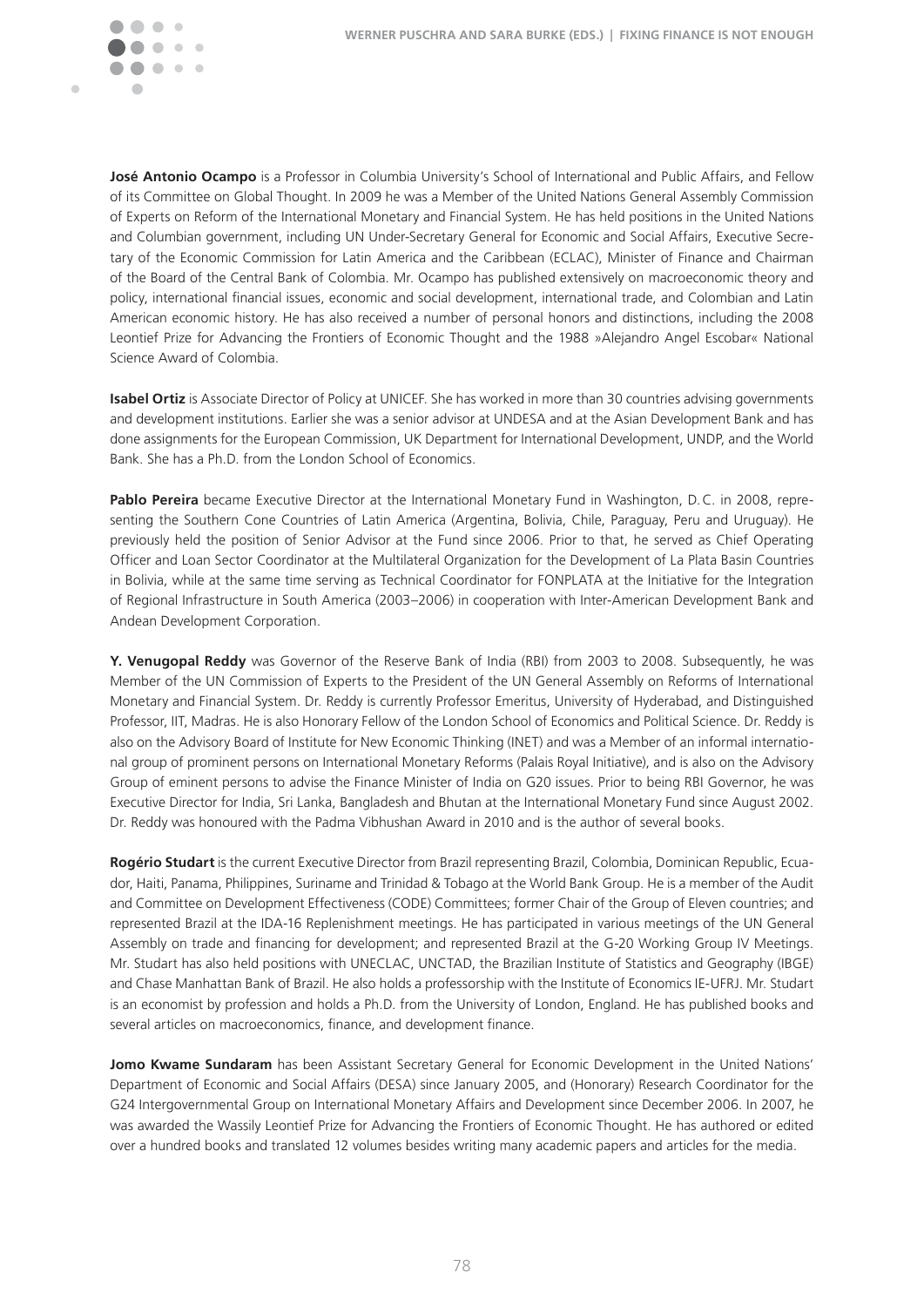**José Antonio Ocampo** is a Professor in Columbia University's School of International and Public Affairs, and Fellow of its Committee on Global Thought. In 2009 he was a Member of the United Nations General Assembly Commission of Experts on Reform of the International Monetary and Financial System. He has held positions in the United Nations and Columbian government, including UN Under-Secretary General for Economic and Social Affairs, Executive Secretary of the Economic Commission for Latin America and the Caribbean (ECLAC), Minister of Finance and Chairman of the Board of the Central Bank of Colombia. Mr. Ocampo has published extensively on macroeconomic theory and policy, international financial issues, economic and social development, international trade, and Colombian and Latin American economic history. He has also received a number of personal honors and distinctions, including the 2008 Leontief Prize for Advancing the Frontiers of Economic Thought and the 1988 »Alejandro Angel Escobar« National Science Award of Colombia.

**Isabel Ortiz** is Associate Director of Policy at UNICEF. She has worked in more than 30 countries advising governments and development institutions. Earlier she was a senior advisor at UNDESA and at the Asian Development Bank and has done assignments for the European Commission, UK Department for International Development, UNDP, and the World Bank. She has a Ph.D. from the London School of Economics.

**Pablo Pereira** became Executive Director at the International Monetary Fund in Washington, D.C. in 2008, representing the Southern Cone Countries of Latin America (Argentina, Bolivia, Chile, Paraguay, Peru and Uruguay). He previously held the position of Senior Advisor at the Fund since 2006. Prior to that, he served as Chief Operating Officer and Loan Sector Coordinator at the Multilateral Organization for the Development of La Plata Basin Countries in Bolivia, while at the same time serving as Technical Coordinator for FONPLATA at the Initiative for the Integration of Regional Infrastructure in South America (2003–2006) in cooperation with Inter-American Development Bank and Andean Development Corporation.

**Y. Venugopal Reddy** was Governor of the Reserve Bank of India (RBI) from 2003 to 2008. Subsequently, he was Member of the UN Commission of Experts to the President of the UN General Assembly on Reforms of International Monetary and Financial System. Dr. Reddy is currently Professor Emeritus, University of Hyderabad, and Distinguished Professor, IIT, Madras. He is also Honorary Fellow of the London School of Economics and Political Science. Dr. Reddy is also on the Advisory Board of Institute for New Economic Thinking (INET) and was a Member of an informal international group of prominent persons on International Monetary Reforms (Palais Royal Initiative), and is also on the Advisory Group of eminent persons to advise the Finance Minister of India on G20 issues. Prior to being RBI Governor, he was Executive Director for India, Sri Lanka, Bangladesh and Bhutan at the International Monetary Fund since August 2002. Dr. Reddy was honoured with the Padma Vibhushan Award in 2010 and is the author of several books.

**Rogério Studart** is the current Executive Director from Brazil representing Brazil, Colombia, Dominican Republic, Ecuador, Haiti, Panama, Philippines, Suriname and Trinidad & Tobago at the World Bank Group. He is a member of the Audit and Committee on Development Effectiveness (CODE) Committees; former Chair of the Group of Eleven countries; and represented Brazil at the IDA-16 Replenishment meetings. He has participated in various meetings of the UN General Assembly on trade and financing for development; and represented Brazil at the G-20 Working Group IV Meetings. Mr. Studart has also held positions with UNECLAC, UNCTAD, the Brazilian Institute of Statistics and Geography (IBGE) and Chase Manhattan Bank of Brazil. He also holds a professorship with the Institute of Economics IE-UFRJ. Mr. Studart is an economist by profession and holds a Ph.D. from the University of London, England. He has published books and several articles on macroeconomics, finance, and development finance.

**Jomo Kwame Sundaram** has been Assistant Secretary General for Economic Development in the United Nations' Department of Economic and Social Affairs (DESA) since January 2005, and (Honorary) Research Coordinator for the G24 Intergovernmental Group on International Monetary Affairs and Development since December 2006. In 2007, he was awarded the Wassily Leontief Prize for Advancing the Frontiers of Economic Thought. He has authored or edited over a hundred books and translated 12 volumes besides writing many academic papers and articles for the media.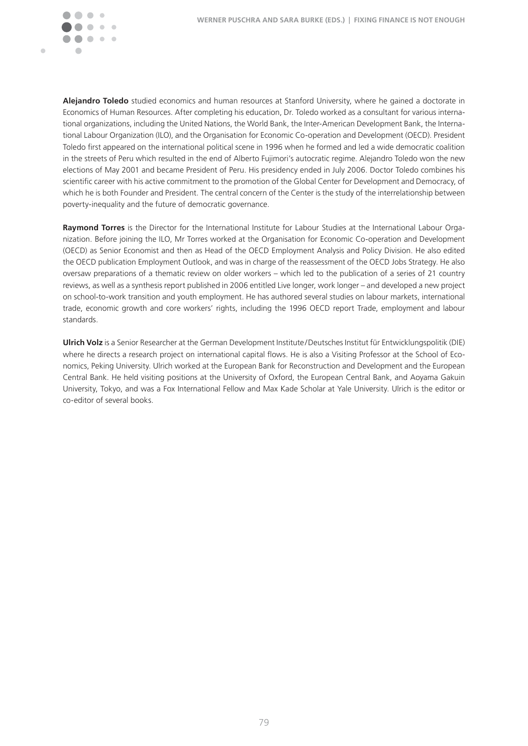**Alejandro Toledo** studied economics and human resources at Stanford University, where he gained a doctorate in Economics of Human Resources. After completing his education, Dr. Toledo worked as a consultant for various international organizations, including the United Nations, the World Bank, the Inter-American Development Bank, the International Labour Organization (ILO), and the Organisation for Economic Co-operation and Development (OECD). President Toledo first appeared on the international political scene in 1996 when he formed and led a wide democratic coalition in the streets of Peru which resulted in the end of Alberto Fujimori's autocratic regime. Alejandro Toledo won the new elections of May 2001 and became President of Peru. His presidency ended in July 2006. Doctor Toledo combines his scientific career with his active commitment to the promotion of the Global Center for Development and Democracy, of which he is both Founder and President. The central concern of the Center is the study of the interrelationship between poverty-inequality and the future of democratic governance.

**Raymond Torres** is the Director for the International Institute for Labour Studies at the International Labour Organization. Before joining the ILO, Mr Torres worked at the Organisation for Economic Co-operation and Development (OECD) as Senior Economist and then as Head of the OECD Employment Analysis and Policy Division. He also edited the OECD publication Employment Outlook, and was in charge of the reassessment of the OECD Jobs Strategy. He also oversaw preparations of a thematic review on older workers – which led to the publication of a series of 21 country reviews, as well as a synthesis report published in 2006 entitled Live longer, work longer – and developed a new project on school-to-work transition and youth employment. He has authored several studies on labour markets, international trade, economic growth and core workers' rights, including the 1996 OECD report Trade, employment and labour standards.

**Ulrich Volz** is a Senior Researcher at the German Development Institute/Deutsches Institut für Entwicklungspolitik (DIE) where he directs a research project on international capital flows. He is also a Visiting Professor at the School of Economics, Peking University. Ulrich worked at the European Bank for Reconstruction and Development and the European Central Bank. He held visiting positions at the University of Oxford, the European Central Bank, and Aoyama Gakuin University, Tokyo, and was a Fox International Fellow and Max Kade Scholar at Yale University. Ulrich is the editor or co-editor of several books.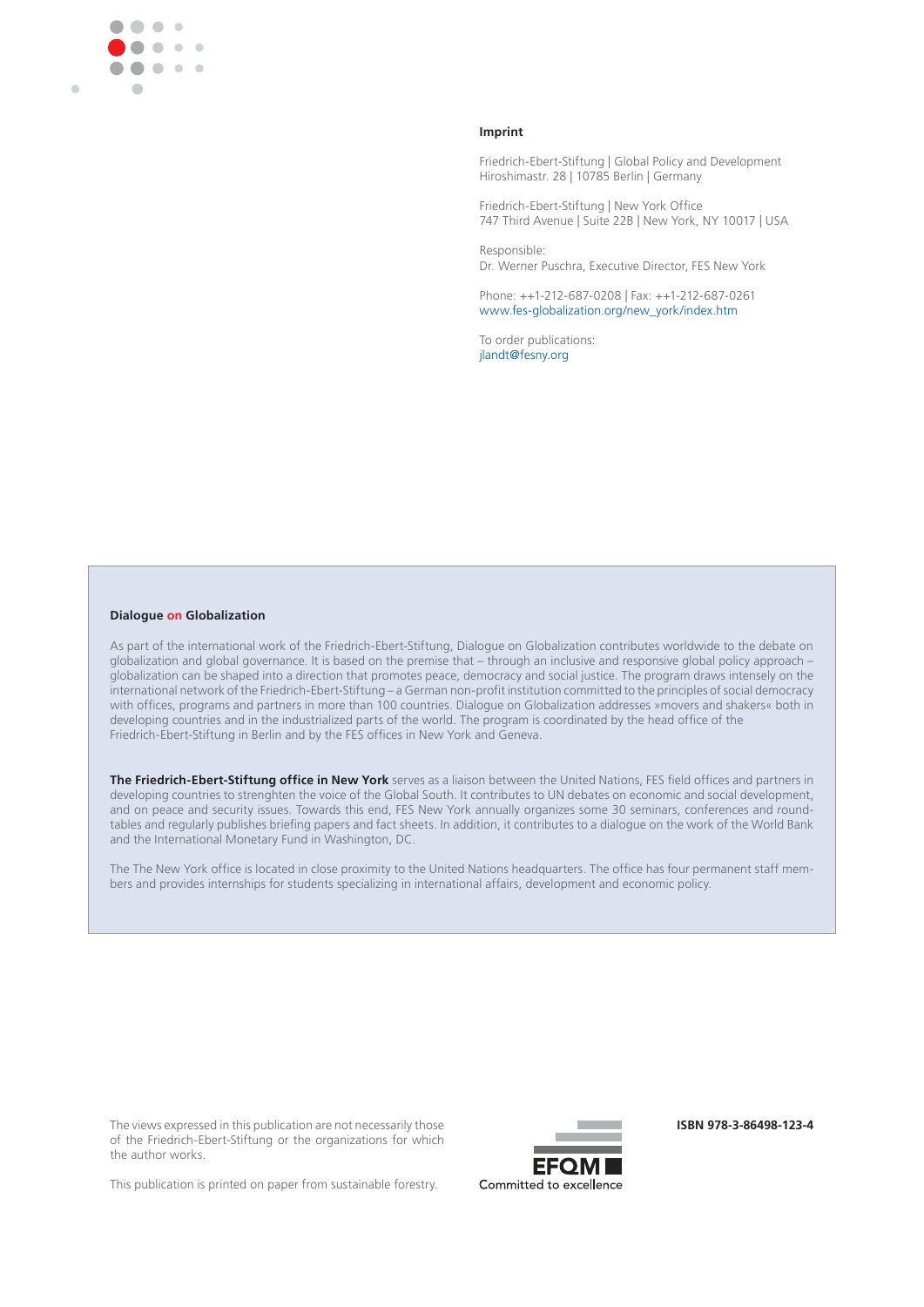**Imprint**

Friedrich-Ebert-Stiftung | Global Policy and Development
Hiroshimastr. 28 | 10785 Berlin | Germany

Friedrich-Ebert-Stiftung | New York Office
747 Third Avenue | Suite 22B | New York, NY 10017 | USA

Responsible:
Dr. Werner Puschra, Executive Director, FES New York

Phone: ++1-212-687-0208 | Fax: ++1-212-687-0261
www.fes-globalization.org/new_york/index.htm

To order publications:
jlandt@fesny.org

**Dialogue on Globalization**

As part of the international work of the Friedrich-Ebert-Stiftung, Dialogue on Globalization contributes worldwide to the debate on globalization and global governance. It is based on the premise that – through an inclusive and responsive global policy approach – globalization can be shaped into a direction that promotes peace, democracy and social justice. The program draws intensely on the international network of the Friedrich-Ebert-Stiftung – a German non-profit institution committed to the principles of social democracy with offices, programs and partners in more than 100 countries. Dialogue on Globalization addresses »movers and shakers« both in developing countries and in the industrialized parts of the world. The program is coordinated by the head office of the Friedrich-Ebert-Stiftung in Berlin and by the FES offices in New York and Geneva.

**The Friedrich-Ebert-Stiftung office in New York** serves as a liaison between the United Nations, FES field offices and partners in developing countries to strenghten the voice of the Global South. It contributes to UN debates on economic and social development, and on peace and security issues. Towards this end, FES New York annually organizes some 30 seminars, conferences and roundtables and regularly publishes briefing papers and fact sheets. In addition, it contributes to a dialogue on the work of the World Bank and the International Monetary Fund in Washington, DC.

The The New York office is located in close proximity to the United Nations headquarters. The office has four permanent staff members and provides internships for students specializing in international affairs, development and economic policy.

The views expressed in this publication are not necessarily those of the Friedrich-Ebert-Stiftung or the organizations for which the author works.

This publication is printed on paper from sustainable forestry.

EFQM
Committed to excellence

**ISBN 978-3-86498-123-4**